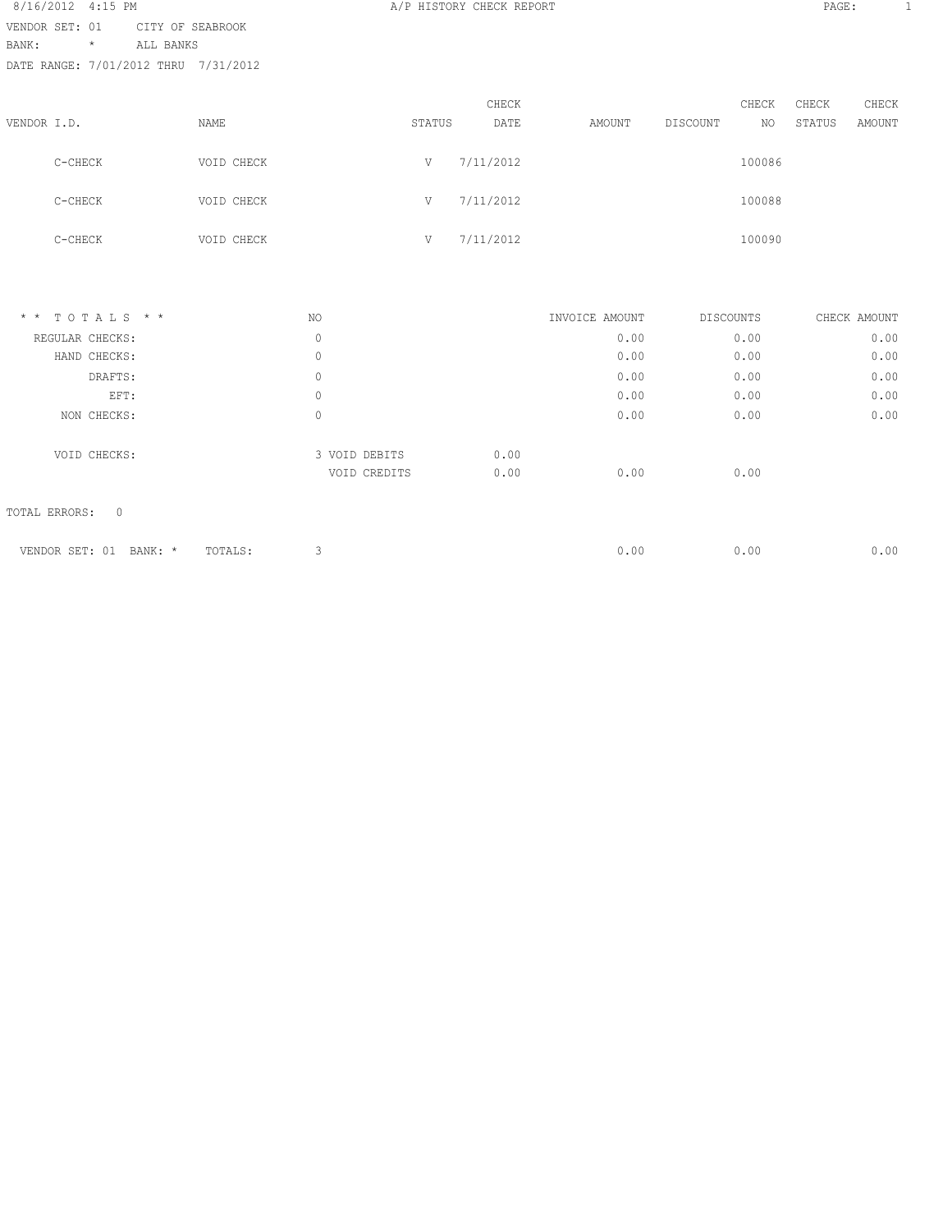A/P HISTORY CHECK REPORT

8/16/2012 4:15 PM

VENDOR SET: 01 CITY OF SEABROOK
BANK: * ALL BANKS
DATE RANGE: 7/01/2012 THRU 7/31/2012

| VENDOR I.D. | NAME | STATUS | CHECK DATE | AMOUNT | DISCOUNT | CHECK NO | CHECK STATUS | CHECK AMOUNT |
|---|---|---|---|---|---|---|---|---|
| C-CHECK | VOID CHECK | V | 7/11/2012 | | | 100086 | | |
| C-CHECK | VOID CHECK | V | 7/11/2012 | | | 100088 | | |
| C-CHECK | VOID CHECK | V | 7/11/2012 | | | 100090 | | |

| * * T O T A L S * * | NO | | | INVOICE AMOUNT | DISCOUNTS | CHECK AMOUNT |
|---|---|---|---|---|---|---|
| REGULAR CHECKS: | 0 | | | 0.00 | 0.00 | 0.00 |
| HAND CHECKS: | 0 | | | 0.00 | 0.00 | 0.00 |
| DRAFTS: | 0 | | | 0.00 | 0.00 | 0.00 |
| EFT: | 0 | | | 0.00 | 0.00 | 0.00 |
| NON CHECKS: | 0 | | | 0.00 | 0.00 | 0.00 |
| VOID CHECKS: | 3 | VOID DEBITS | 0.00 | | | |
| | | VOID CREDITS | 0.00 | 0.00 | 0.00 | |

TOTAL ERRORS: 0

| VENDOR SET: 01 BANK: * TOTALS: | 3 | | | 0.00 | 0.00 | 0.00 |
|---|---|---|---|---|---|---|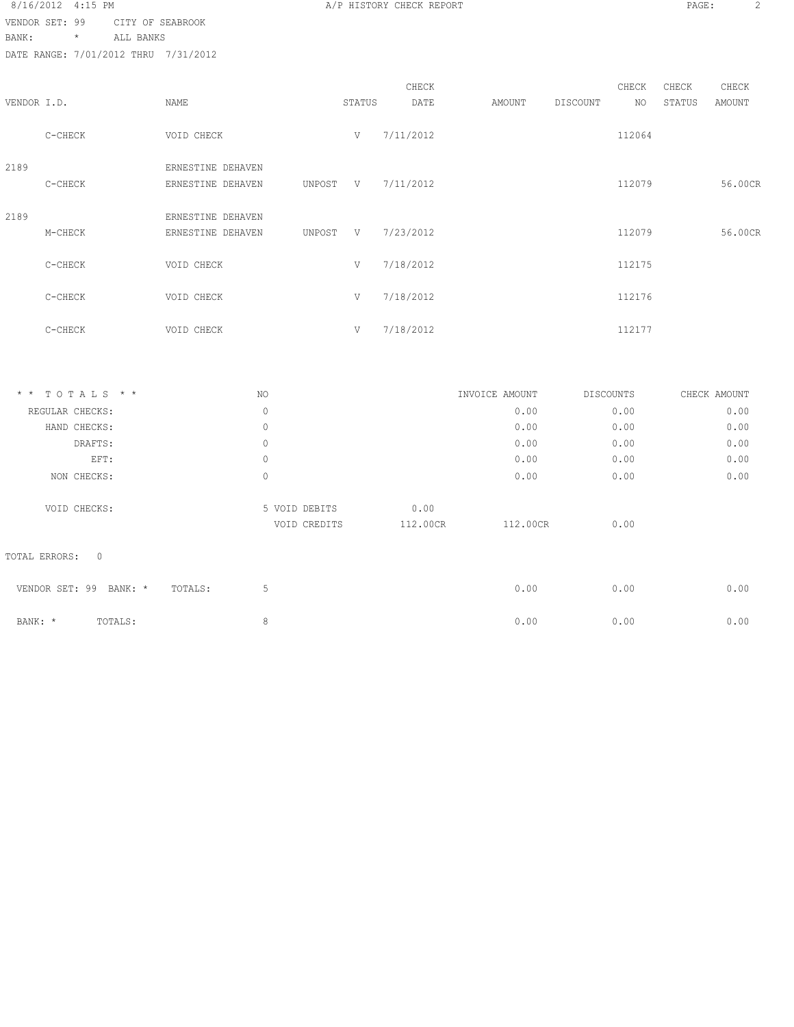8/16/2012 4:15 PM

A/P HISTORY CHECK REPORT

VENDOR SET: 99 CITY OF SEABROOK
BANK: * ALL BANKS
DATE RANGE: 7/01/2012 THRU 7/31/2012

| VENDOR I.D. | NAME | STATUS | | CHECK DATE | AMOUNT | DISCOUNT | CHECK NO | CHECK STATUS | CHECK AMOUNT |
|---|---|---|---|---|---|---|---|---|---|
| C-CHECK | VOID CHECK | | V | 7/11/2012 | | | 112064 | | |
| 2189 | ERNESTINE DEHAVEN | | | | | | | | |
| C-CHECK | ERNESTINE DEHAVEN | UNPOST | V | 7/11/2012 | | | 112079 | | 56.00CR |
| 2189 | ERNESTINE DEHAVEN | | | | | | | | |
| M-CHECK | ERNESTINE DEHAVEN | UNPOST | V | 7/23/2012 | | | 112079 | | 56.00CR |
| C-CHECK | VOID CHECK | | V | 7/18/2012 | | | 112175 | | |
| C-CHECK | VOID CHECK | | V | 7/18/2012 | | | 112176 | | |
| C-CHECK | VOID CHECK | | V | 7/18/2012 | | | 112177 | | |

| * * T O T A L S * * | NO | | | INVOICE AMOUNT | DISCOUNTS | CHECK AMOUNT |
|---|---|---|---|---|---|---|
| REGULAR CHECKS: | 0 | | | 0.00 | 0.00 | 0.00 |
| HAND CHECKS: | 0 | | | 0.00 | 0.00 | 0.00 |
| DRAFTS: | 0 | | | 0.00 | 0.00 | 0.00 |
| EFT: | 0 | | | 0.00 | 0.00 | 0.00 |
| NON CHECKS: | 0 | | | 0.00 | 0.00 | 0.00 |
| VOID CHECKS: | 5 | VOID DEBITS | 0.00 | | | |
| | | VOID CREDITS | 112.00CR | 112.00CR | 0.00 | |

TOTAL ERRORS: 0

| | | NO | INVOICE AMOUNT | DISCOUNTS | CHECK AMOUNT |
|---|---|---|---|---|---|
| VENDOR SET: 99 BANK: * | TOTALS: | 5 | 0.00 | 0.00 | 0.00 |
| BANK: * | TOTALS: | 8 | 0.00 | 0.00 | 0.00 |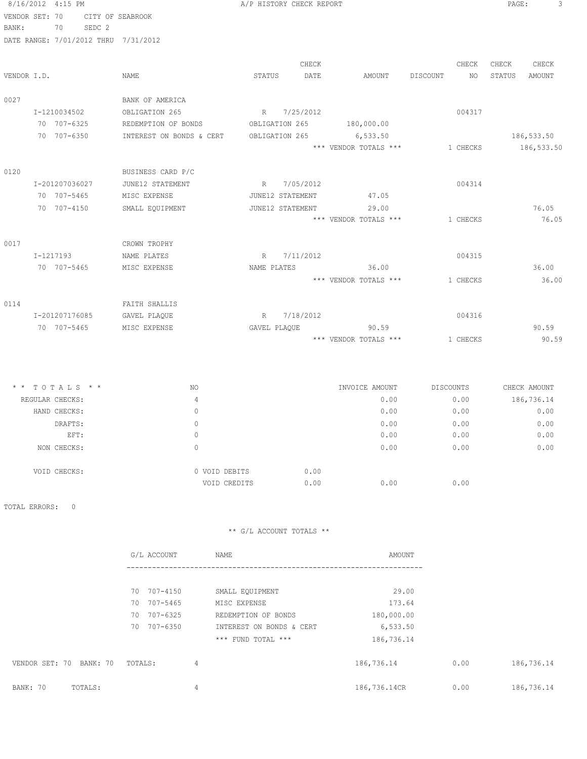A/P HISTORY CHECK REPORT

VENDOR SET: 70 CITY OF SEABROOK
BANK: 70 SEDC 2
DATE RANGE: 7/01/2012 THRU 7/31/2012

| VENDOR I.D. | NAME | STATUS | CHECK DATE | AMOUNT | DISCOUNT | CHECK NO | CHECK STATUS | CHECK AMOUNT |
|---|---|---|---|---|---|---|---|---|
| 0027 | BANK OF AMERICA | | | | | | | |
| I-1210034502 | OBLIGATION 265 | R | 7/25/2012 | | | 004317 | | |
| 70 707-6325 | REDEMPTION OF BONDS | OBLIGATION 265 | | 180,000.00 | | | | |
| 70 707-6350 | INTEREST ON BONDS & CERT | OBLIGATION 265 | | 6,533.50 | | | | 186,533.50 |
| | | | | *** VENDOR TOTALS *** | | 1 CHECKS | | 186,533.50 |
| 0120 | BUSINESS CARD P/C | | | | | | | |
| I-201207036027 | JUNE12 STATEMENT | R | 7/05/2012 | | | 004314 | | |
| 70 707-5465 | MISC EXPENSE | JUNE12 STATEMENT | | 47.05 | | | | |
| 70 707-4150 | SMALL EQUIPMENT | JUNE12 STATEMENT | | 29.00 | | | | 76.05 |
| | | | | *** VENDOR TOTALS *** | | 1 CHECKS | | 76.05 |
| 0017 | CROWN TROPHY | | | | | | | |
| I-1217193 | NAME PLATES | R | 7/11/2012 | | | 004315 | | |
| 70 707-5465 | MISC EXPENSE | NAME PLATES | | 36.00 | | | | 36.00 |
| | | | | *** VENDOR TOTALS *** | | 1 CHECKS | | 36.00 |
| 0114 | FAITH SHALLIS | | | | | | | |
| I-201207176085 | GAVEL PLAQUE | R | 7/18/2012 | | | 004316 | | |
| 70 707-5465 | MISC EXPENSE | GAVEL PLAQUE | | 90.59 | | | | 90.59 |
| | | | | *** VENDOR TOTALS *** | | 1 CHECKS | | 90.59 |

| * * T O T A L S * * | NO | | | INVOICE AMOUNT | DISCOUNTS | CHECK AMOUNT |
|---|---|---|---|---|---|---|
| REGULAR CHECKS: | 4 | | | 0.00 | 0.00 | 186,736.14 |
| HAND CHECKS: | 0 | | | 0.00 | 0.00 | 0.00 |
| DRAFTS: | 0 | | | 0.00 | 0.00 | 0.00 |
| EFT: | 0 | | | 0.00 | 0.00 | 0.00 |
| NON CHECKS: | 0 | | | 0.00 | 0.00 | 0.00 |
| VOID CHECKS: | 0 | VOID DEBITS | 0.00 | | | |
| | | VOID CREDITS | 0.00 | 0.00 | 0.00 | |

TOTAL ERRORS: 0

** G/L ACCOUNT TOTALS **

| G/L ACCOUNT | NAME | AMOUNT |
|---|---|---|
| 70 707-4150 | SMALL EQUIPMENT | 29.00 |
| 70 707-5465 | MISC EXPENSE | 173.64 |
| 70 707-6325 | REDEMPTION OF BONDS | 180,000.00 |
| 70 707-6350 | INTEREST ON BONDS & CERT | 6,533.50 |
| | *** FUND TOTAL *** | 186,736.14 |

| | | | | |
|---|---|---|---|---|
| VENDOR SET: 70 BANK: 70 TOTALS: | 4 | 186,736.14 | 0.00 | 186,736.14 |
| BANK: 70 TOTALS: | 4 | 186,736.14CR | 0.00 | 186,736.14 |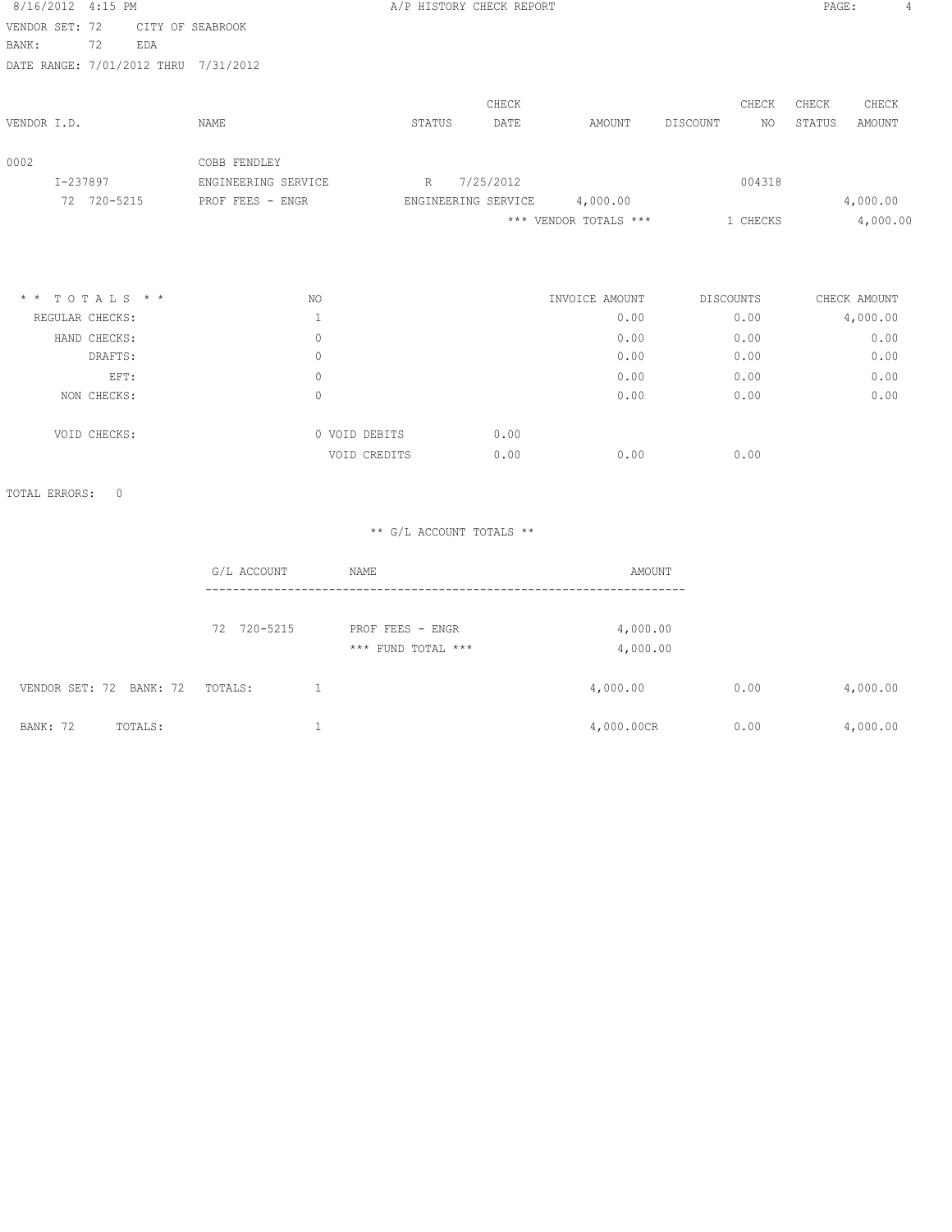A/P HISTORY CHECK REPORT

VENDOR SET: 72 CITY OF SEABROOK
BANK: 72 EDA
DATE RANGE: 7/01/2012 THRU 7/31/2012

| VENDOR I.D. | NAME | STATUS | CHECK DATE | AMOUNT | DISCOUNT | CHECK NO | CHECK STATUS | CHECK AMOUNT |
|---|---|---|---|---|---|---|---|---|
| 0002 | COBB FENDLEY | | | | | | | |
| I-237897 | ENGINEERING SERVICE | R | 7/25/2012 | | | 004318 | | |
| 72 720-5215 | PROF FEES - ENGR | ENGINEERING SERVICE | | 4,000.00 | | | | 4,000.00 |
| | | | | *** VENDOR TOTALS *** | | 1 CHECKS | | 4,000.00 |

| * * T O T A L S * * | NO | | | INVOICE AMOUNT | DISCOUNTS | CHECK AMOUNT |
|---|---|---|---|---|---|---|
| REGULAR CHECKS: | 1 | | | 0.00 | 0.00 | 4,000.00 |
| HAND CHECKS: | 0 | | | 0.00 | 0.00 | 0.00 |
| DRAFTS: | 0 | | | 0.00 | 0.00 | 0.00 |
| EFT: | 0 | | | 0.00 | 0.00 | 0.00 |
| NON CHECKS: | 0 | | | 0.00 | 0.00 | 0.00 |
| VOID CHECKS: | 0 | VOID DEBITS | 0.00 | | | |
| | | VOID CREDITS | 0.00 | 0.00 | 0.00 | |

TOTAL ERRORS: 0

** G/L ACCOUNT TOTALS **

| G/L ACCOUNT | NAME | AMOUNT |
|---|---|---|
| 72 720-5215 | PROF FEES - ENGR | 4,000.00 |
| | *** FUND TOTAL *** | 4,000.00 |

| | NO | INVOICE AMOUNT | DISCOUNTS | CHECK AMOUNT |
|---|---|---|---|---|
| VENDOR SET: 72 BANK: 72 TOTALS: | 1 | 4,000.00 | 0.00 | 4,000.00 |
| BANK: 72 TOTALS: | 1 | 4,000.00CR | 0.00 | 4,000.00 |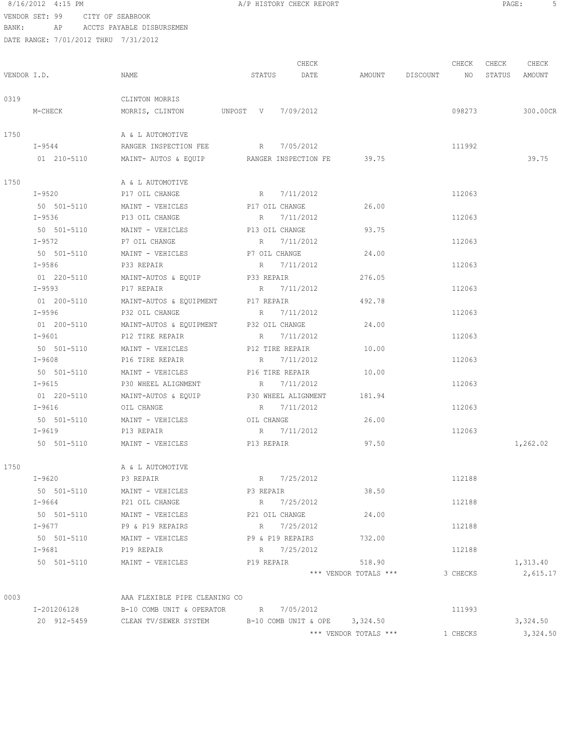8/16/2012 4:15 PM A/P HISTORY CHECK REPORT

VENDOR SET: 99 CITY OF SEABROOK
BANK: AP ACCTS PAYABLE DISBURSEMEN
DATE RANGE: 7/01/2012 THRU 7/31/2012

| VENDOR I.D. | NAME | STATUS | CHECK DATE | AMOUNT | DISCOUNT | CHECK NO | CHECK STATUS | CHECK AMOUNT |
|---|---|---|---|---|---|---|---|---|
| 0319 | CLINTON MORRIS | | | | | | | |
| M-CHECK | MORRIS, CLINTON | UNPOST V | 7/09/2012 | | | 098273 | | 300.00CR |
| 1750 | A & L AUTOMOTIVE | | | | | | | |
| I-9544 | RANGER INSPECTION FEE | R | 7/05/2012 | | | 111992 | | |
| 01 210-5110 | MAINT- AUTOS & EQUIP | RANGER INSPECTION FE | | 39.75 | | | | 39.75 |
| 1750 | A & L AUTOMOTIVE | | | | | | | |
| I-9520 | P17 OIL CHANGE | R | 7/11/2012 | | | 112063 | | |
| 50 501-5110 | MAINT - VEHICLES | P17 OIL CHANGE | | 26.00 | | | | |
| I-9536 | P13 OIL CHANGE | R | 7/11/2012 | | | 112063 | | |
| 50 501-5110 | MAINT - VEHICLES | P13 OIL CHANGE | | 93.75 | | | | |
| I-9572 | P7 OIL CHANGE | R | 7/11/2012 | | | 112063 | | |
| 50 501-5110 | MAINT - VEHICLES | P7 OIL CHANGE | | 24.00 | | | | |
| I-9586 | P33 REPAIR | R | 7/11/2012 | | | 112063 | | |
| 01 220-5110 | MAINT-AUTOS & EQUIP | P33 REPAIR | | 276.05 | | | | |
| I-9593 | P17 REPAIR | R | 7/11/2012 | | | 112063 | | |
| 01 200-5110 | MAINT-AUTOS & EQUIPMENT | P17 REPAIR | | 492.78 | | | | |
| I-9596 | P32 OIL CHANGE | R | 7/11/2012 | | | 112063 | | |
| 01 200-5110 | MAINT-AUTOS & EQUIPMENT | P32 OIL CHANGE | | 24.00 | | | | |
| I-9601 | P12 TIRE REPAIR | R | 7/11/2012 | | | 112063 | | |
| 50 501-5110 | MAINT - VEHICLES | P12 TIRE REPAIR | | 10.00 | | | | |
| I-9608 | P16 TIRE REPAIR | R | 7/11/2012 | | | 112063 | | |
| 50 501-5110 | MAINT - VEHICLES | P16 TIRE REPAIR | | 10.00 | | | | |
| I-9615 | P30 WHEEL ALIGNMENT | R | 7/11/2012 | | | 112063 | | |
| 01 220-5110 | MAINT-AUTOS & EQUIP | P30 WHEEL ALIGNMENT | | 181.94 | | | | |
| I-9616 | OIL CHANGE | R | 7/11/2012 | | | 112063 | | |
| 50 501-5110 | MAINT - VEHICLES | OIL CHANGE | | 26.00 | | | | |
| I-9619 | P13 REPAIR | R | 7/11/2012 | | | 112063 | | |
| 50 501-5110 | MAINT - VEHICLES | P13 REPAIR | | 97.50 | | | | 1,262.02 |
| 1750 | A & L AUTOMOTIVE | | | | | | | |
| I-9620 | P3 REPAIR | R | 7/25/2012 | | | 112188 | | |
| 50 501-5110 | MAINT - VEHICLES | P3 REPAIR | | 38.50 | | | | |
| I-9664 | P21 OIL CHANGE | R | 7/25/2012 | | | 112188 | | |
| 50 501-5110 | MAINT - VEHICLES | P21 OIL CHANGE | | 24.00 | | | | |
| I-9677 | P9 & P19 REPAIRS | R | 7/25/2012 | | | 112188 | | |
| 50 501-5110 | MAINT - VEHICLES | P9 & P19 REPAIRS | | 732.00 | | | | |
| I-9681 | P19 REPAIR | R | 7/25/2012 | | | 112188 | | |
| 50 501-5110 | MAINT - VEHICLES | P19 REPAIR | | 518.90 | | | | 1,313.40 |
| | | | | *** VENDOR TOTALS *** | | 3 CHECKS | | 2,615.17 |
| 0003 | AAA FLEXIBLE PIPE CLEANING CO | | | | | | | |
| I-201206128 | B-10 COMB UNIT & OPERATOR | R | 7/05/2012 | | | 111993 | | |
| 20 912-5459 | CLEAN TV/SEWER SYSTEM | B-10 COMB UNIT & OPE | | 3,324.50 | | | | 3,324.50 |
| | | | | *** VENDOR TOTALS *** | | 1 CHECKS | | 3,324.50 |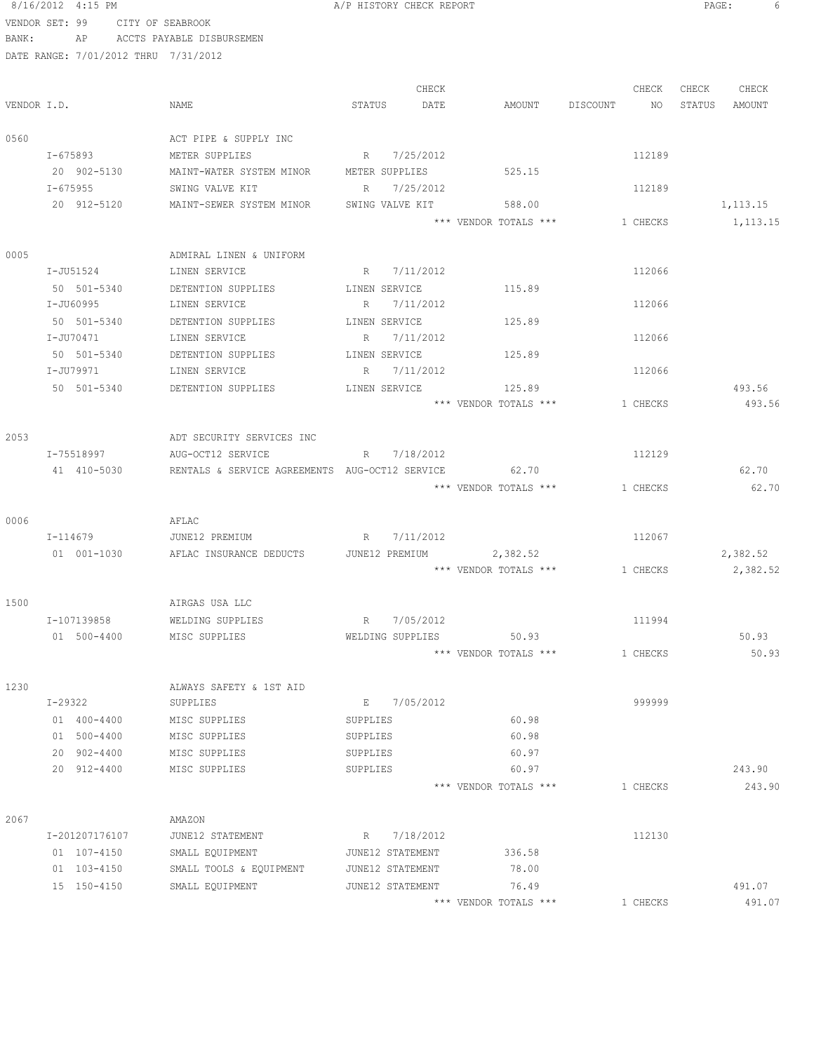8/16/2012 4:15 PM A/P HISTORY CHECK REPORT

VENDOR SET: 99 CITY OF SEABROOK
BANK: AP ACCTS PAYABLE DISBURSEMEN
DATE RANGE: 7/01/2012 THRU 7/31/2012

| VENDOR I.D. | NAME | STATUS | CHECK DATE | AMOUNT | DISCOUNT | CHECK NO | CHECK STATUS | CHECK AMOUNT |
|---|---|---|---|---|---|---|---|---|
| 0560 | ACT PIPE & SUPPLY INC | | | | | | | |
| I-675893 | METER SUPPLIES | R | 7/25/2012 | | | 112189 | | |
| 20 902-5130 | MAINT-WATER SYSTEM MINOR | METER SUPPLIES | | 525.15 | | | | |
| I-675955 | SWING VALVE KIT | R | 7/25/2012 | | | 112189 | | |
| 20 912-5120 | MAINT-SEWER SYSTEM MINOR | SWING VALVE KIT | | 588.00 | | | | 1,113.15 |
| | | | | *** VENDOR TOTALS *** | | 1 CHECKS | | 1,113.15 |
| 0005 | ADMIRAL LINEN & UNIFORM | | | | | | | |
| I-JU51524 | LINEN SERVICE | R | 7/11/2012 | | | 112066 | | |
| 50 501-5340 | DETENTION SUPPLIES | LINEN SERVICE | | 115.89 | | | | |
| I-JU60995 | LINEN SERVICE | R | 7/11/2012 | | | 112066 | | |
| 50 501-5340 | DETENTION SUPPLIES | LINEN SERVICE | | 125.89 | | | | |
| I-JU70471 | LINEN SERVICE | R | 7/11/2012 | | | 112066 | | |
| 50 501-5340 | DETENTION SUPPLIES | LINEN SERVICE | | 125.89 | | | | |
| I-JU79971 | LINEN SERVICE | R | 7/11/2012 | | | 112066 | | |
| 50 501-5340 | DETENTION SUPPLIES | LINEN SERVICE | | 125.89 | | | | 493.56 |
| | | | | *** VENDOR TOTALS *** | | 1 CHECKS | | 493.56 |
| 2053 | ADT SECURITY SERVICES INC | | | | | | | |
| I-75518997 | AUG-OCT12 SERVICE | R | 7/18/2012 | | | 112129 | | |
| 41 410-5030 | RENTALS & SERVICE AGREEMENTS | AUG-OCT12 SERVICE | | 62.70 | | | | 62.70 |
| | | | | *** VENDOR TOTALS *** | | 1 CHECKS | | 62.70 |
| 0006 | AFLAC | | | | | | | |
| I-114679 | JUNE12 PREMIUM | R | 7/11/2012 | | | 112067 | | |
| 01 001-1030 | AFLAC INSURANCE DEDUCTS | JUNE12 PREMIUM | | 2,382.52 | | | | 2,382.52 |
| | | | | *** VENDOR TOTALS *** | | 1 CHECKS | | 2,382.52 |
| 1500 | AIRGAS USA LLC | | | | | | | |
| I-107139858 | WELDING SUPPLIES | R | 7/05/2012 | | | 111994 | | |
| 01 500-4400 | MISC SUPPLIES | WELDING SUPPLIES | | 50.93 | | | | 50.93 |
| | | | | *** VENDOR TOTALS *** | | 1 CHECKS | | 50.93 |
| 1230 | ALWAYS SAFETY & 1ST AID | | | | | | | |
| I-29322 | SUPPLIES | E | 7/05/2012 | | | 999999 | | |
| 01 400-4400 | MISC SUPPLIES | SUPPLIES | | 60.98 | | | | |
| 01 500-4400 | MISC SUPPLIES | SUPPLIES | | 60.98 | | | | |
| 20 902-4400 | MISC SUPPLIES | SUPPLIES | | 60.97 | | | | |
| 20 912-4400 | MISC SUPPLIES | SUPPLIES | | 60.97 | | | | 243.90 |
| | | | | *** VENDOR TOTALS *** | | 1 CHECKS | | 243.90 |
| 2067 | AMAZON | | | | | | | |
| I-201207176107 | JUNE12 STATEMENT | R | 7/18/2012 | | | 112130 | | |
| 01 107-4150 | SMALL EQUIPMENT | JUNE12 STATEMENT | | 336.58 | | | | |
| 01 103-4150 | SMALL TOOLS & EQUIPMENT | JUNE12 STATEMENT | | 78.00 | | | | |
| 15 150-4150 | SMALL EQUIPMENT | JUNE12 STATEMENT | | 76.49 | | | | 491.07 |
| | | | | *** VENDOR TOTALS *** | | 1 CHECKS | | 491.07 |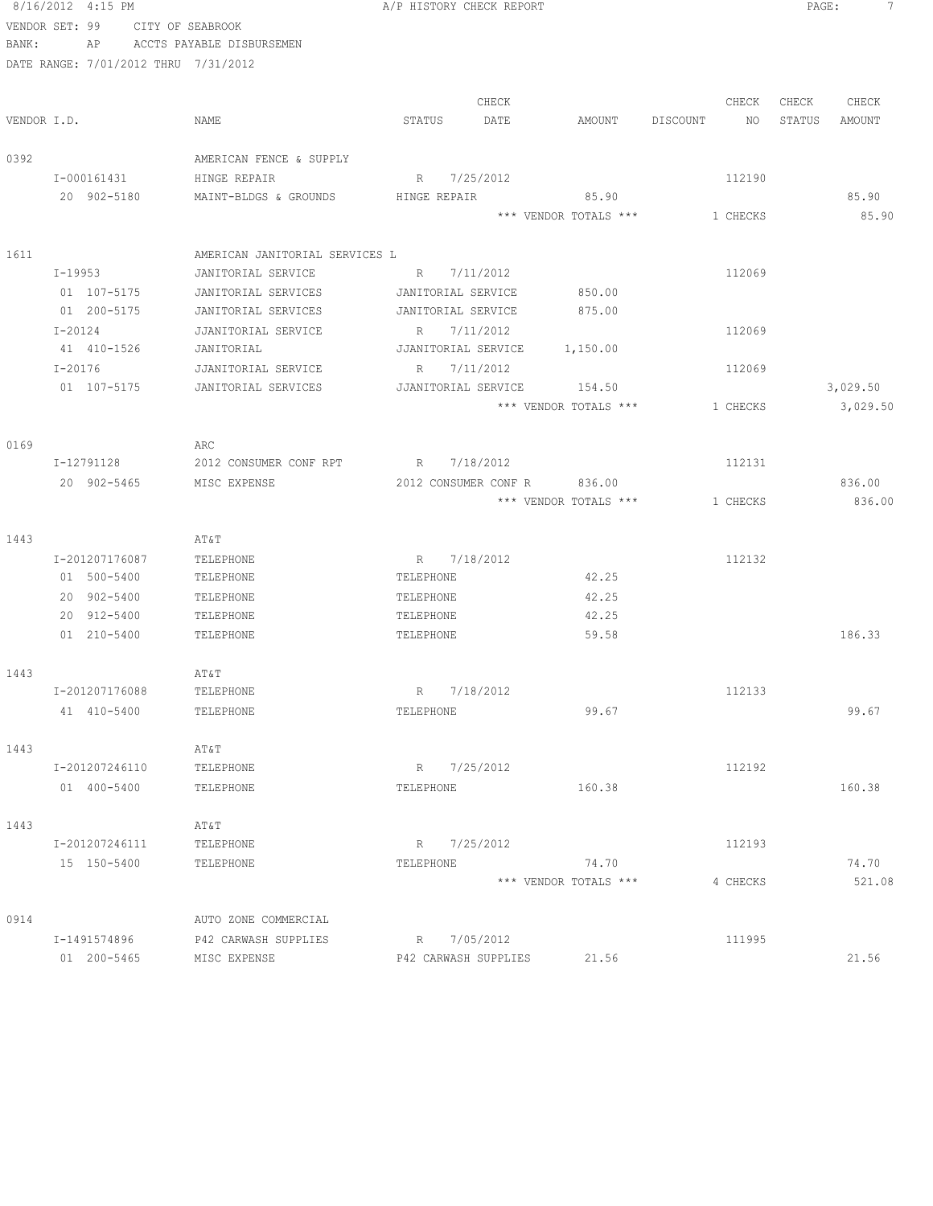8/16/2012 4:15 PM A/P HISTORY CHECK REPORT

VENDOR SET: 99 CITY OF SEABROOK
BANK: AP ACCTS PAYABLE DISBURSEMEN
DATE RANGE: 7/01/2012 THRU 7/31/2012

| VENDOR I.D. | NAME | STATUS | CHECK DATE | AMOUNT | DISCOUNT | CHECK NO | CHECK STATUS | CHECK AMOUNT |
|---|---|---|---|---|---|---|---|---|
| 0392 | AMERICAN FENCE & SUPPLY | | | | | | | |
| I-000161431 | HINGE REPAIR | R | 7/25/2012 | | | 112190 | | |
| 20 902-5180 | MAINT-BLDGS & GROUNDS | HINGE REPAIR | | 85.90 | | | | 85.90 |
| | | | | *** VENDOR TOTALS *** | | 1 CHECKS | | 85.90 |
| 1611 | AMERICAN JANITORIAL SERVICES L | | | | | | | |
| I-19953 | JANITORIAL SERVICE | R | 7/11/2012 | | | 112069 | | |
| 01 107-5175 | JANITORIAL SERVICES | JANITORIAL SERVICE | | 850.00 | | | | |
| 01 200-5175 | JANITORIAL SERVICES | JANITORIAL SERVICE | | 875.00 | | | | |
| I-20124 | JJANITORIAL SERVICE | R | 7/11/2012 | | | 112069 | | |
| 41 410-1526 | JANITORIAL | JJANITORIAL SERVICE | | 1,150.00 | | | | |
| I-20176 | JJANITORIAL SERVICE | R | 7/11/2012 | | | 112069 | | |
| 01 107-5175 | JANITORIAL SERVICES | JJANITORIAL SERVICE | | 154.50 | | | | 3,029.50 |
| | | | | *** VENDOR TOTALS *** | | 1 CHECKS | | 3,029.50 |
| 0169 | ARC | | | | | | | |
| I-12791128 | 2012 CONSUMER CONF RPT | R | 7/18/2012 | | | 112131 | | |
| 20 902-5465 | MISC EXPENSE | 2012 CONSUMER CONF R | | 836.00 | | | | 836.00 |
| | | | | *** VENDOR TOTALS *** | | 1 CHECKS | | 836.00 |
| 1443 | AT&T | | | | | | | |
| I-201207176087 | TELEPHONE | R | 7/18/2012 | | | 112132 | | |
| 01 500-5400 | TELEPHONE | TELEPHONE | | 42.25 | | | | |
| 20 902-5400 | TELEPHONE | TELEPHONE | | 42.25 | | | | |
| 20 912-5400 | TELEPHONE | TELEPHONE | | 42.25 | | | | |
| 01 210-5400 | TELEPHONE | TELEPHONE | | 59.58 | | | | 186.33 |
| 1443 | AT&T | | | | | | | |
| I-201207176088 | TELEPHONE | R | 7/18/2012 | | | 112133 | | |
| 41 410-5400 | TELEPHONE | TELEPHONE | | 99.67 | | | | 99.67 |
| 1443 | AT&T | | | | | | | |
| I-201207246110 | TELEPHONE | R | 7/25/2012 | | | 112192 | | |
| 01 400-5400 | TELEPHONE | TELEPHONE | | 160.38 | | | | 160.38 |
| 1443 | AT&T | | | | | | | |
| I-201207246111 | TELEPHONE | R | 7/25/2012 | | | 112193 | | |
| 15 150-5400 | TELEPHONE | TELEPHONE | | 74.70 | | | | 74.70 |
| | | | | *** VENDOR TOTALS *** | | 4 CHECKS | | 521.08 |
| 0914 | AUTO ZONE COMMERCIAL | | | | | | | |
| I-1491574896 | P42 CARWASH SUPPLIES | R | 7/05/2012 | | | 111995 | | |
| 01 200-5465 | MISC EXPENSE | P42 CARWASH SUPPLIES | | 21.56 | | | | 21.56 |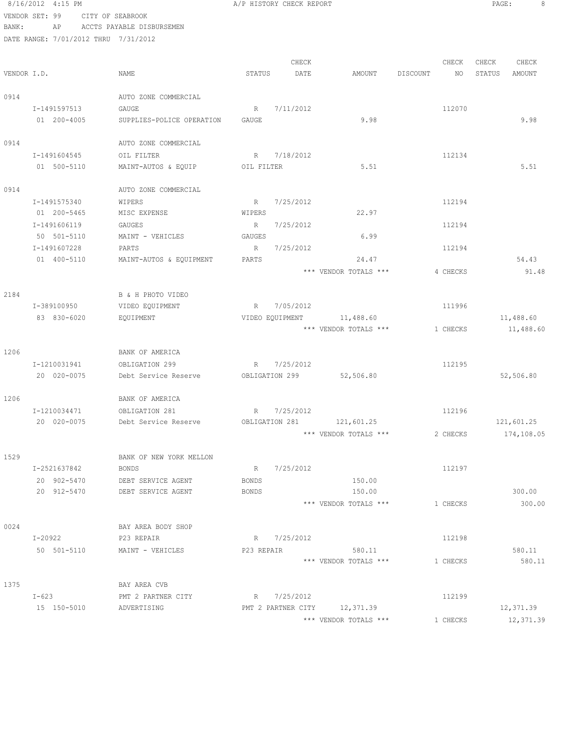8/16/2012 4:15 PM — A/P HISTORY CHECK REPORT

VENDOR SET: 99 CITY OF SEABROOK
BANK: AP ACCTS PAYABLE DISBURSEMEN
DATE RANGE: 7/01/2012 THRU 7/31/2012

| VENDOR I.D. | NAME | STATUS | CHECK DATE | AMOUNT | DISCOUNT | CHECK NO | CHECK STATUS | CHECK AMOUNT |
|---|---|---|---|---|---|---|---|---|
| 0914 | AUTO ZONE COMMERCIAL | | | | | | | |
| I-1491597513 | GAUGE | R | 7/11/2012 | | | 112070 | | |
| 01 200-4005 | SUPPLIES-POLICE OPERATION | GAUGE | | 9.98 | | | | 9.98 |
| 0914 | AUTO ZONE COMMERCIAL | | | | | | | |
| I-1491604545 | OIL FILTER | R | 7/18/2012 | | | 112134 | | |
| 01 500-5110 | MAINT-AUTOS & EQUIP | OIL FILTER | | 5.51 | | | | 5.51 |
| 0914 | AUTO ZONE COMMERCIAL | | | | | | | |
| I-1491575340 | WIPERS | R | 7/25/2012 | | | 112194 | | |
| 01 200-5465 | MISC EXPENSE | WIPERS | | 22.97 | | | | |
| I-1491606119 | GAUGES | R | 7/25/2012 | | | 112194 | | |
| 50 501-5110 | MAINT - VEHICLES | GAUGES | | 6.99 | | | | |
| I-1491607228 | PARTS | R | 7/25/2012 | | | 112194 | | |
| 01 400-5110 | MAINT-AUTOS & EQUIPMENT | PARTS | | 24.47 | | | | 54.43 |
| | | | | *** VENDOR TOTALS *** | | 4 CHECKS | | 91.48 |
| 2184 | B & H PHOTO VIDEO | | | | | | | |
| I-389100950 | VIDEO EQUIPMENT | R | 7/05/2012 | | | 111996 | | |
| 83 830-6020 | EQUIPMENT | VIDEO EQUIPMENT | | 11,488.60 | | | | 11,488.60 |
| | | | | *** VENDOR TOTALS *** | | 1 CHECKS | | 11,488.60 |
| 1206 | BANK OF AMERICA | | | | | | | |
| I-1210031941 | OBLIGATION 299 | R | 7/25/2012 | | | 112195 | | |
| 20 020-0075 | Debt Service Reserve | OBLIGATION 299 | | 52,506.80 | | | | 52,506.80 |
| 1206 | BANK OF AMERICA | | | | | | | |
| I-1210034471 | OBLIGATION 281 | R | 7/25/2012 | | | 112196 | | |
| 20 020-0075 | Debt Service Reserve | OBLIGATION 281 | | 121,601.25 | | | | 121,601.25 |
| | | | | *** VENDOR TOTALS *** | | 2 CHECKS | | 174,108.05 |
| 1529 | BANK OF NEW YORK MELLON | | | | | | | |
| I-2521637842 | BONDS | R | 7/25/2012 | | | 112197 | | |
| 20 902-5470 | DEBT SERVICE AGENT | BONDS | | 150.00 | | | | |
| 20 912-5470 | DEBT SERVICE AGENT | BONDS | | 150.00 | | | | 300.00 |
| | | | | *** VENDOR TOTALS *** | | 1 CHECKS | | 300.00 |
| 0024 | BAY AREA BODY SHOP | | | | | | | |
| I-20922 | P23 REPAIR | R | 7/25/2012 | | | 112198 | | |
| 50 501-5110 | MAINT - VEHICLES | P23 REPAIR | | 580.11 | | | | 580.11 |
| | | | | *** VENDOR TOTALS *** | | 1 CHECKS | | 580.11 |
| 1375 | BAY AREA CVB | | | | | | | |
| I-623 | PMT 2 PARTNER CITY | R | 7/25/2012 | | | 112199 | | |
| 15 150-5010 | ADVERTISING | PMT 2 PARTNER CITY | | 12,371.39 | | | | 12,371.39 |
| | | | | *** VENDOR TOTALS *** | | 1 CHECKS | | 12,371.39 |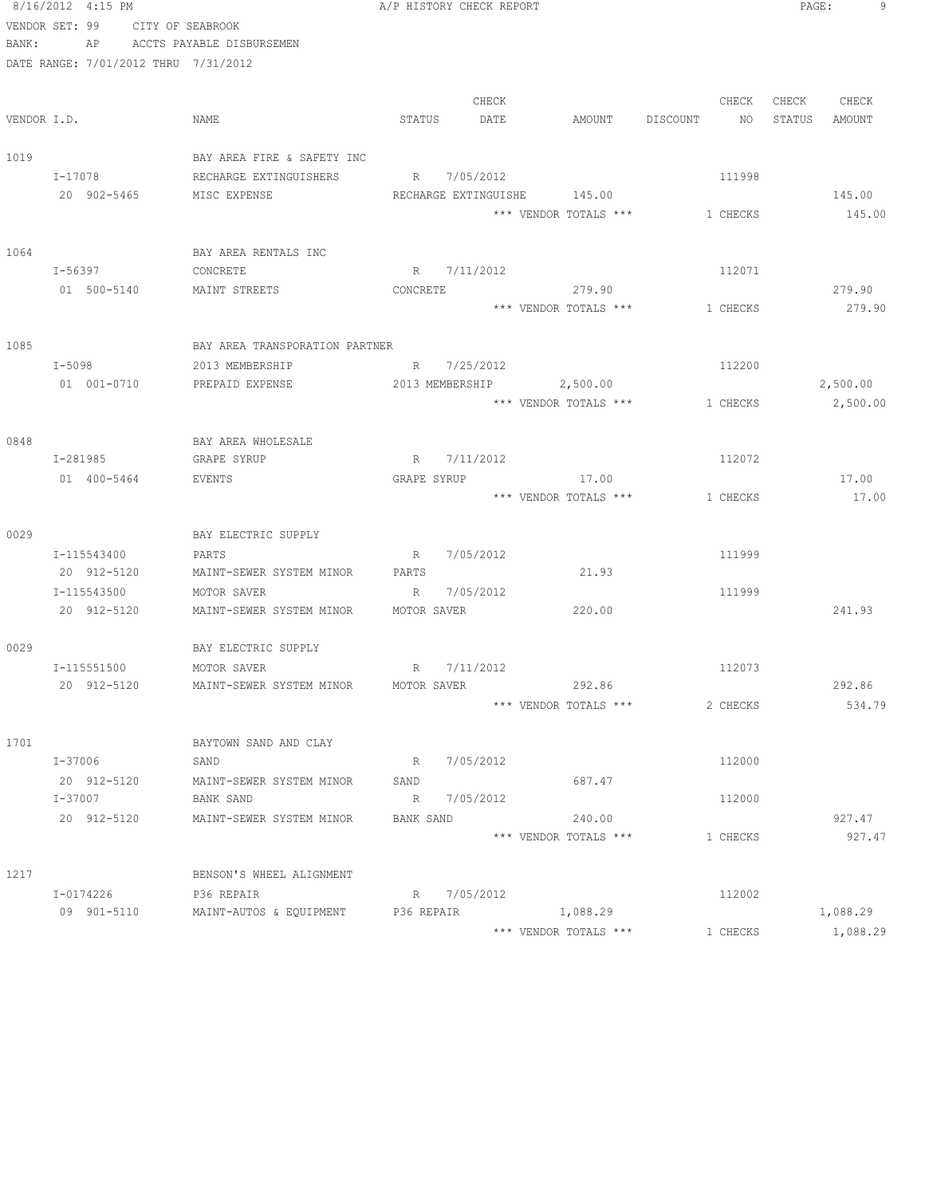8/16/2012 4:15 PM A/P HISTORY CHECK REPORT

VENDOR SET: 99 CITY OF SEABROOK
BANK: AP ACCTS PAYABLE DISBURSEMEN
DATE RANGE: 7/01/2012 THRU 7/31/2012

| VENDOR I.D. | NAME | STATUS | CHECK DATE | AMOUNT | DISCOUNT | CHECK NO | CHECK STATUS | CHECK AMOUNT |
|---|---|---|---|---|---|---|---|---|
| 1019 | BAY AREA FIRE & SAFETY INC | | | | | | | |
| I-17078 | RECHARGE EXTINGUISHERS | R | 7/05/2012 | | | 111998 | | |
| 20 902-5465 | MISC EXPENSE | RECHARGE EXTINGUISHE | | 145.00 | | | | 145.00 |
| | | | | *** VENDOR TOTALS *** | | 1 CHECKS | | 145.00 |
| 1064 | BAY AREA RENTALS INC | | | | | | | |
| I-56397 | CONCRETE | R | 7/11/2012 | | | 112071 | | |
| 01 500-5140 | MAINT STREETS | CONCRETE | | 279.90 | | | | 279.90 |
| | | | | *** VENDOR TOTALS *** | | 1 CHECKS | | 279.90 |
| 1085 | BAY AREA TRANSPORATION PARTNER | | | | | | | |
| I-5098 | 2013 MEMBERSHIP | R | 7/25/2012 | | | 112200 | | |
| 01 001-0710 | PREPAID EXPENSE | 2013 MEMBERSHIP | | 2,500.00 | | | | 2,500.00 |
| | | | | *** VENDOR TOTALS *** | | 1 CHECKS | | 2,500.00 |
| 0848 | BAY AREA WHOLESALE | | | | | | | |
| I-281985 | GRAPE SYRUP | R | 7/11/2012 | | | 112072 | | |
| 01 400-5464 | EVENTS | GRAPE SYRUP | | 17.00 | | | | 17.00 |
| | | | | *** VENDOR TOTALS *** | | 1 CHECKS | | 17.00 |
| 0029 | BAY ELECTRIC SUPPLY | | | | | | | |
| I-115543400 | PARTS | R | 7/05/2012 | | | 111999 | | |
| 20 912-5120 | MAINT-SEWER SYSTEM MINOR | PARTS | | 21.93 | | | | |
| I-115543500 | MOTOR SAVER | R | 7/05/2012 | | | 111999 | | |
| 20 912-5120 | MAINT-SEWER SYSTEM MINOR | MOTOR SAVER | | 220.00 | | | | 241.93 |
| 0029 | BAY ELECTRIC SUPPLY | | | | | | | |
| I-115551500 | MOTOR SAVER | R | 7/11/2012 | | | 112073 | | |
| 20 912-5120 | MAINT-SEWER SYSTEM MINOR | MOTOR SAVER | | 292.86 | | | | 292.86 |
| | | | | *** VENDOR TOTALS *** | | 2 CHECKS | | 534.79 |
| 1701 | BAYTOWN SAND AND CLAY | | | | | | | |
| I-37006 | SAND | R | 7/05/2012 | | | 112000 | | |
| 20 912-5120 | MAINT-SEWER SYSTEM MINOR | SAND | | 687.47 | | | | |
| I-37007 | BANK SAND | R | 7/05/2012 | | | 112000 | | |
| 20 912-5120 | MAINT-SEWER SYSTEM MINOR | BANK SAND | | 240.00 | | | | 927.47 |
| | | | | *** VENDOR TOTALS *** | | 1 CHECKS | | 927.47 |
| 1217 | BENSON'S WHEEL ALIGNMENT | | | | | | | |
| I-0174226 | P36 REPAIR | R | 7/05/2012 | | | 112002 | | |
| 09 901-5110 | MAINT-AUTOS & EQUIPMENT | P36 REPAIR | | 1,088.29 | | | | 1,088.29 |
| | | | | *** VENDOR TOTALS *** | | 1 CHECKS | | 1,088.29 |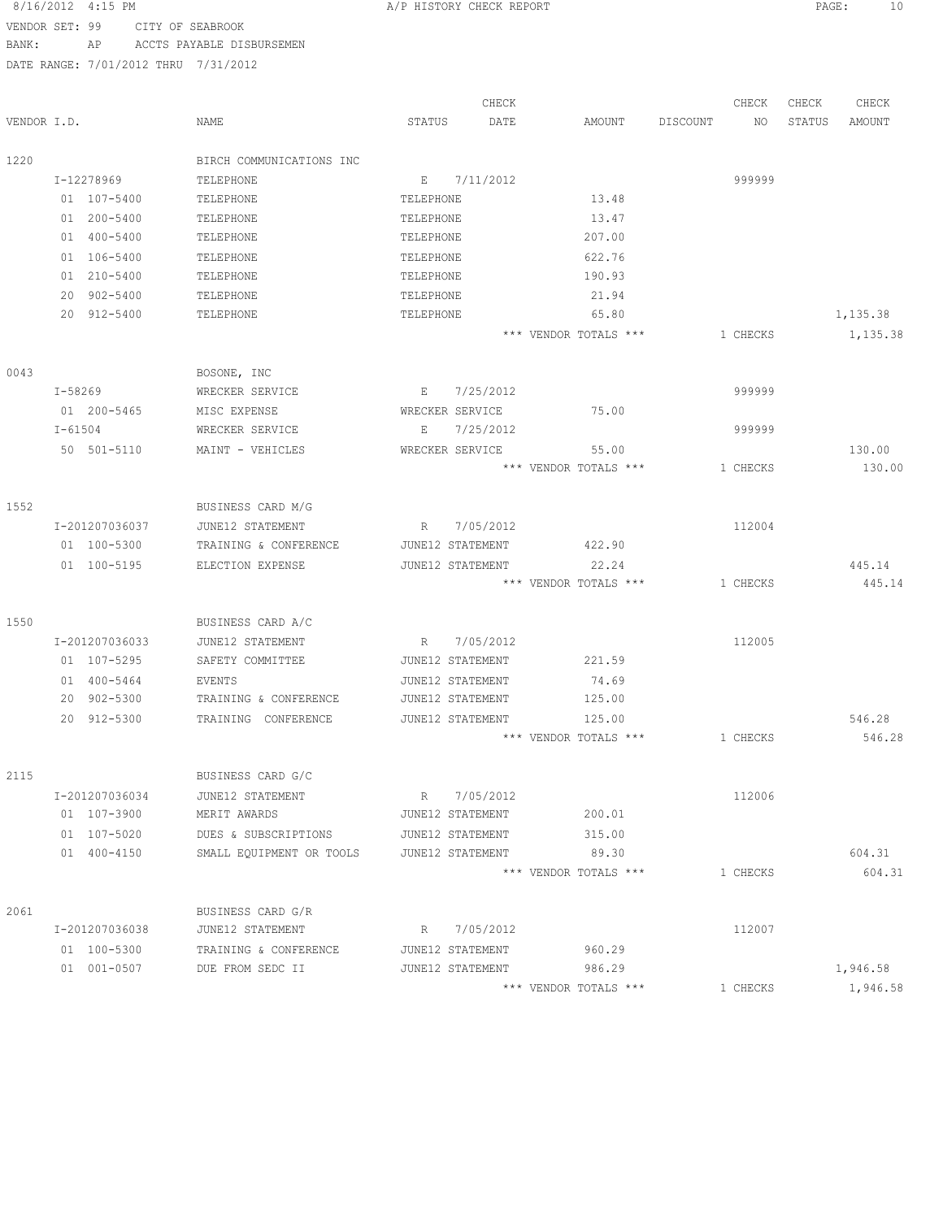VENDOR SET: 99 CITY OF SEABROOK
BANK: AP ACCTS PAYABLE DISBURSEMEN
DATE RANGE: 7/01/2012 THRU 7/31/2012

| VENDOR I.D. | NAME | STATUS | CHECK DATE | AMOUNT | DISCOUNT | CHECK NO | CHECK STATUS | CHECK AMOUNT |
|---|---|---|---|---|---|---|---|---|
| 1220 | BIRCH COMMUNICATIONS INC | | | | | | | |
| I-12278969 | TELEPHONE | E | 7/11/2012 | | | 999999 | | |
| 01 107-5400 | TELEPHONE | TELEPHONE | | 13.48 | | | | |
| 01 200-5400 | TELEPHONE | TELEPHONE | | 13.47 | | | | |
| 01 400-5400 | TELEPHONE | TELEPHONE | | 207.00 | | | | |
| 01 106-5400 | TELEPHONE | TELEPHONE | | 622.76 | | | | |
| 01 210-5400 | TELEPHONE | TELEPHONE | | 190.93 | | | | |
| 20 902-5400 | TELEPHONE | TELEPHONE | | 21.94 | | | | |
| 20 912-5400 | TELEPHONE | TELEPHONE | | 65.80 | | | | 1,135.38 |
| | | | | *** VENDOR TOTALS *** | | 1 CHECKS | | 1,135.38 |
| 0043 | BOSONE, INC | | | | | | | |
| I-58269 | WRECKER SERVICE | E | 7/25/2012 | | | 999999 | | |
| 01 200-5465 | MISC EXPENSE | WRECKER SERVICE | | 75.00 | | | | |
| I-61504 | WRECKER SERVICE | E | 7/25/2012 | | | 999999 | | |
| 50 501-5110 | MAINT - VEHICLES | WRECKER SERVICE | | 55.00 | | | | 130.00 |
| | | | | *** VENDOR TOTALS *** | | 1 CHECKS | | 130.00 |
| 1552 | BUSINESS CARD M/G | | | | | | | |
| I-201207036037 | JUNE12 STATEMENT | R | 7/05/2012 | | | 112004 | | |
| 01 100-5300 | TRAINING & CONFERENCE | JUNE12 STATEMENT | | 422.90 | | | | |
| 01 100-5195 | ELECTION EXPENSE | JUNE12 STATEMENT | | 22.24 | | | | 445.14 |
| | | | | *** VENDOR TOTALS *** | | 1 CHECKS | | 445.14 |
| 1550 | BUSINESS CARD A/C | | | | | | | |
| I-201207036033 | JUNE12 STATEMENT | R | 7/05/2012 | | | 112005 | | |
| 01 107-5295 | SAFETY COMMITTEE | JUNE12 STATEMENT | | 221.59 | | | | |
| 01 400-5464 | EVENTS | JUNE12 STATEMENT | | 74.69 | | | | |
| 20 902-5300 | TRAINING & CONFERENCE | JUNE12 STATEMENT | | 125.00 | | | | |
| 20 912-5300 | TRAINING CONFERENCE | JUNE12 STATEMENT | | 125.00 | | | | 546.28 |
| | | | | *** VENDOR TOTALS *** | | 1 CHECKS | | 546.28 |
| 2115 | BUSINESS CARD G/C | | | | | | | |
| I-201207036034 | JUNE12 STATEMENT | R | 7/05/2012 | | | 112006 | | |
| 01 107-3900 | MERIT AWARDS | JUNE12 STATEMENT | | 200.01 | | | | |
| 01 107-5020 | DUES & SUBSCRIPTIONS | JUNE12 STATEMENT | | 315.00 | | | | |
| 01 400-4150 | SMALL EQUIPMENT OR TOOLS | JUNE12 STATEMENT | | 89.30 | | | | 604.31 |
| | | | | *** VENDOR TOTALS *** | | 1 CHECKS | | 604.31 |
| 2061 | BUSINESS CARD G/R | | | | | | | |
| I-201207036038 | JUNE12 STATEMENT | R | 7/05/2012 | | | 112007 | | |
| 01 100-5300 | TRAINING & CONFERENCE | JUNE12 STATEMENT | | 960.29 | | | | |
| 01 001-0507 | DUE FROM SEDC II | JUNE12 STATEMENT | | 986.29 | | | | 1,946.58 |
| | | | | *** VENDOR TOTALS *** | | 1 CHECKS | | 1,946.58 |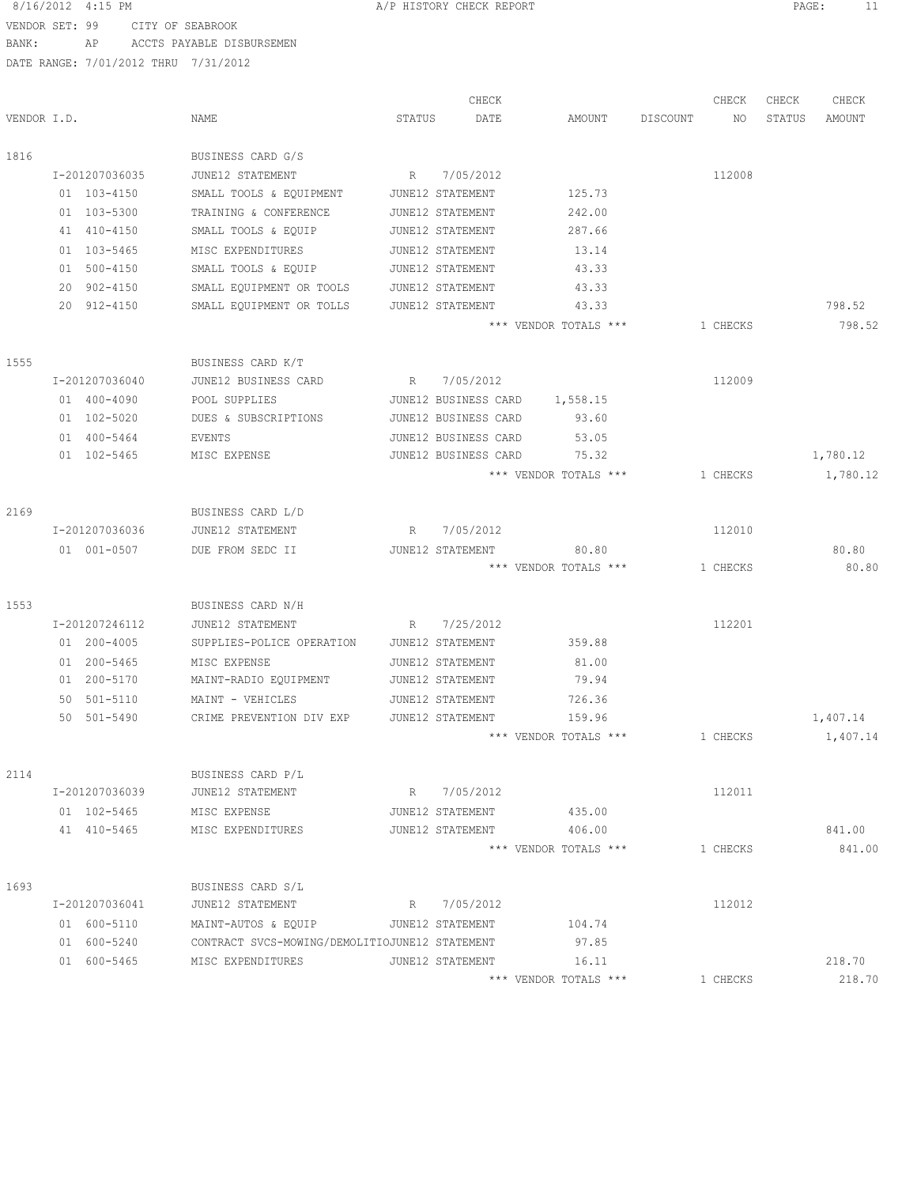8/16/2012 4:15 PM A/P HISTORY CHECK REPORT

VENDOR SET: 99 CITY OF SEABROOK
BANK: AP ACCTS PAYABLE DISBURSEMEN
DATE RANGE: 7/01/2012 THRU 7/31/2012

| VENDOR I.D. | NAME | STATUS | CHECK DATE | AMOUNT | DISCOUNT | CHECK NO | CHECK STATUS | CHECK AMOUNT |
|---|---|---|---|---|---|---|---|---|
| 1816 | BUSINESS CARD G/S | | | | | | | |
| I-201207036035 | JUNE12 STATEMENT | R | 7/05/2012 | | | 112008 | | |
| 01 103-4150 | SMALL TOOLS & EQUIPMENT | JUNE12 STATEMENT | | 125.73 | | | | |
| 01 103-5300 | TRAINING & CONFERENCE | JUNE12 STATEMENT | | 242.00 | | | | |
| 41 410-4150 | SMALL TOOLS & EQUIP | JUNE12 STATEMENT | | 287.66 | | | | |
| 01 103-5465 | MISC EXPENDITURES | JUNE12 STATEMENT | | 13.14 | | | | |
| 01 500-4150 | SMALL TOOLS & EQUIP | JUNE12 STATEMENT | | 43.33 | | | | |
| 20 902-4150 | SMALL EQUIPMENT OR TOOLS | JUNE12 STATEMENT | | 43.33 | | | | |
| 20 912-4150 | SMALL EQUIPMENT OR TOLLS | JUNE12 STATEMENT | | 43.33 | | | | 798.52 |
| | | | | *** VENDOR TOTALS *** | | 1 CHECKS | | 798.52 |
| 1555 | BUSINESS CARD K/T | | | | | | | |
| I-201207036040 | JUNE12 BUSINESS CARD | R | 7/05/2012 | | | 112009 | | |
| 01 400-4090 | POOL SUPPLIES | JUNE12 BUSINESS CARD | | 1,558.15 | | | | |
| 01 102-5020 | DUES & SUBSCRIPTIONS | JUNE12 BUSINESS CARD | | 93.60 | | | | |
| 01 400-5464 | EVENTS | JUNE12 BUSINESS CARD | | 53.05 | | | | |
| 01 102-5465 | MISC EXPENSE | JUNE12 BUSINESS CARD | | 75.32 | | | | 1,780.12 |
| | | | | *** VENDOR TOTALS *** | | 1 CHECKS | | 1,780.12 |
| 2169 | BUSINESS CARD L/D | | | | | | | |
| I-201207036036 | JUNE12 STATEMENT | R | 7/05/2012 | | | 112010 | | |
| 01 001-0507 | DUE FROM SEDC II | JUNE12 STATEMENT | | 80.80 | | | | 80.80 |
| | | | | *** VENDOR TOTALS *** | | 1 CHECKS | | 80.80 |
| 1553 | BUSINESS CARD N/H | | | | | | | |
| I-201207246112 | JUNE12 STATEMENT | R | 7/25/2012 | | | 112201 | | |
| 01 200-4005 | SUPPLIES-POLICE OPERATION | JUNE12 STATEMENT | | 359.88 | | | | |
| 01 200-5465 | MISC EXPENSE | JUNE12 STATEMENT | | 81.00 | | | | |
| 01 200-5170 | MAINT-RADIO EQUIPMENT | JUNE12 STATEMENT | | 79.94 | | | | |
| 50 501-5110 | MAINT - VEHICLES | JUNE12 STATEMENT | | 726.36 | | | | |
| 50 501-5490 | CRIME PREVENTION DIV EXP | JUNE12 STATEMENT | | 159.96 | | | | 1,407.14 |
| | | | | *** VENDOR TOTALS *** | | 1 CHECKS | | 1,407.14 |
| 2114 | BUSINESS CARD P/L | | | | | | | |
| I-201207036039 | JUNE12 STATEMENT | R | 7/05/2012 | | | 112011 | | |
| 01 102-5465 | MISC EXPENSE | JUNE12 STATEMENT | | 435.00 | | | | |
| 41 410-5465 | MISC EXPENDITURES | JUNE12 STATEMENT | | 406.00 | | | | 841.00 |
| | | | | *** VENDOR TOTALS *** | | 1 CHECKS | | 841.00 |
| 1693 | BUSINESS CARD S/L | | | | | | | |
| I-201207036041 | JUNE12 STATEMENT | R | 7/05/2012 | | | 112012 | | |
| 01 600-5110 | MAINT-AUTOS & EQUIP | JUNE12 STATEMENT | | 104.74 | | | | |
| 01 600-5240 | CONTRACT SVCS-MOWING/DEMOLITIO | JUNE12 STATEMENT | | 97.85 | | | | |
| 01 600-5465 | MISC EXPENDITURES | JUNE12 STATEMENT | | 16.11 | | | | 218.70 |
| | | | | *** VENDOR TOTALS *** | | 1 CHECKS | | 218.70 |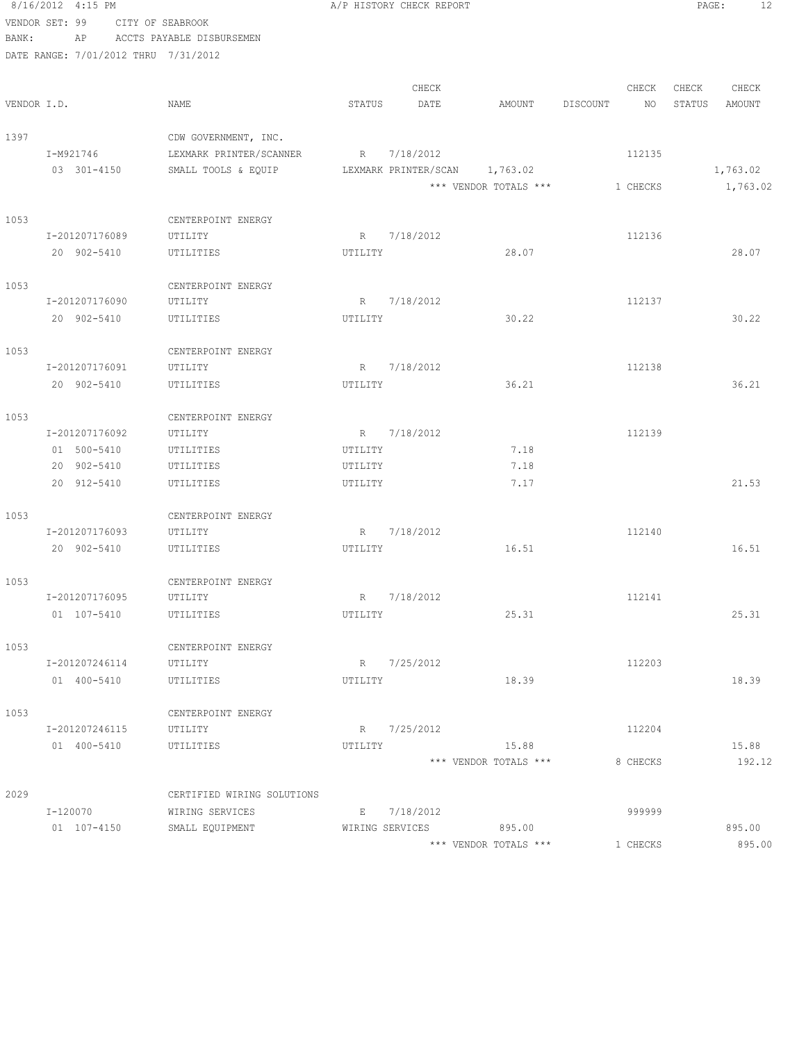8/16/2012 4:15 PM A/P HISTORY CHECK REPORT

VENDOR SET: 99 CITY OF SEABROOK
BANK: AP ACCTS PAYABLE DISBURSEMEN
DATE RANGE: 7/01/2012 THRU 7/31/2012

| VENDOR I.D. | NAME | STATUS | CHECK DATE | AMOUNT | DISCOUNT | CHECK NO | CHECK STATUS | CHECK AMOUNT |
|---|---|---|---|---|---|---|---|---|
| 1397 | CDW GOVERNMENT, INC. | | | | | | | |
| I-M921746 | LEXMARK PRINTER/SCANNER | R | 7/18/2012 | | | 112135 | | |
| 03 301-4150 | SMALL TOOLS & EQUIP | LEXMARK PRINTER/SCAN | | 1,763.02 | | | | 1,763.02 |
| | | | | *** VENDOR TOTALS *** | | 1 CHECKS | | 1,763.02 |
| 1053 | CENTERPOINT ENERGY | | | | | | | |
| I-201207176089 | UTILITY | R | 7/18/2012 | | | 112136 | | |
| 20 902-5410 | UTILITIES | UTILITY | | 28.07 | | | | 28.07 |
| 1053 | CENTERPOINT ENERGY | | | | | | | |
| I-201207176090 | UTILITY | R | 7/18/2012 | | | 112137 | | |
| 20 902-5410 | UTILITIES | UTILITY | | 30.22 | | | | 30.22 |
| 1053 | CENTERPOINT ENERGY | | | | | | | |
| I-201207176091 | UTILITY | R | 7/18/2012 | | | 112138 | | |
| 20 902-5410 | UTILITIES | UTILITY | | 36.21 | | | | 36.21 |
| 1053 | CENTERPOINT ENERGY | | | | | | | |
| I-201207176092 | UTILITY | R | 7/18/2012 | | | 112139 | | |
| 01 500-5410 | UTILITIES | UTILITY | | 7.18 | | | | |
| 20 902-5410 | UTILITIES | UTILITY | | 7.18 | | | | |
| 20 912-5410 | UTILITIES | UTILITY | | 7.17 | | | | 21.53 |
| 1053 | CENTERPOINT ENERGY | | | | | | | |
| I-201207176093 | UTILITY | R | 7/18/2012 | | | 112140 | | |
| 20 902-5410 | UTILITIES | UTILITY | | 16.51 | | | | 16.51 |
| 1053 | CENTERPOINT ENERGY | | | | | | | |
| I-201207176095 | UTILITY | R | 7/18/2012 | | | 112141 | | |
| 01 107-5410 | UTILITIES | UTILITY | | 25.31 | | | | 25.31 |
| 1053 | CENTERPOINT ENERGY | | | | | | | |
| I-201207246114 | UTILITY | R | 7/25/2012 | | | 112203 | | |
| 01 400-5410 | UTILITIES | UTILITY | | 18.39 | | | | 18.39 |
| 1053 | CENTERPOINT ENERGY | | | | | | | |
| I-201207246115 | UTILITY | R | 7/25/2012 | | | 112204 | | |
| 01 400-5410 | UTILITIES | UTILITY | | 15.88 | | | | 15.88 |
| | | | | *** VENDOR TOTALS *** | | 8 CHECKS | | 192.12 |
| 2029 | CERTIFIED WIRING SOLUTIONS | | | | | | | |
| I-120070 | WIRING SERVICES | E | 7/18/2012 | | | 999999 | | |
| 01 107-4150 | SMALL EQUIPMENT | WIRING SERVICES | | 895.00 | | | | 895.00 |
| | | | | *** VENDOR TOTALS *** | | 1 CHECKS | | 895.00 |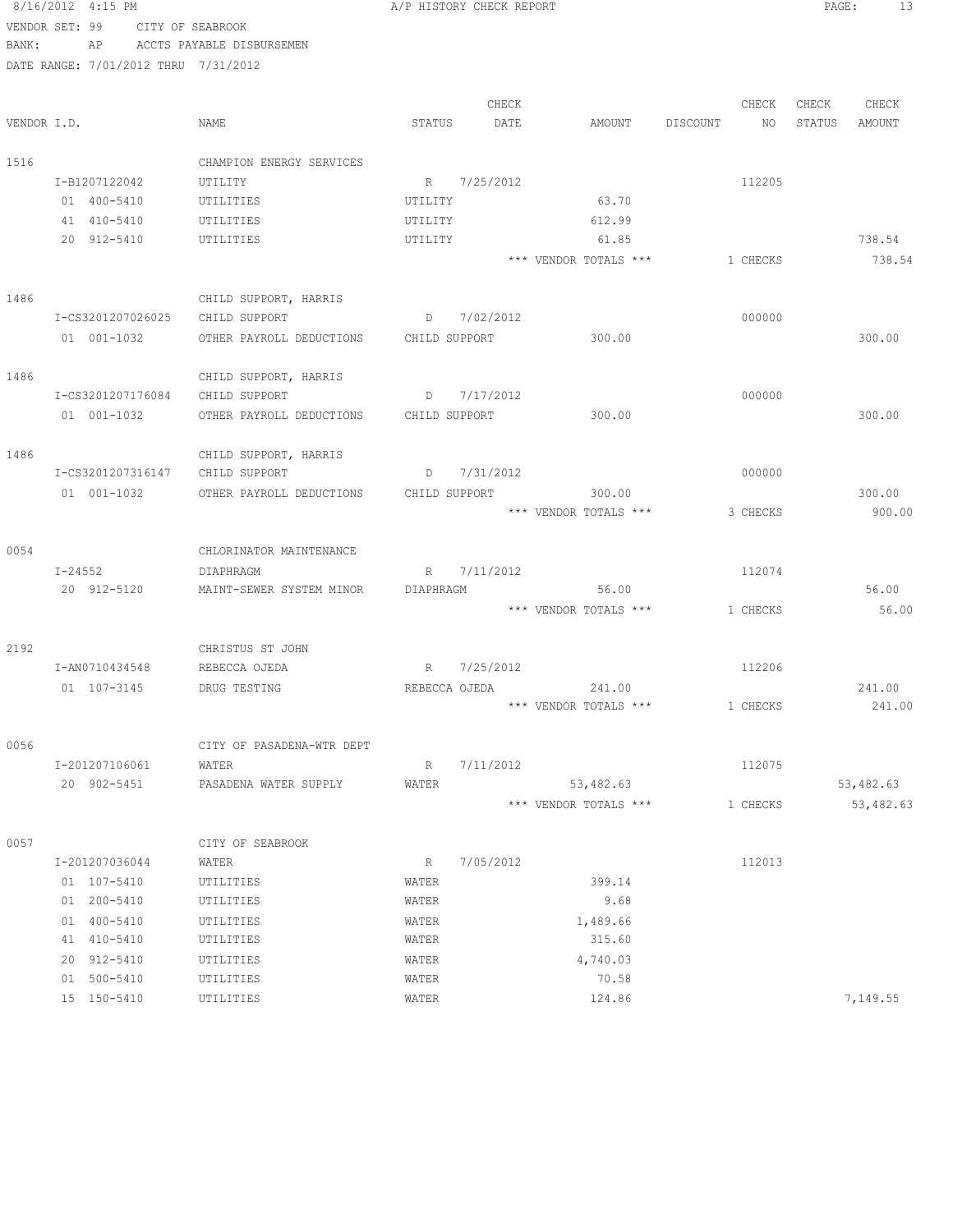8/16/2012 4:15 PM A/P HISTORY CHECK REPORT

VENDOR SET: 99 CITY OF SEABROOK
BANK: AP ACCTS PAYABLE DISBURSEMEN
DATE RANGE: 7/01/2012 THRU 7/31/2012

| VENDOR I.D. | NAME | STATUS | CHECK DATE | AMOUNT | DISCOUNT | CHECK NO | CHECK STATUS | CHECK AMOUNT |
|---|---|---|---|---|---|---|---|---|
| 1516 | CHAMPION ENERGY SERVICES | | | | | | | |
| I-B1207122042 | UTILITY | R | 7/25/2012 | | | 112205 | | |
| 01 400-5410 | UTILITIES | UTILITY | | 63.70 | | | | |
| 41 410-5410 | UTILITIES | UTILITY | | 612.99 | | | | |
| 20 912-5410 | UTILITIES | UTILITY | | 61.85 | | | | 738.54 |
| | | | | *** VENDOR TOTALS *** | | 1 CHECKS | | 738.54 |
| 1486 | CHILD SUPPORT, HARRIS | | | | | | | |
| I-CS3201207026025 | CHILD SUPPORT | D | 7/02/2012 | | | 000000 | | |
| 01 001-1032 | OTHER PAYROLL DEDUCTIONS | CHILD SUPPORT | | 300.00 | | | | 300.00 |
| 1486 | CHILD SUPPORT, HARRIS | | | | | | | |
| I-CS3201207176084 | CHILD SUPPORT | D | 7/17/2012 | | | 000000 | | |
| 01 001-1032 | OTHER PAYROLL DEDUCTIONS | CHILD SUPPORT | | 300.00 | | | | 300.00 |
| 1486 | CHILD SUPPORT, HARRIS | | | | | | | |
| I-CS3201207316147 | CHILD SUPPORT | D | 7/31/2012 | | | 000000 | | |
| 01 001-1032 | OTHER PAYROLL DEDUCTIONS | CHILD SUPPORT | | 300.00 | | | | 300.00 |
| | | | | *** VENDOR TOTALS *** | | 3 CHECKS | | 900.00 |
| 0054 | CHLORINATOR MAINTENANCE | | | | | | | |
| I-24552 | DIAPHRAGM | R | 7/11/2012 | | | 112074 | | |
| 20 912-5120 | MAINT-SEWER SYSTEM MINOR | DIAPHRAGM | | 56.00 | | | | 56.00 |
| | | | | *** VENDOR TOTALS *** | | 1 CHECKS | | 56.00 |
| 2192 | CHRISTUS ST JOHN | | | | | | | |
| I-AN0710434548 | REBECCA OJEDA | R | 7/25/2012 | | | 112206 | | |
| 01 107-3145 | DRUG TESTING | REBECCA OJEDA | | 241.00 | | | | 241.00 |
| | | | | *** VENDOR TOTALS *** | | 1 CHECKS | | 241.00 |
| 0056 | CITY OF PASADENA-WTR DEPT | | | | | | | |
| I-201207106061 | WATER | R | 7/11/2012 | | | 112075 | | |
| 20 902-5451 | PASADENA WATER SUPPLY | WATER | | 53,482.63 | | | | 53,482.63 |
| | | | | *** VENDOR TOTALS *** | | 1 CHECKS | | 53,482.63 |
| 0057 | CITY OF SEABROOK | | | | | | | |
| I-201207036044 | WATER | R | 7/05/2012 | | | 112013 | | |
| 01 107-5410 | UTILITIES | WATER | | 399.14 | | | | |
| 01 200-5410 | UTILITIES | WATER | | 9.68 | | | | |
| 01 400-5410 | UTILITIES | WATER | | 1,489.66 | | | | |
| 41 410-5410 | UTILITIES | WATER | | 315.60 | | | | |
| 20 912-5410 | UTILITIES | WATER | | 4,740.03 | | | | |
| 01 500-5410 | UTILITIES | WATER | | 70.58 | | | | |
| 15 150-5410 | UTILITIES | WATER | | 124.86 | | | | 7,149.55 |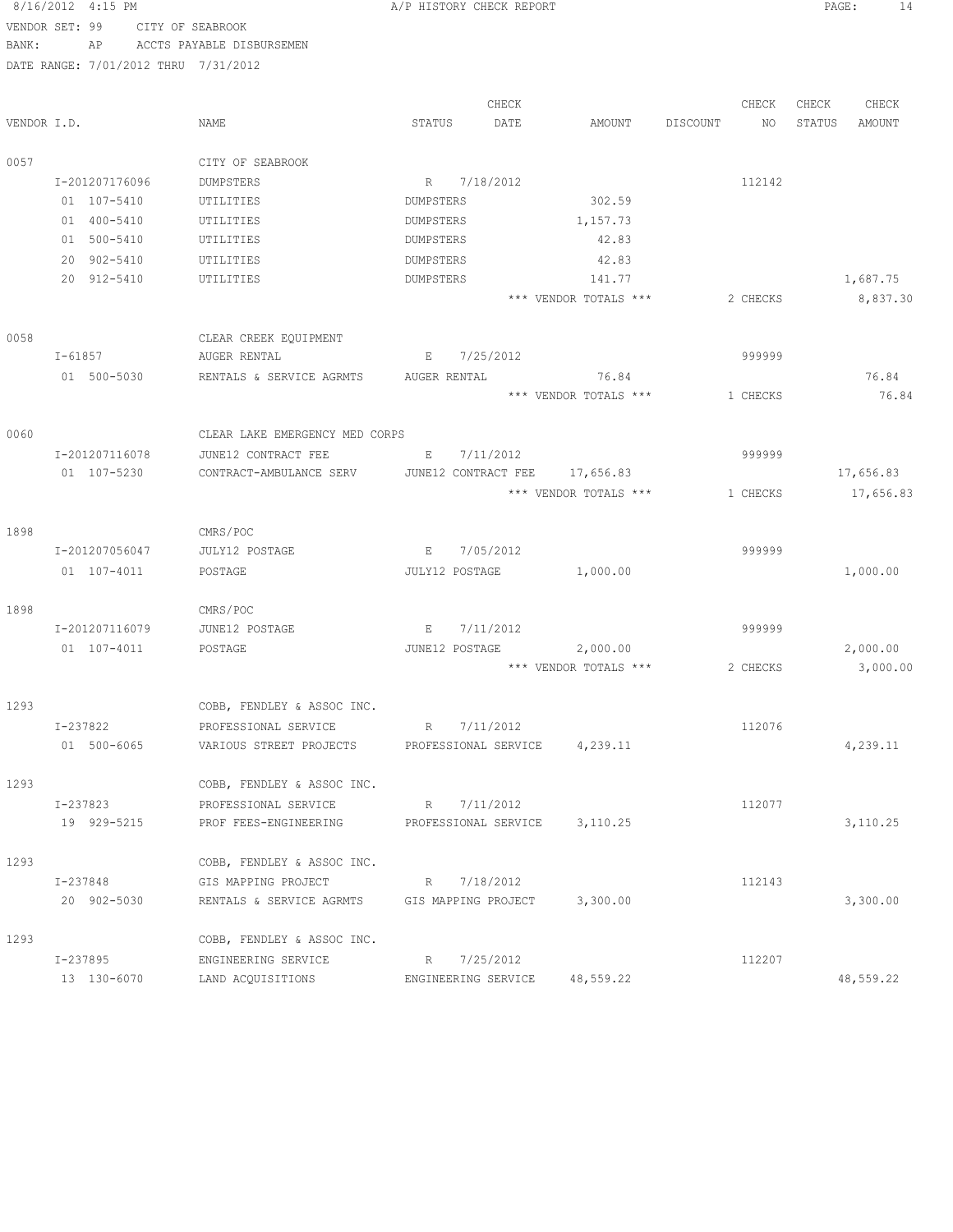VENDOR SET: 99 CITY OF SEABROOK
BANK: AP ACCTS PAYABLE DISBURSEMEN
DATE RANGE: 7/01/2012 THRU 7/31/2012

| VENDOR I.D. | NAME | STATUS | CHECK DATE | AMOUNT | DISCOUNT | CHECK NO | CHECK STATUS | CHECK AMOUNT |
|---|---|---|---|---|---|---|---|---|
| 0057 | CITY OF SEABROOK | | | | | | | |
| I-201207176096 | DUMPSTERS | R | 7/18/2012 | | | 112142 | | |
| 01 107-5410 | UTILITIES | DUMPSTERS | | 302.59 | | | | |
| 01 400-5410 | UTILITIES | DUMPSTERS | | 1,157.73 | | | | |
| 01 500-5410 | UTILITIES | DUMPSTERS | | 42.83 | | | | |
| 20 902-5410 | UTILITIES | DUMPSTERS | | 42.83 | | | | |
| 20 912-5410 | UTILITIES | DUMPSTERS | | 141.77 | | | | 1,687.75 |
| | | | | *** VENDOR TOTALS *** | | 2 CHECKS | | 8,837.30 |
| 0058 | CLEAR CREEK EQUIPMENT | | | | | | | |
| I-61857 | AUGER RENTAL | E | 7/25/2012 | | | 999999 | | |
| 01 500-5030 | RENTALS & SERVICE AGRMTS | AUGER RENTAL | | 76.84 | | | | 76.84 |
| | | | | *** VENDOR TOTALS *** | | 1 CHECKS | | 76.84 |
| 0060 | CLEAR LAKE EMERGENCY MED CORPS | | | | | | | |
| I-201207116078 | JUNE12 CONTRACT FEE | E | 7/11/2012 | | | 999999 | | |
| 01 107-5230 | CONTRACT-AMBULANCE SERV | JUNE12 CONTRACT FEE | | 17,656.83 | | | | 17,656.83 |
| | | | | *** VENDOR TOTALS *** | | 1 CHECKS | | 17,656.83 |
| 1898 | CMRS/POC | | | | | | | |
| I-201207056047 | JULY12 POSTAGE | E | 7/05/2012 | | | 999999 | | |
| 01 107-4011 | POSTAGE | JULY12 POSTAGE | | 1,000.00 | | | | 1,000.00 |
| 1898 | CMRS/POC | | | | | | | |
| I-201207116079 | JUNE12 POSTAGE | E | 7/11/2012 | | | 999999 | | |
| 01 107-4011 | POSTAGE | JUNE12 POSTAGE | | 2,000.00 | | | | 2,000.00 |
| | | | | *** VENDOR TOTALS *** | | 2 CHECKS | | 3,000.00 |
| 1293 | COBB, FENDLEY & ASSOC INC. | | | | | | | |
| I-237822 | PROFESSIONAL SERVICE | R | 7/11/2012 | | | 112076 | | |
| 01 500-6065 | VARIOUS STREET PROJECTS | PROFESSIONAL SERVICE | | 4,239.11 | | | | 4,239.11 |
| 1293 | COBB, FENDLEY & ASSOC INC. | | | | | | | |
| I-237823 | PROFESSIONAL SERVICE | R | 7/11/2012 | | | 112077 | | |
| 19 929-5215 | PROF FEES-ENGINEERING | PROFESSIONAL SERVICE | | 3,110.25 | | | | 3,110.25 |
| 1293 | COBB, FENDLEY & ASSOC INC. | | | | | | | |
| I-237848 | GIS MAPPING PROJECT | R | 7/18/2012 | | | 112143 | | |
| 20 902-5030 | RENTALS & SERVICE AGRMTS | GIS MAPPING PROJECT | | 3,300.00 | | | | 3,300.00 |
| 1293 | COBB, FENDLEY & ASSOC INC. | | | | | | | |
| I-237895 | ENGINEERING SERVICE | R | 7/25/2012 | | | 112207 | | |
| 13 130-6070 | LAND ACQUISITIONS | ENGINEERING SERVICE | | 48,559.22 | | | | 48,559.22 |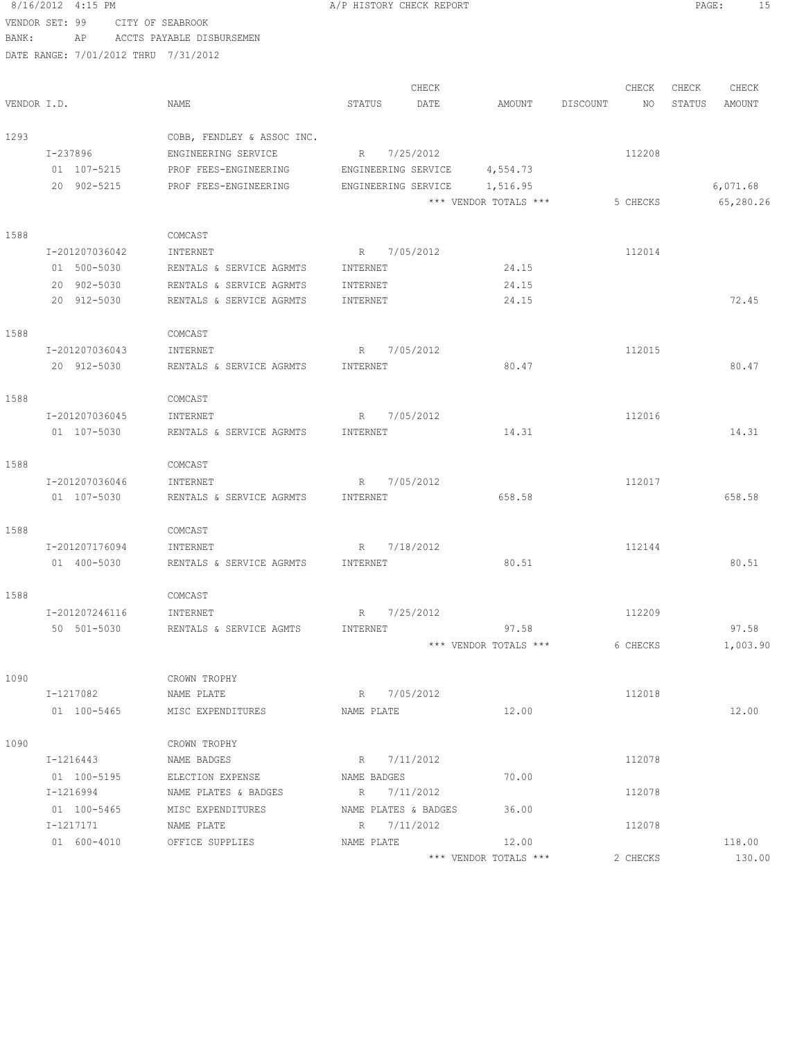8/16/2012 4:15 PM A/P HISTORY CHECK REPORT

VENDOR SET: 99 CITY OF SEABROOK
BANK: AP ACCTS PAYABLE DISBURSEMEN
DATE RANGE: 7/01/2012 THRU 7/31/2012

| VENDOR I.D. | NAME | STATUS | CHECK DATE | AMOUNT | DISCOUNT | CHECK NO | CHECK STATUS | CHECK AMOUNT |
|---|---|---|---|---|---|---|---|---|
| 1293 | COBB, FENDLEY & ASSOC INC. | | | | | | | |
| I-237896 | ENGINEERING SERVICE | R | 7/25/2012 | | | 112208 | | |
| 01 107-5215 | PROF FEES-ENGINEERING | ENGINEERING SERVICE | | 4,554.73 | | | | |
| 20 902-5215 | PROF FEES-ENGINEERING | ENGINEERING SERVICE | | 1,516.95 | | | | 6,071.68 |
| | | | | *** VENDOR TOTALS *** | | 5 CHECKS | | 65,280.26 |
| 1588 | COMCAST | | | | | | | |
| I-201207036042 | INTERNET | R | 7/05/2012 | | | 112014 | | |
| 01 500-5030 | RENTALS & SERVICE AGRMTS | INTERNET | | 24.15 | | | | |
| 20 902-5030 | RENTALS & SERVICE AGRMTS | INTERNET | | 24.15 | | | | |
| 20 912-5030 | RENTALS & SERVICE AGRMTS | INTERNET | | 24.15 | | | | 72.45 |
| 1588 | COMCAST | | | | | | | |
| I-201207036043 | INTERNET | R | 7/05/2012 | | | 112015 | | |
| 20 912-5030 | RENTALS & SERVICE AGRMTS | INTERNET | | 80.47 | | | | 80.47 |
| 1588 | COMCAST | | | | | | | |
| I-201207036045 | INTERNET | R | 7/05/2012 | | | 112016 | | |
| 01 107-5030 | RENTALS & SERVICE AGRMTS | INTERNET | | 14.31 | | | | 14.31 |
| 1588 | COMCAST | | | | | | | |
| I-201207036046 | INTERNET | R | 7/05/2012 | | | 112017 | | |
| 01 107-5030 | RENTALS & SERVICE AGRMTS | INTERNET | | 658.58 | | | | 658.58 |
| 1588 | COMCAST | | | | | | | |
| I-201207176094 | INTERNET | R | 7/18/2012 | | | 112144 | | |
| 01 400-5030 | RENTALS & SERVICE AGRMTS | INTERNET | | 80.51 | | | | 80.51 |
| 1588 | COMCAST | | | | | | | |
| I-201207246116 | INTERNET | R | 7/25/2012 | | | 112209 | | |
| 50 501-5030 | RENTALS & SERVICE AGMTS | INTERNET | | 97.58 | | | | 97.58 |
| | | | | *** VENDOR TOTALS *** | | 6 CHECKS | | 1,003.90 |
| 1090 | CROWN TROPHY | | | | | | | |
| I-1217082 | NAME PLATE | R | 7/05/2012 | | | 112018 | | |
| 01 100-5465 | MISC EXPENDITURES | NAME PLATE | | 12.00 | | | | 12.00 |
| 1090 | CROWN TROPHY | | | | | | | |
| I-1216443 | NAME BADGES | R | 7/11/2012 | | | 112078 | | |
| 01 100-5195 | ELECTION EXPENSE | NAME BADGES | | 70.00 | | | | |
| I-1216994 | NAME PLATES & BADGES | R | 7/11/2012 | | | 112078 | | |
| 01 100-5465 | MISC EXPENDITURES | NAME PLATES & BADGES | | 36.00 | | | | |
| I-1217171 | NAME PLATE | R | 7/11/2012 | | | 112078 | | |
| 01 600-4010 | OFFICE SUPPLIES | NAME PLATE | | 12.00 | | | | 118.00 |
| | | | | *** VENDOR TOTALS *** | | 2 CHECKS | | 130.00 |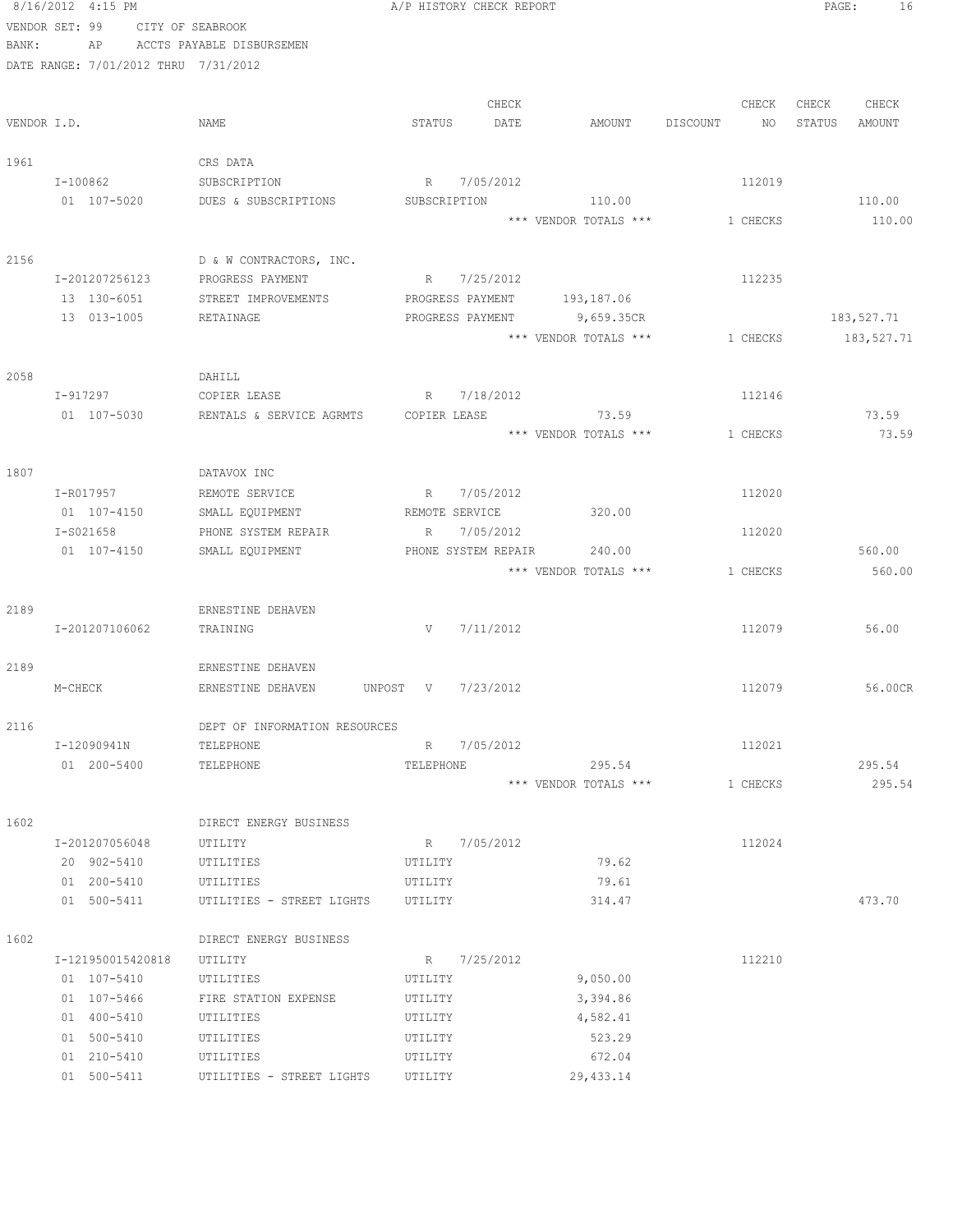8/16/2012 4:15 PM A/P HISTORY CHECK REPORT

VENDOR SET: 99 CITY OF SEABROOK
BANK: AP ACCTS PAYABLE DISBURSEMEN
DATE RANGE: 7/01/2012 THRU 7/31/2012

| VENDOR I.D. | NAME | STATUS | CHECK DATE | AMOUNT | DISCOUNT | CHECK NO | CHECK STATUS | CHECK AMOUNT |
|---|---|---|---|---|---|---|---|---|
| 1961 | CRS DATA | | | | | | | |
| I-100862 | SUBSCRIPTION | R | 7/05/2012 | | | 112019 | | |
| 01 107-5020 | DUES & SUBSCRIPTIONS | SUBSCRIPTION | | 110.00 | | | | 110.00 |
| | | | | *** VENDOR TOTALS *** | | 1 CHECKS | | 110.00 |
| 2156 | D & W CONTRACTORS, INC. | | | | | | | |
| I-201207256123 | PROGRESS PAYMENT | R | 7/25/2012 | | | 112235 | | |
| 13 130-6051 | STREET IMPROVEMENTS | PROGRESS PAYMENT | | 193,187.06 | | | | |
| 13 013-1005 | RETAINAGE | PROGRESS PAYMENT | | 9,659.35CR | | | | 183,527.71 |
| | | | | *** VENDOR TOTALS *** | | 1 CHECKS | | 183,527.71 |
| 2058 | DAHILL | | | | | | | |
| I-917297 | COPIER LEASE | R | 7/18/2012 | | | 112146 | | |
| 01 107-5030 | RENTALS & SERVICE AGRMTS | COPIER LEASE | | 73.59 | | | | 73.59 |
| | | | | *** VENDOR TOTALS *** | | 1 CHECKS | | 73.59 |
| 1807 | DATAVOX INC | | | | | | | |
| I-R017957 | REMOTE SERVICE | R | 7/05/2012 | | | 112020 | | |
| 01 107-4150 | SMALL EQUIPMENT | REMOTE SERVICE | | 320.00 | | | | |
| I-S021658 | PHONE SYSTEM REPAIR | R | 7/05/2012 | | | 112020 | | |
| 01 107-4150 | SMALL EQUIPMENT | PHONE SYSTEM REPAIR | | 240.00 | | | | 560.00 |
| | | | | *** VENDOR TOTALS *** | | 1 CHECKS | | 560.00 |
| 2189 | ERNESTINE DEHAVEN | | | | | | | |
| I-201207106062 | TRAINING | V | 7/11/2012 | | | 112079 | | 56.00 |
| 2189 | ERNESTINE DEHAVEN | | | | | | | |
| M-CHECK | ERNESTINE DEHAVEN UNPOST | V | 7/23/2012 | | | 112079 | | 56.00CR |
| 2116 | DEPT OF INFORMATION RESOURCES | | | | | | | |
| I-12090941N | TELEPHONE | R | 7/05/2012 | | | 112021 | | |
| 01 200-5400 | TELEPHONE | TELEPHONE | | 295.54 | | | | 295.54 |
| | | | | *** VENDOR TOTALS *** | | 1 CHECKS | | 295.54 |
| 1602 | DIRECT ENERGY BUSINESS | | | | | | | |
| I-201207056048 | UTILITY | R | 7/05/2012 | | | 112024 | | |
| 20 902-5410 | UTILITIES | UTILITY | | 79.62 | | | | |
| 01 200-5410 | UTILITIES | UTILITY | | 79.61 | | | | |
| 01 500-5411 | UTILITIES - STREET LIGHTS | UTILITY | | 314.47 | | | | 473.70 |
| 1602 | DIRECT ENERGY BUSINESS | | | | | | | |
| I-121950015420818 | UTILITY | R | 7/25/2012 | | | 112210 | | |
| 01 107-5410 | UTILITIES | UTILITY | | 9,050.00 | | | | |
| 01 107-5466 | FIRE STATION EXPENSE | UTILITY | | 3,394.86 | | | | |
| 01 400-5410 | UTILITIES | UTILITY | | 4,582.41 | | | | |
| 01 500-5410 | UTILITIES | UTILITY | | 523.29 | | | | |
| 01 210-5410 | UTILITIES | UTILITY | | 672.04 | | | | |
| 01 500-5411 | UTILITIES - STREET LIGHTS | UTILITY | | 29,433.14 | | | | |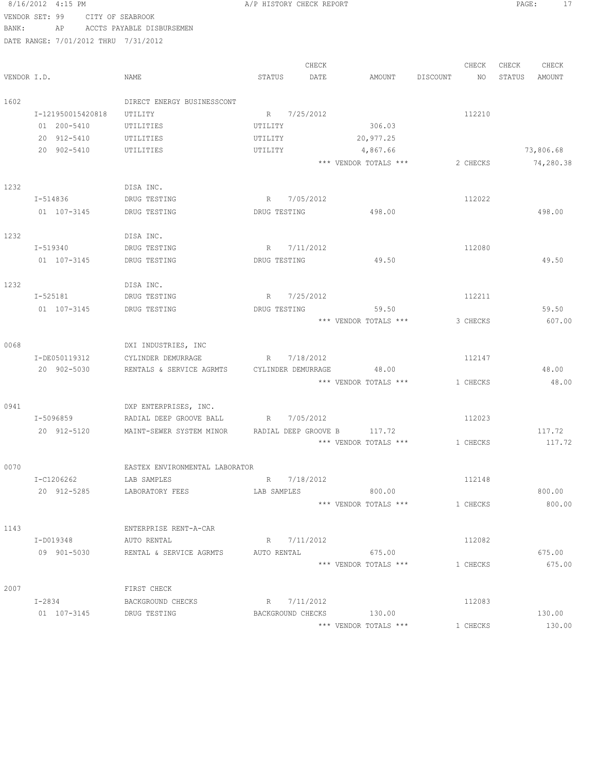A/P HISTORY CHECK REPORT

VENDOR SET: 99 CITY OF SEABROOK
BANK: AP ACCTS PAYABLE DISBURSEMEN
DATE RANGE: 7/01/2012 THRU 7/31/2012

| VENDOR I.D. | NAME | STATUS | CHECK DATE | AMOUNT | DISCOUNT | CHECK NO | CHECK STATUS | CHECK AMOUNT |
|---|---|---|---|---|---|---|---|---|
| 1602 | DIRECT ENERGY BUSINESSCONT | | | | | | | |
| I-121950015420818 | UTILITY | R | 7/25/2012 | | | 112210 | | |
| 01 200-5410 | UTILITIES | UTILITY | | 306.03 | | | | |
| 20 912-5410 | UTILITIES | UTILITY | | 20,977.25 | | | | |
| 20 902-5410 | UTILITIES | UTILITY | | 4,867.66 | | | | 73,806.68 |
| | | | | *** VENDOR TOTALS *** | | 2 CHECKS | | 74,280.38 |
| 1232 | DISA INC. | | | | | | | |
| I-514836 | DRUG TESTING | R | 7/05/2012 | | | 112022 | | |
| 01 107-3145 | DRUG TESTING | DRUG TESTING | | 498.00 | | | | 498.00 |
| 1232 | DISA INC. | | | | | | | |
| I-519340 | DRUG TESTING | R | 7/11/2012 | | | 112080 | | |
| 01 107-3145 | DRUG TESTING | DRUG TESTING | | 49.50 | | | | 49.50 |
| 1232 | DISA INC. | | | | | | | |
| I-525181 | DRUG TESTING | R | 7/25/2012 | | | 112211 | | |
| 01 107-3145 | DRUG TESTING | DRUG TESTING | | 59.50 | | | | 59.50 |
| | | | | *** VENDOR TOTALS *** | | 3 CHECKS | | 607.00 |
| 0068 | DXI INDUSTRIES, INC | | | | | | | |
| I-DE050119312 | CYLINDER DEMURRAGE | R | 7/18/2012 | | | 112147 | | |
| 20 902-5030 | RENTALS & SERVICE AGRMTS | CYLINDER DEMURRAGE | | 48.00 | | | | 48.00 |
| | | | | *** VENDOR TOTALS *** | | 1 CHECKS | | 48.00 |
| 0941 | DXP ENTERPRISES, INC. | | | | | | | |
| I-5096859 | RADIAL DEEP GROOVE BALL | R | 7/05/2012 | | | 112023 | | |
| 20 912-5120 | MAINT-SEWER SYSTEM MINOR | RADIAL DEEP GROOVE B | | 117.72 | | | | 117.72 |
| | | | | *** VENDOR TOTALS *** | | 1 CHECKS | | 117.72 |
| 0070 | EASTEX ENVIRONMENTAL LABORATOR | | | | | | | |
| I-C1206262 | LAB SAMPLES | R | 7/18/2012 | | | 112148 | | |
| 20 912-5285 | LABORATORY FEES | LAB SAMPLES | | 800.00 | | | | 800.00 |
| | | | | *** VENDOR TOTALS *** | | 1 CHECKS | | 800.00 |
| 1143 | ENTERPRISE RENT-A-CAR | | | | | | | |
| I-D019348 | AUTO RENTAL | R | 7/11/2012 | | | 112082 | | |
| 09 901-5030 | RENTAL & SERVICE AGRMTS | AUTO RENTAL | | 675.00 | | | | 675.00 |
| | | | | *** VENDOR TOTALS *** | | 1 CHECKS | | 675.00 |
| 2007 | FIRST CHECK | | | | | | | |
| I-2834 | BACKGROUND CHECKS | R | 7/11/2012 | | | 112083 | | |
| 01 107-3145 | DRUG TESTING | BACKGROUND CHECKS | | 130.00 | | | | 130.00 |
| | | | | *** VENDOR TOTALS *** | | 1 CHECKS | | 130.00 |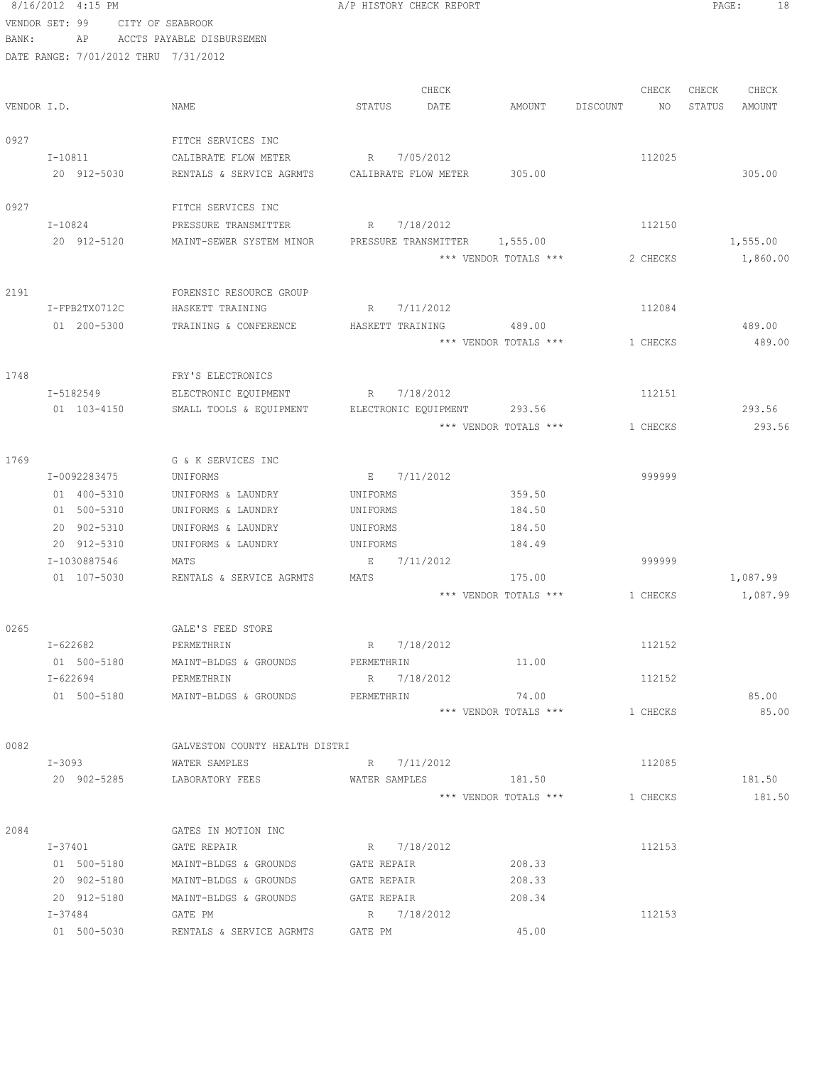8/16/2012 4:15 PM A/P HISTORY CHECK REPORT

VENDOR SET: 99 CITY OF SEABROOK
BANK: AP ACCTS PAYABLE DISBURSEMEN
DATE RANGE: 7/01/2012 THRU 7/31/2012

| VENDOR I.D. | NAME | STATUS | CHECK DATE | AMOUNT | DISCOUNT | CHECK NO | CHECK STATUS | CHECK AMOUNT |
|---|---|---|---|---|---|---|---|---|
| 0927 | FITCH SERVICES INC | | | | | | | |
| I-10811 | CALIBRATE FLOW METER | R | 7/05/2012 | | | 112025 | | |
| 20 912-5030 | RENTALS & SERVICE AGRMTS | CALIBRATE FLOW METER | | 305.00 | | | | 305.00 |
| 0927 | FITCH SERVICES INC | | | | | | | |
| I-10824 | PRESSURE TRANSMITTER | R | 7/18/2012 | | | 112150 | | |
| 20 912-5120 | MAINT-SEWER SYSTEM MINOR | PRESSURE TRANSMITTER | | 1,555.00 | | | | 1,555.00 |
| | | | | *** VENDOR TOTALS *** | | 2 CHECKS | | 1,860.00 |
| 2191 | FORENSIC RESOURCE GROUP | | | | | | | |
| I-FPB2TX0712C | HASKETT TRAINING | R | 7/11/2012 | | | 112084 | | |
| 01 200-5300 | TRAINING & CONFERENCE | HASKETT TRAINING | | 489.00 | | | | 489.00 |
| | | | | *** VENDOR TOTALS *** | | 1 CHECKS | | 489.00 |
| 1748 | FRY'S ELECTRONICS | | | | | | | |
| I-5182549 | ELECTRONIC EQUIPMENT | R | 7/18/2012 | | | 112151 | | |
| 01 103-4150 | SMALL TOOLS & EQUIPMENT | ELECTRONIC EQUIPMENT | | 293.56 | | | | 293.56 |
| | | | | *** VENDOR TOTALS *** | | 1 CHECKS | | 293.56 |
| 1769 | G & K SERVICES INC | | | | | | | |
| I-0092283475 | UNIFORMS | E | 7/11/2012 | | | 999999 | | |
| 01 400-5310 | UNIFORMS & LAUNDRY | UNIFORMS | | 359.50 | | | | |
| 01 500-5310 | UNIFORMS & LAUNDRY | UNIFORMS | | 184.50 | | | | |
| 20 902-5310 | UNIFORMS & LAUNDRY | UNIFORMS | | 184.50 | | | | |
| 20 912-5310 | UNIFORMS & LAUNDRY | UNIFORMS | | 184.49 | | | | |
| I-1030887546 | MATS | E | 7/11/2012 | | | 999999 | | |
| 01 107-5030 | RENTALS & SERVICE AGRMTS | MATS | | 175.00 | | | | 1,087.99 |
| | | | | *** VENDOR TOTALS *** | | 1 CHECKS | | 1,087.99 |
| 0265 | GALE'S FEED STORE | | | | | | | |
| I-622682 | PERMETHRIN | R | 7/18/2012 | | | 112152 | | |
| 01 500-5180 | MAINT-BLDGS & GROUNDS | PERMETHRIN | | 11.00 | | | | |
| I-622694 | PERMETHRIN | R | 7/18/2012 | | | 112152 | | |
| 01 500-5180 | MAINT-BLDGS & GROUNDS | PERMETHRIN | | 74.00 | | | | 85.00 |
| | | | | *** VENDOR TOTALS *** | | 1 CHECKS | | 85.00 |
| 0082 | GALVESTON COUNTY HEALTH DISTRI | | | | | | | |
| I-3093 | WATER SAMPLES | R | 7/11/2012 | | | 112085 | | |
| 20 902-5285 | LABORATORY FEES | WATER SAMPLES | | 181.50 | | | | 181.50 |
| | | | | *** VENDOR TOTALS *** | | 1 CHECKS | | 181.50 |
| 2084 | GATES IN MOTION INC | | | | | | | |
| I-37401 | GATE REPAIR | R | 7/18/2012 | | | 112153 | | |
| 01 500-5180 | MAINT-BLDGS & GROUNDS | GATE REPAIR | | 208.33 | | | | |
| 20 902-5180 | MAINT-BLDGS & GROUNDS | GATE REPAIR | | 208.33 | | | | |
| 20 912-5180 | MAINT-BLDGS & GROUNDS | GATE REPAIR | | 208.34 | | | | |
| I-37484 | GATE PM | R | 7/18/2012 | | | 112153 | | |
| 01 500-5030 | RENTALS & SERVICE AGRMTS | GATE PM | | 45.00 | | | | |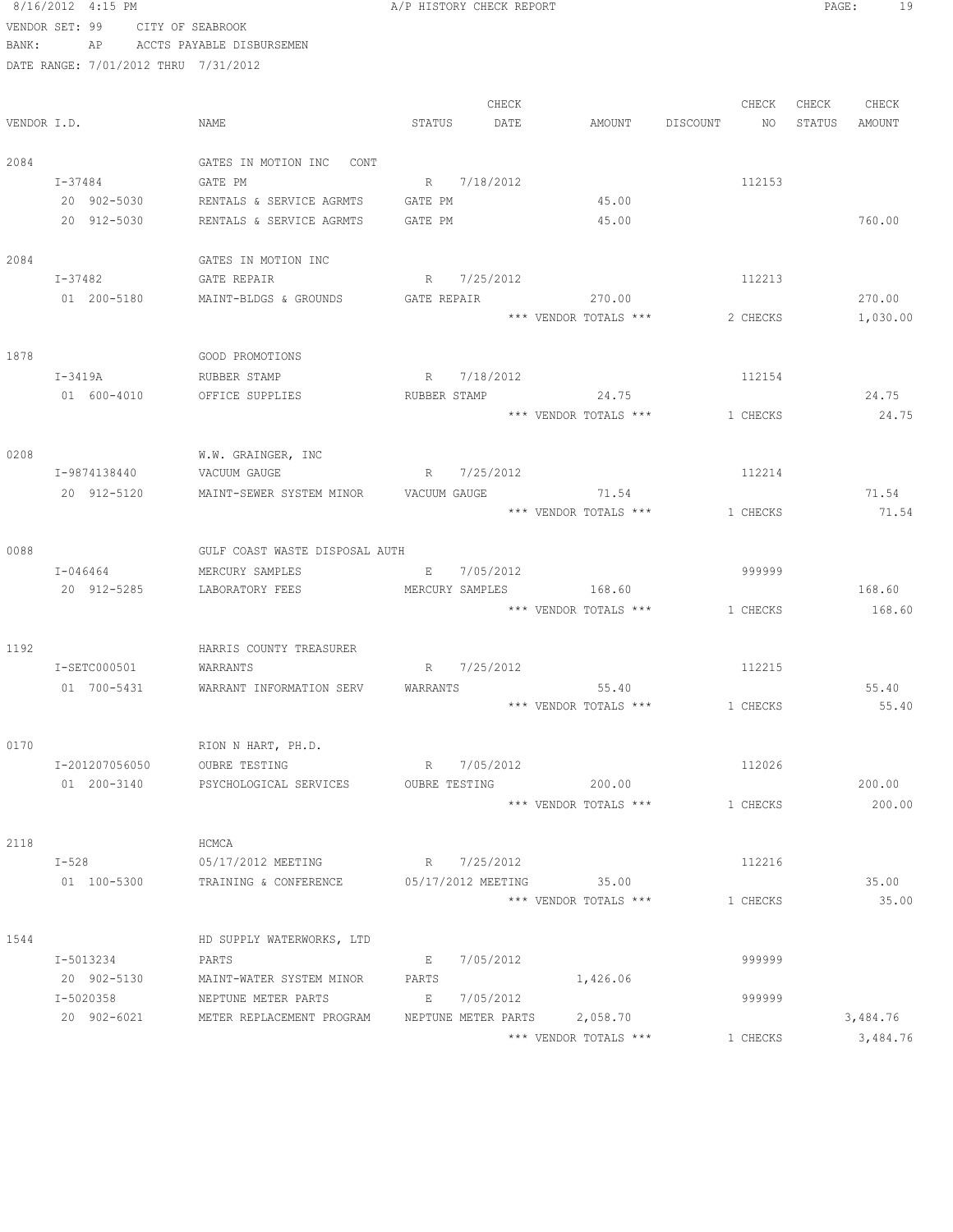8/16/2012 4:15 PM A/P HISTORY CHECK REPORT

VENDOR SET: 99 CITY OF SEABROOK
BANK: AP ACCTS PAYABLE DISBURSEMEN
DATE RANGE: 7/01/2012 THRU 7/31/2012

| VENDOR I.D. | NAME | STATUS | CHECK DATE | AMOUNT | DISCOUNT | CHECK NO | CHECK STATUS | CHECK AMOUNT |
|---|---|---|---|---|---|---|---|---|
| 2084 | GATES IN MOTION INC CONT | | | | | | | |
| I-37484 | GATE PM | R | 7/18/2012 | | | 112153 | | |
| 20 902-5030 | RENTALS & SERVICE AGRMTS | GATE PM | | 45.00 | | | | |
| 20 912-5030 | RENTALS & SERVICE AGRMTS | GATE PM | | 45.00 | | | | 760.00 |
| 2084 | GATES IN MOTION INC | | | | | | | |
| I-37482 | GATE REPAIR | R | 7/25/2012 | | | 112213 | | |
| 01 200-5180 | MAINT-BLDGS & GROUNDS | GATE REPAIR | | 270.00 | | | | 270.00 |
| | | | | *** VENDOR TOTALS *** | | 2 CHECKS | | 1,030.00 |
| 1878 | GOOD PROMOTIONS | | | | | | | |
| I-3419A | RUBBER STAMP | R | 7/18/2012 | | | 112154 | | |
| 01 600-4010 | OFFICE SUPPLIES | RUBBER STAMP | | 24.75 | | | | 24.75 |
| | | | | *** VENDOR TOTALS *** | | 1 CHECKS | | 24.75 |
| 0208 | W.W. GRAINGER, INC | | | | | | | |
| I-9874138440 | VACUUM GAUGE | R | 7/25/2012 | | | 112214 | | |
| 20 912-5120 | MAINT-SEWER SYSTEM MINOR | VACUUM GAUGE | | 71.54 | | | | 71.54 |
| | | | | *** VENDOR TOTALS *** | | 1 CHECKS | | 71.54 |
| 0088 | GULF COAST WASTE DISPOSAL AUTH | | | | | | | |
| I-046464 | MERCURY SAMPLES | E | 7/05/2012 | | | 999999 | | |
| 20 912-5285 | LABORATORY FEES | MERCURY SAMPLES | | 168.60 | | | | 168.60 |
| | | | | *** VENDOR TOTALS *** | | 1 CHECKS | | 168.60 |
| 1192 | HARRIS COUNTY TREASURER | | | | | | | |
| I-SETC000501 | WARRANTS | R | 7/25/2012 | | | 112215 | | |
| 01 700-5431 | WARRANT INFORMATION SERV | WARRANTS | | 55.40 | | | | 55.40 |
| | | | | *** VENDOR TOTALS *** | | 1 CHECKS | | 55.40 |
| 0170 | RION N HART, PH.D. | | | | | | | |
| I-201207056050 | OUBRE TESTING | R | 7/05/2012 | | | 112026 | | |
| 01 200-3140 | PSYCHOLOGICAL SERVICES | OUBRE TESTING | | 200.00 | | | | 200.00 |
| | | | | *** VENDOR TOTALS *** | | 1 CHECKS | | 200.00 |
| 2118 | HCMCA | | | | | | | |
| I-528 | 05/17/2012 MEETING | R | 7/25/2012 | | | 112216 | | |
| 01 100-5300 | TRAINING & CONFERENCE | 05/17/2012 MEETING | | 35.00 | | | | 35.00 |
| | | | | *** VENDOR TOTALS *** | | 1 CHECKS | | 35.00 |
| 1544 | HD SUPPLY WATERWORKS, LTD | | | | | | | |
| I-5013234 | PARTS | E | 7/05/2012 | | | 999999 | | |
| 20 902-5130 | MAINT-WATER SYSTEM MINOR | PARTS | | 1,426.06 | | | | |
| I-5020358 | NEPTUNE METER PARTS | E | 7/05/2012 | | | 999999 | | |
| 20 902-6021 | METER REPLACEMENT PROGRAM | NEPTUNE METER PARTS | | 2,058.70 | | | | 3,484.76 |
| | | | | *** VENDOR TOTALS *** | | 1 CHECKS | | 3,484.76 |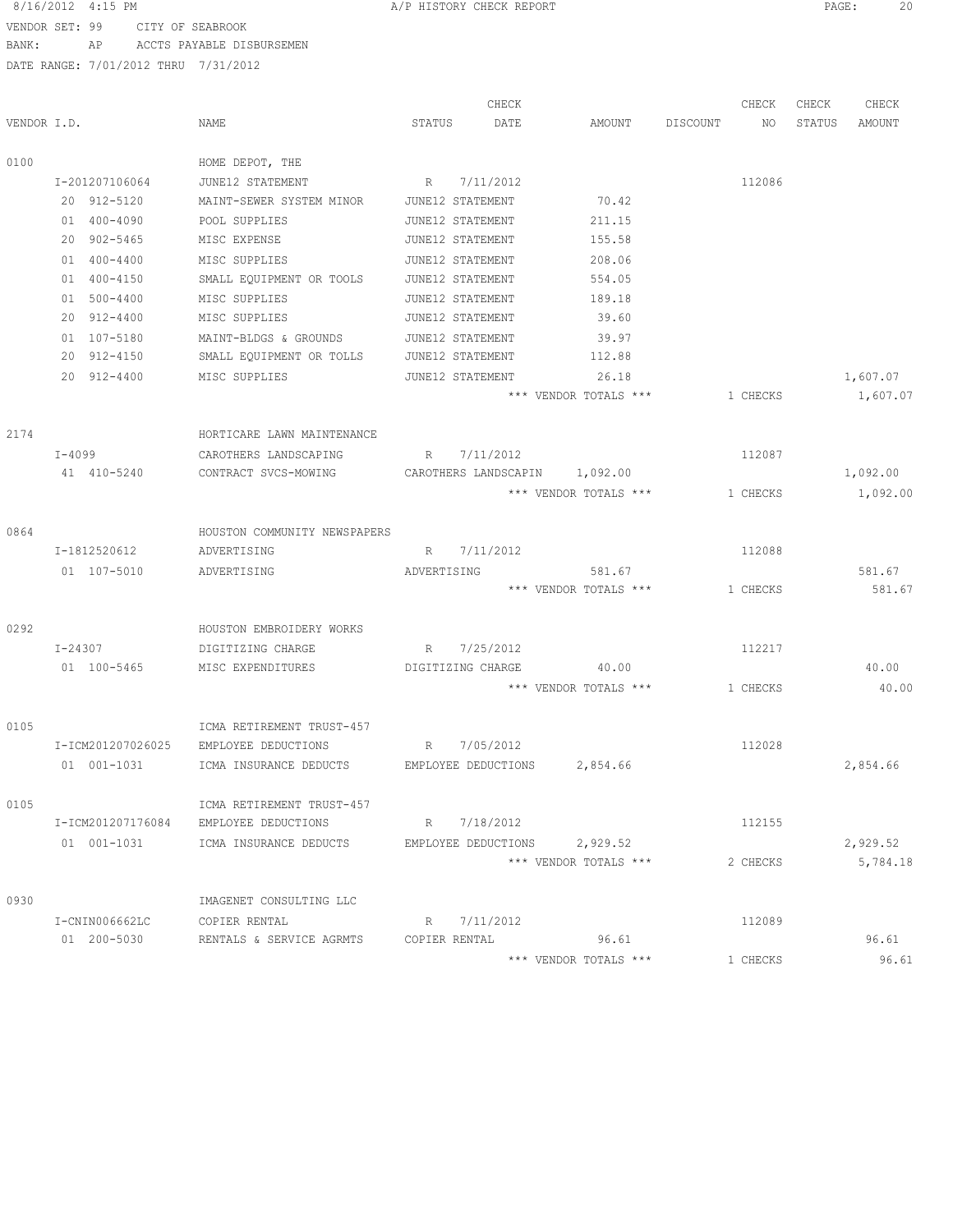8/16/2012 4:15 PM A/P HISTORY CHECK REPORT

VENDOR SET: 99 CITY OF SEABROOK
BANK: AP ACCTS PAYABLE DISBURSEMEN
DATE RANGE: 7/01/2012 THRU 7/31/2012

| VENDOR I.D. | NAME | STATUS | CHECK DATE | AMOUNT | DISCOUNT | CHECK NO | CHECK STATUS | CHECK AMOUNT |
|---|---|---|---|---|---|---|---|---|
| 0100 | HOME DEPOT, THE | | | | | | | |
| I-201207106064 | JUNE12 STATEMENT | R | 7/11/2012 | | | 112086 | | |
| 20 912-5120 | MAINT-SEWER SYSTEM MINOR | JUNE12 STATEMENT | | 70.42 | | | | |
| 01 400-4090 | POOL SUPPLIES | JUNE12 STATEMENT | | 211.15 | | | | |
| 20 902-5465 | MISC EXPENSE | JUNE12 STATEMENT | | 155.58 | | | | |
| 01 400-4400 | MISC SUPPLIES | JUNE12 STATEMENT | | 208.06 | | | | |
| 01 400-4150 | SMALL EQUIPMENT OR TOOLS | JUNE12 STATEMENT | | 554.05 | | | | |
| 01 500-4400 | MISC SUPPLIES | JUNE12 STATEMENT | | 189.18 | | | | |
| 20 912-4400 | MISC SUPPLIES | JUNE12 STATEMENT | | 39.60 | | | | |
| 01 107-5180 | MAINT-BLDGS & GROUNDS | JUNE12 STATEMENT | | 39.97 | | | | |
| 20 912-4150 | SMALL EQUIPMENT OR TOLLS | JUNE12 STATEMENT | | 112.88 | | | | |
| 20 912-4400 | MISC SUPPLIES | JUNE12 STATEMENT | | 26.18 | | | | 1,607.07 |
| | | | | *** VENDOR TOTALS *** | | 1 CHECKS | | 1,607.07 |
| 2174 | HORTICARE LAWN MAINTENANCE | | | | | | | |
| I-4099 | CAROTHERS LANDSCAPING | R | 7/11/2012 | | | 112087 | | |
| 41 410-5240 | CONTRACT SVCS-MOWING | CAROTHERS LANDSCAPIN | | 1,092.00 | | | | 1,092.00 |
| | | | | *** VENDOR TOTALS *** | | 1 CHECKS | | 1,092.00 |
| 0864 | HOUSTON COMMUNITY NEWSPAPERS | | | | | | | |
| I-1812520612 | ADVERTISING | R | 7/11/2012 | | | 112088 | | |
| 01 107-5010 | ADVERTISING | ADVERTISING | | 581.67 | | | | 581.67 |
| | | | | *** VENDOR TOTALS *** | | 1 CHECKS | | 581.67 |
| 0292 | HOUSTON EMBROIDERY WORKS | | | | | | | |
| I-24307 | DIGITIZING CHARGE | R | 7/25/2012 | | | 112217 | | |
| 01 100-5465 | MISC EXPENDITURES | DIGITIZING CHARGE | | 40.00 | | | | 40.00 |
| | | | | *** VENDOR TOTALS *** | | 1 CHECKS | | 40.00 |
| 0105 | ICMA RETIREMENT TRUST-457 | | | | | | | |
| I-ICM201207026025 | EMPLOYEE DEDUCTIONS | R | 7/05/2012 | | | 112028 | | |
| 01 001-1031 | ICMA INSURANCE DEDUCTS | EMPLOYEE DEDUCTIONS | | 2,854.66 | | | | 2,854.66 |
| 0105 | ICMA RETIREMENT TRUST-457 | | | | | | | |
| I-ICM201207176084 | EMPLOYEE DEDUCTIONS | R | 7/18/2012 | | | 112155 | | |
| 01 001-1031 | ICMA INSURANCE DEDUCTS | EMPLOYEE DEDUCTIONS | | 2,929.52 | | | | 2,929.52 |
| | | | | *** VENDOR TOTALS *** | | 2 CHECKS | | 5,784.18 |
| 0930 | IMAGENET CONSULTING LLC | | | | | | | |
| I-CNIN006662LC | COPIER RENTAL | R | 7/11/2012 | | | 112089 | | |
| 01 200-5030 | RENTALS & SERVICE AGRMTS | COPIER RENTAL | | 96.61 | | | | 96.61 |
| | | | | *** VENDOR TOTALS *** | | 1 CHECKS | | 96.61 |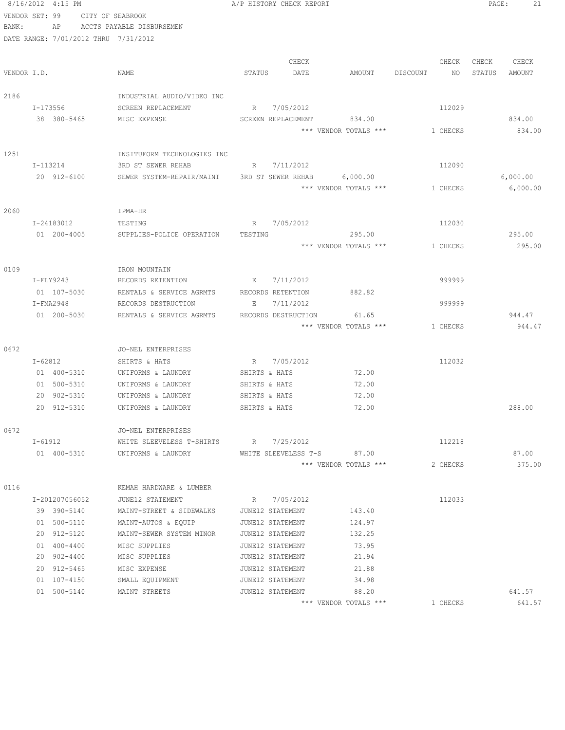8/16/2012 4:15 PM A/P HISTORY CHECK REPORT

VENDOR SET: 99 CITY OF SEABROOK
BANK: AP ACCTS PAYABLE DISBURSEMEN
DATE RANGE: 7/01/2012 THRU 7/31/2012

| VENDOR I.D. | NAME | STATUS | CHECK DATE | AMOUNT | DISCOUNT | CHECK NO | CHECK STATUS | CHECK AMOUNT |
|---|---|---|---|---|---|---|---|---|
| 2186 | INDUSTRIAL AUDIO/VIDEO INC | | | | | | | |
| I-173556 | SCREEN REPLACEMENT | R | 7/05/2012 | | | 112029 | | |
| 38 380-5465 | MISC EXPENSE | SCREEN REPLACEMENT | | 834.00 | | | | 834.00 |
| | | | | *** VENDOR TOTALS *** | | 1 CHECKS | | 834.00 |
| 1251 | INSITUFORM TECHNOLOGIES INC | | | | | | | |
| I-113214 | 3RD ST SEWER REHAB | R | 7/11/2012 | | | 112090 | | |
| 20 912-6100 | SEWER SYSTEM-REPAIR/MAINT | 3RD ST SEWER REHAB | | 6,000.00 | | | | 6,000.00 |
| | | | | *** VENDOR TOTALS *** | | 1 CHECKS | | 6,000.00 |
| 2060 | IPMA-HR | | | | | | | |
| I-24183012 | TESTING | R | 7/05/2012 | | | 112030 | | |
| 01 200-4005 | SUPPLIES-POLICE OPERATION | TESTING | | 295.00 | | | | 295.00 |
| | | | | *** VENDOR TOTALS *** | | 1 CHECKS | | 295.00 |
| 0109 | IRON MOUNTAIN | | | | | | | |
| I-FLY9243 | RECORDS RETENTION | E | 7/11/2012 | | | 999999 | | |
| 01 107-5030 | RENTALS & SERVICE AGRMTS | RECORDS RETENTION | | 882.82 | | | | |
| I-FMA2948 | RECORDS DESTRUCTION | E | 7/11/2012 | | | 999999 | | |
| 01 200-5030 | RENTALS & SERVICE AGRMTS | RECORDS DESTRUCTION | | 61.65 | | | | 944.47 |
| | | | | *** VENDOR TOTALS *** | | 1 CHECKS | | 944.47 |
| 0672 | JO-NEL ENTERPRISES | | | | | | | |
| I-62812 | SHIRTS & HATS | R | 7/05/2012 | | | 112032 | | |
| 01 400-5310 | UNIFORMS & LAUNDRY | SHIRTS & HATS | | 72.00 | | | | |
| 01 500-5310 | UNIFORMS & LAUNDRY | SHIRTS & HATS | | 72.00 | | | | |
| 20 902-5310 | UNIFORMS & LAUNDRY | SHIRTS & HATS | | 72.00 | | | | |
| 20 912-5310 | UNIFORMS & LAUNDRY | SHIRTS & HATS | | 72.00 | | | | 288.00 |
| 0672 | JO-NEL ENTERPRISES | | | | | | | |
| I-61912 | WHITE SLEEVELESS T-SHIRTS | R | 7/25/2012 | | | 112218 | | |
| 01 400-5310 | UNIFORMS & LAUNDRY | WHITE SLEEVELESS T-S | | 87.00 | | | | 87.00 |
| | | | | *** VENDOR TOTALS *** | | 2 CHECKS | | 375.00 |
| 0116 | KEMAH HARDWARE & LUMBER | | | | | | | |
| I-201207056052 | JUNE12 STATEMENT | R | 7/05/2012 | | | 112033 | | |
| 39 390-5140 | MAINT-STREET & SIDEWALKS | JUNE12 STATEMENT | | 143.40 | | | | |
| 01 500-5110 | MAINT-AUTOS & EQUIP | JUNE12 STATEMENT | | 124.97 | | | | |
| 20 912-5120 | MAINT-SEWER SYSTEM MINOR | JUNE12 STATEMENT | | 132.25 | | | | |
| 01 400-4400 | MISC SUPPLIES | JUNE12 STATEMENT | | 73.95 | | | | |
| 20 902-4400 | MISC SUPPLIES | JUNE12 STATEMENT | | 21.94 | | | | |
| 20 912-5465 | MISC EXPENSE | JUNE12 STATEMENT | | 21.88 | | | | |
| 01 107-4150 | SMALL EQUIPMENT | JUNE12 STATEMENT | | 34.98 | | | | |
| 01 500-5140 | MAINT STREETS | JUNE12 STATEMENT | | 88.20 | | | | 641.57 |
| | | | | *** VENDOR TOTALS *** | | 1 CHECKS | | 641.57 |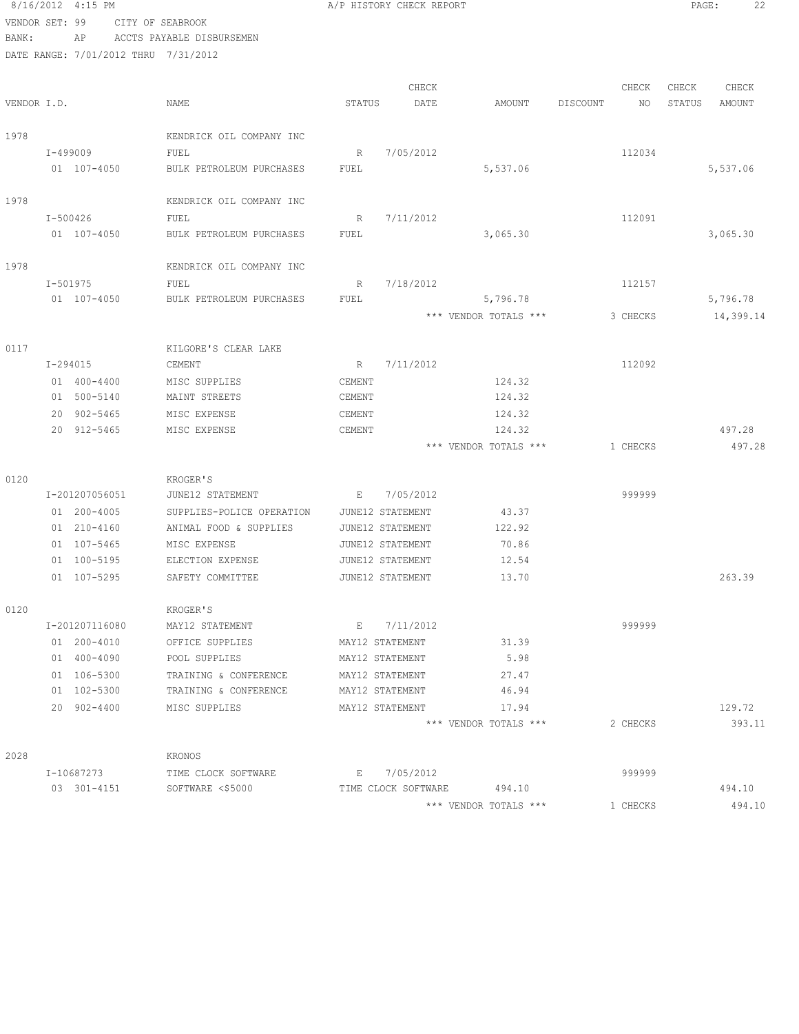8/16/2012 4:15 PM A/P HISTORY CHECK REPORT

VENDOR SET: 99 CITY OF SEABROOK
BANK: AP ACCTS PAYABLE DISBURSEMEN
DATE RANGE: 7/01/2012 THRU 7/31/2012

| VENDOR I.D. | NAME | STATUS | CHECK DATE | AMOUNT | DISCOUNT | CHECK NO | CHECK STATUS | CHECK AMOUNT |
|---|---|---|---|---|---|---|---|---|
| 1978 | KENDRICK OIL COMPANY INC | | | | | | | |
| I-499009 | FUEL | R | 7/05/2012 | | | 112034 | | |
| 01 107-4050 | BULK PETROLEUM PURCHASES | FUEL | | 5,537.06 | | | | 5,537.06 |
| 1978 | KENDRICK OIL COMPANY INC | | | | | | | |
| I-500426 | FUEL | R | 7/11/2012 | | | 112091 | | |
| 01 107-4050 | BULK PETROLEUM PURCHASES | FUEL | | 3,065.30 | | | | 3,065.30 |
| 1978 | KENDRICK OIL COMPANY INC | | | | | | | |
| I-501975 | FUEL | R | 7/18/2012 | | | 112157 | | |
| 01 107-4050 | BULK PETROLEUM PURCHASES | FUEL | | 5,796.78 | | | | 5,796.78 |
| | | | | *** VENDOR TOTALS *** | | 3 CHECKS | | 14,399.14 |
| 0117 | KILGORE'S CLEAR LAKE | | | | | | | |
| I-294015 | CEMENT | R | 7/11/2012 | | | 112092 | | |
| 01 400-4400 | MISC SUPPLIES | CEMENT | | 124.32 | | | | |
| 01 500-5140 | MAINT STREETS | CEMENT | | 124.32 | | | | |
| 20 902-5465 | MISC EXPENSE | CEMENT | | 124.32 | | | | |
| 20 912-5465 | MISC EXPENSE | CEMENT | | 124.32 | | | | 497.28 |
| | | | | *** VENDOR TOTALS *** | | 1 CHECKS | | 497.28 |
| 0120 | KROGER'S | | | | | | | |
| I-201207056051 | JUNE12 STATEMENT | E | 7/05/2012 | | | 999999 | | |
| 01 200-4005 | SUPPLIES-POLICE OPERATION | JUNE12 STATEMENT | | 43.37 | | | | |
| 01 210-4160 | ANIMAL FOOD & SUPPLIES | JUNE12 STATEMENT | | 122.92 | | | | |
| 01 107-5465 | MISC EXPENSE | JUNE12 STATEMENT | | 70.86 | | | | |
| 01 100-5195 | ELECTION EXPENSE | JUNE12 STATEMENT | | 12.54 | | | | |
| 01 107-5295 | SAFETY COMMITTEE | JUNE12 STATEMENT | | 13.70 | | | | 263.39 |
| 0120 | KROGER'S | | | | | | | |
| I-201207116080 | MAY12 STATEMENT | E | 7/11/2012 | | | 999999 | | |
| 01 200-4010 | OFFICE SUPPLIES | MAY12 STATEMENT | | 31.39 | | | | |
| 01 400-4090 | POOL SUPPLIES | MAY12 STATEMENT | | 5.98 | | | | |
| 01 106-5300 | TRAINING & CONFERENCE | MAY12 STATEMENT | | 27.47 | | | | |
| 01 102-5300 | TRAINING & CONFERENCE | MAY12 STATEMENT | | 46.94 | | | | |
| 20 902-4400 | MISC SUPPLIES | MAY12 STATEMENT | | 17.94 | | | | 129.72 |
| | | | | *** VENDOR TOTALS *** | | 2 CHECKS | | 393.11 |
| 2028 | KRONOS | | | | | | | |
| I-10687273 | TIME CLOCK SOFTWARE | E | 7/05/2012 | | | 999999 | | |
| 03 301-4151 | SOFTWARE <$5000 | TIME CLOCK SOFTWARE | | 494.10 | | | | 494.10 |
| | | | | *** VENDOR TOTALS *** | | 1 CHECKS | | 494.10 |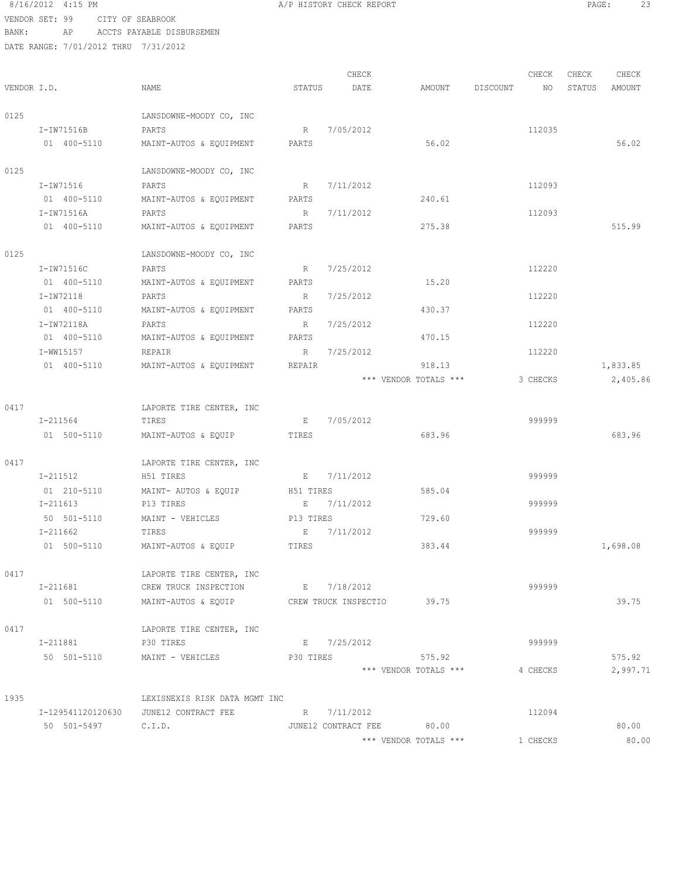8/16/2012 4:15 PM A/P HISTORY CHECK REPORT

VENDOR SET: 99 CITY OF SEABROOK
BANK: AP ACCTS PAYABLE DISBURSEMEN
DATE RANGE: 7/01/2012 THRU 7/31/2012

| VENDOR I.D. | NAME | STATUS | CHECK DATE | AMOUNT | DISCOUNT | CHECK NO | CHECK STATUS | CHECK AMOUNT |
|---|---|---|---|---|---|---|---|---|
| 0125 | LANSDOWNE-MOODY CO, INC | | | | | | | |
| I-IW71516B | PARTS | R | 7/05/2012 | | | 112035 | | |
| 01 400-5110 | MAINT-AUTOS & EQUIPMENT | PARTS | | 56.02 | | | | 56.02 |
| 0125 | LANSDOWNE-MOODY CO, INC | | | | | | | |
| I-IW71516 | PARTS | R | 7/11/2012 | | | 112093 | | |
| 01 400-5110 | MAINT-AUTOS & EQUIPMENT | PARTS | | 240.61 | | | | |
| I-IW71516A | PARTS | R | 7/11/2012 | | | 112093 | | |
| 01 400-5110 | MAINT-AUTOS & EQUIPMENT | PARTS | | 275.38 | | | | 515.99 |
| 0125 | LANSDOWNE-MOODY CO, INC | | | | | | | |
| I-IW71516C | PARTS | R | 7/25/2012 | | | 112220 | | |
| 01 400-5110 | MAINT-AUTOS & EQUIPMENT | PARTS | | 15.20 | | | | |
| I-IW72118 | PARTS | R | 7/25/2012 | | | 112220 | | |
| 01 400-5110 | MAINT-AUTOS & EQUIPMENT | PARTS | | 430.37 | | | | |
| I-IW72118A | PARTS | R | 7/25/2012 | | | 112220 | | |
| 01 400-5110 | MAINT-AUTOS & EQUIPMENT | PARTS | | 470.15 | | | | |
| I-WW15157 | REPAIR | R | 7/25/2012 | | | 112220 | | |
| 01 400-5110 | MAINT-AUTOS & EQUIPMENT | REPAIR | | 918.13 | | | | 1,833.85 |
| | | | | *** VENDOR TOTALS *** | | 3 CHECKS | | 2,405.86 |
| 0417 | LAPORTE TIRE CENTER, INC | | | | | | | |
| I-211564 | TIRES | E | 7/05/2012 | | | 999999 | | |
| 01 500-5110 | MAINT-AUTOS & EQUIP | TIRES | | 683.96 | | | | 683.96 |
| 0417 | LAPORTE TIRE CENTER, INC | | | | | | | |
| I-211512 | H51 TIRES | E | 7/11/2012 | | | 999999 | | |
| 01 210-5110 | MAINT- AUTOS & EQUIP | H51 TIRES | | 585.04 | | | | |
| I-211613 | P13 TIRES | E | 7/11/2012 | | | 999999 | | |
| 50 501-5110 | MAINT - VEHICLES | P13 TIRES | | 729.60 | | | | |
| I-211662 | TIRES | E | 7/11/2012 | | | 999999 | | |
| 01 500-5110 | MAINT-AUTOS & EQUIP | TIRES | | 383.44 | | | | 1,698.08 |
| 0417 | LAPORTE TIRE CENTER, INC | | | | | | | |
| I-211681 | CREW TRUCK INSPECTION | E | 7/18/2012 | | | 999999 | | |
| 01 500-5110 | MAINT-AUTOS & EQUIP | CREW TRUCK INSPECTIO | | 39.75 | | | | 39.75 |
| 0417 | LAPORTE TIRE CENTER, INC | | | | | | | |
| I-211881 | P30 TIRES | E | 7/25/2012 | | | 999999 | | |
| 50 501-5110 | MAINT - VEHICLES | P30 TIRES | | 575.92 | | | | 575.92 |
| | | | | *** VENDOR TOTALS *** | | 4 CHECKS | | 2,997.71 |
| 1935 | LEXISNEXIS RISK DATA MGMT INC | | | | | | | |
| I-129541120120630 | JUNE12 CONTRACT FEE | R | 7/11/2012 | | | 112094 | | |
| 50 501-5497 | C.I.D. | JUNE12 CONTRACT FEE | | 80.00 | | | | 80.00 |
| | | | | *** VENDOR TOTALS *** | | 1 CHECKS | | 80.00 |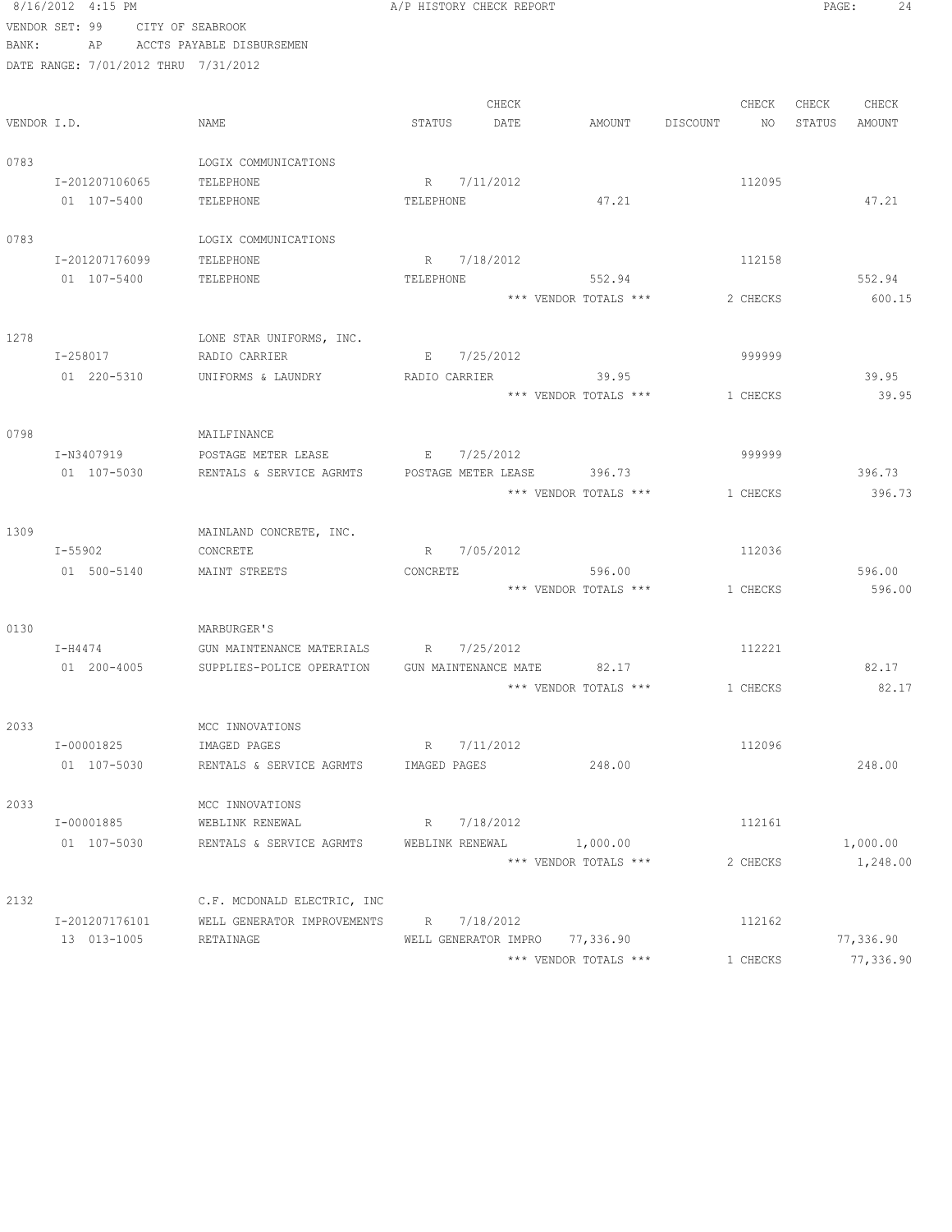8/16/2012 4:15 PM A/P HISTORY CHECK REPORT

VENDOR SET: 99 CITY OF SEABROOK
BANK: AP ACCTS PAYABLE DISBURSEMEN
DATE RANGE: 7/01/2012 THRU 7/31/2012

| VENDOR I.D. | NAME | STATUS | CHECK DATE | AMOUNT | DISCOUNT | CHECK NO | CHECK STATUS | CHECK AMOUNT |
|---|---|---|---|---|---|---|---|---|
| 0783 | LOGIX COMMUNICATIONS | | | | | | | |
| I-201207106065 | TELEPHONE | R | 7/11/2012 | | | 112095 | | |
| 01 107-5400 | TELEPHONE | TELEPHONE | | 47.21 | | | | 47.21 |
| 0783 | LOGIX COMMUNICATIONS | | | | | | | |
| I-201207176099 | TELEPHONE | R | 7/18/2012 | | | 112158 | | |
| 01 107-5400 | TELEPHONE | TELEPHONE | | 552.94 | | | | 552.94 |
| | | | | *** VENDOR TOTALS *** | | 2 CHECKS | | 600.15 |
| 1278 | LONE STAR UNIFORMS, INC. | | | | | | | |
| I-258017 | RADIO CARRIER | E | 7/25/2012 | | | 999999 | | |
| 01 220-5310 | UNIFORMS & LAUNDRY | RADIO CARRIER | | 39.95 | | | | 39.95 |
| | | | | *** VENDOR TOTALS *** | | 1 CHECKS | | 39.95 |
| 0798 | MAILFINANCE | | | | | | | |
| I-N3407919 | POSTAGE METER LEASE | E | 7/25/2012 | | | 999999 | | |
| 01 107-5030 | RENTALS & SERVICE AGRMTS | POSTAGE METER LEASE | | 396.73 | | | | 396.73 |
| | | | | *** VENDOR TOTALS *** | | 1 CHECKS | | 396.73 |
| 1309 | MAINLAND CONCRETE, INC. | | | | | | | |
| I-55902 | CONCRETE | R | 7/05/2012 | | | 112036 | | |
| 01 500-5140 | MAINT STREETS | CONCRETE | | 596.00 | | | | 596.00 |
| | | | | *** VENDOR TOTALS *** | | 1 CHECKS | | 596.00 |
| 0130 | MARBURGER'S | | | | | | | |
| I-H4474 | GUN MAINTENANCE MATERIALS | R | 7/25/2012 | | | 112221 | | |
| 01 200-4005 | SUPPLIES-POLICE OPERATION | GUN MAINTENANCE MATE | | 82.17 | | | | 82.17 |
| | | | | *** VENDOR TOTALS *** | | 1 CHECKS | | 82.17 |
| 2033 | MCC INNOVATIONS | | | | | | | |
| I-00001825 | IMAGED PAGES | R | 7/11/2012 | | | 112096 | | |
| 01 107-5030 | RENTALS & SERVICE AGRMTS | IMAGED PAGES | | 248.00 | | | | 248.00 |
| 2033 | MCC INNOVATIONS | | | | | | | |
| I-00001885 | WEBLINK RENEWAL | R | 7/18/2012 | | | 112161 | | |
| 01 107-5030 | RENTALS & SERVICE AGRMTS | WEBLINK RENEWAL | | 1,000.00 | | | | 1,000.00 |
| | | | | *** VENDOR TOTALS *** | | 2 CHECKS | | 1,248.00 |
| 2132 | C.F. MCDONALD ELECTRIC, INC | | | | | | | |
| I-201207176101 | WELL GENERATOR IMPROVEMENTS | R | 7/18/2012 | | | 112162 | | |
| 13 013-1005 | RETAINAGE | WELL GENERATOR IMPRO | | 77,336.90 | | | | 77,336.90 |
| | | | | *** VENDOR TOTALS *** | | 1 CHECKS | | 77,336.90 |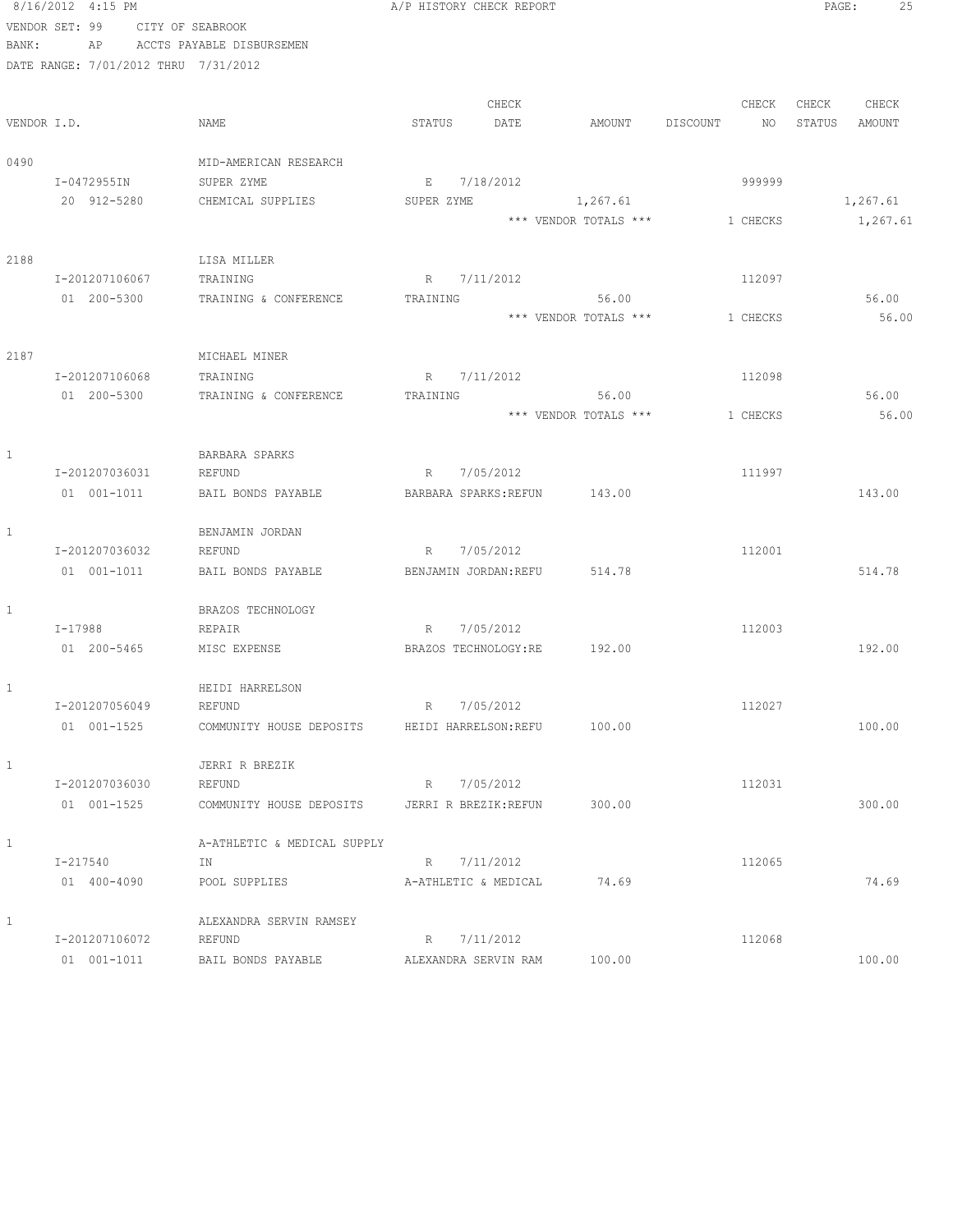8/16/2012 4:15 PM A/P HISTORY CHECK REPORT

VENDOR SET: 99 CITY OF SEABROOK
BANK: AP ACCTS PAYABLE DISBURSEMEN
DATE RANGE: 7/01/2012 THRU 7/31/2012

| VENDOR I.D. | NAME | STATUS | CHECK DATE | AMOUNT | DISCOUNT | CHECK NO | CHECK STATUS | CHECK AMOUNT |
|---|---|---|---|---|---|---|---|---|
| 0490 | MID-AMERICAN RESEARCH | | | | | | | |
| I-0472955IN | SUPER ZYME | E | 7/18/2012 | | | 999999 | | |
| 20 912-5280 | CHEMICAL SUPPLIES | SUPER ZYME | | 1,267.61 | | | | 1,267.61 |
| | | | | *** VENDOR TOTALS *** | | 1 CHECKS | | 1,267.61 |
| 2188 | LISA MILLER | | | | | | | |
| I-201207106067 | TRAINING | R | 7/11/2012 | | | 112097 | | |
| 01 200-5300 | TRAINING & CONFERENCE | TRAINING | | 56.00 | | | | 56.00 |
| | | | | *** VENDOR TOTALS *** | | 1 CHECKS | | 56.00 |
| 2187 | MICHAEL MINER | | | | | | | |
| I-201207106068 | TRAINING | R | 7/11/2012 | | | 112098 | | |
| 01 200-5300 | TRAINING & CONFERENCE | TRAINING | | 56.00 | | | | 56.00 |
| | | | | *** VENDOR TOTALS *** | | 1 CHECKS | | 56.00 |
| 1 | BARBARA SPARKS | | | | | | | |
| I-201207036031 | REFUND | R | 7/05/2012 | | | 111997 | | |
| 01 001-1011 | BAIL BONDS PAYABLE | BARBARA SPARKS:REFUN | | 143.00 | | | | 143.00 |
| 1 | BENJAMIN JORDAN | | | | | | | |
| I-201207036032 | REFUND | R | 7/05/2012 | | | 112001 | | |
| 01 001-1011 | BAIL BONDS PAYABLE | BENJAMIN JORDAN:REFU | | 514.78 | | | | 514.78 |
| 1 | BRAZOS TECHNOLOGY | | | | | | | |
| I-17988 | REPAIR | R | 7/05/2012 | | | 112003 | | |
| 01 200-5465 | MISC EXPENSE | BRAZOS TECHNOLOGY:RE | | 192.00 | | | | 192.00 |
| 1 | HEIDI HARRELSON | | | | | | | |
| I-201207056049 | REFUND | R | 7/05/2012 | | | 112027 | | |
| 01 001-1525 | COMMUNITY HOUSE DEPOSITS | HEIDI HARRELSON:REFU | | 100.00 | | | | 100.00 |
| 1 | JERRI R BREZIK | | | | | | | |
| I-201207036030 | REFUND | R | 7/05/2012 | | | 112031 | | |
| 01 001-1525 | COMMUNITY HOUSE DEPOSITS | JERRI R BREZIK:REFUN | | 300.00 | | | | 300.00 |
| 1 | A-ATHLETIC & MEDICAL SUPPLY | | | | | | | |
| I-217540 | IN | R | 7/11/2012 | | | 112065 | | |
| 01 400-4090 | POOL SUPPLIES | A-ATHLETIC & MEDICAL | | 74.69 | | | | 74.69 |
| 1 | ALEXANDRA SERVIN RAMSEY | | | | | | | |
| I-201207106072 | REFUND | R | 7/11/2012 | | | 112068 | | |
| 01 001-1011 | BAIL BONDS PAYABLE | ALEXANDRA SERVIN RAM | | 100.00 | | | | 100.00 |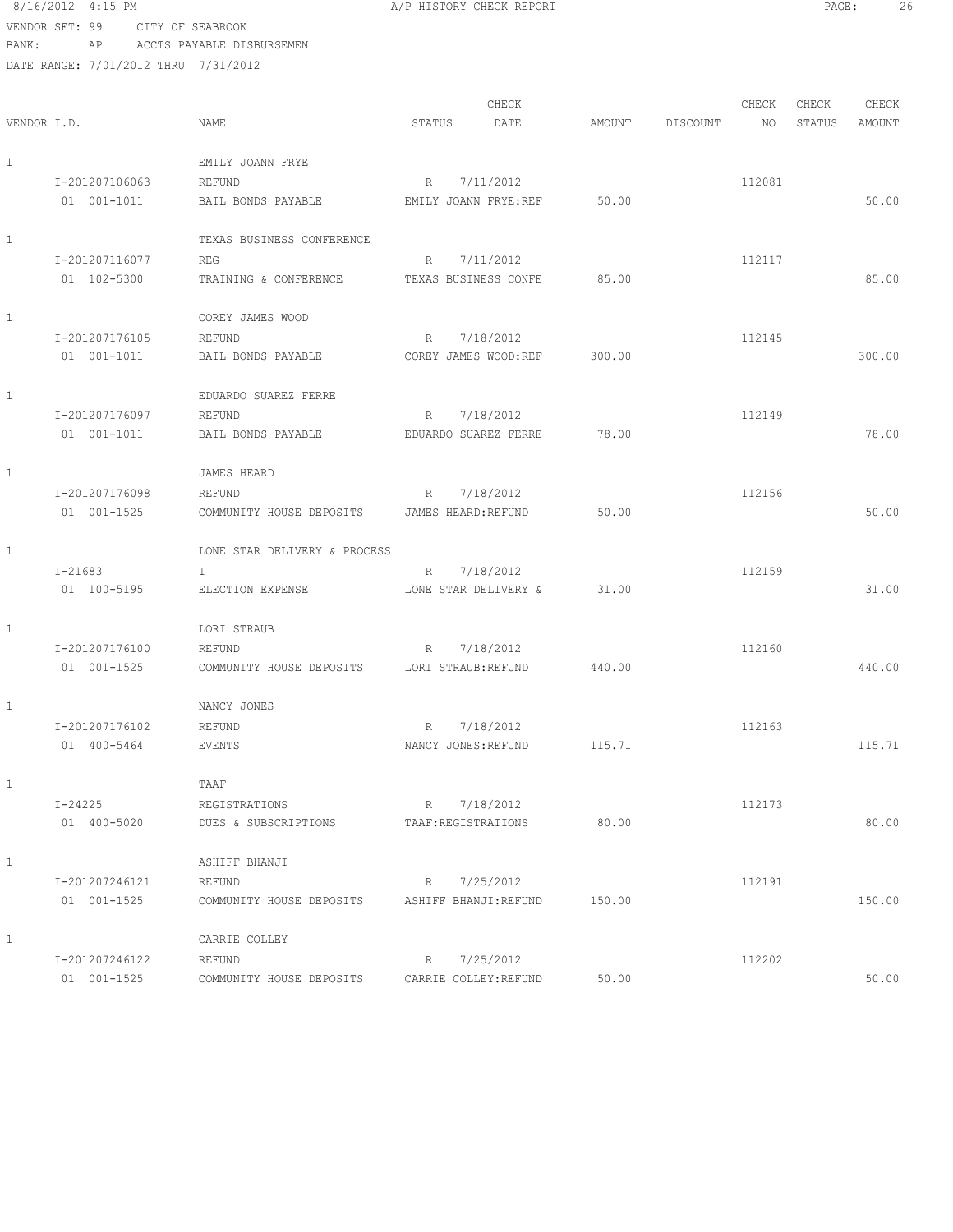8/16/2012 4:15 PM A/P HISTORY CHECK REPORT

VENDOR SET: 99 CITY OF SEABROOK
BANK: AP ACCTS PAYABLE DISBURSEMEN
DATE RANGE: 7/01/2012 THRU 7/31/2012

| VENDOR I.D. | NAME | STATUS | CHECK DATE | AMOUNT | DISCOUNT | CHECK NO | CHECK STATUS | CHECK AMOUNT |
|---|---|---|---|---|---|---|---|---|
| 1 | EMILY JOANN FRYE | | | | | | | |
| I-201207106063 | REFUND | R | 7/11/2012 | | | 112081 | | |
| 01 001-1011 | BAIL BONDS PAYABLE | EMILY JOANN FRYE:REF | | 50.00 | | | | 50.00 |
| 1 | TEXAS BUSINESS CONFERENCE | | | | | | | |
| I-201207116077 | REG | R | 7/11/2012 | | | 112117 | | |
| 01 102-5300 | TRAINING & CONFERENCE | TEXAS BUSINESS CONFE | | 85.00 | | | | 85.00 |
| 1 | COREY JAMES WOOD | | | | | | | |
| I-201207176105 | REFUND | R | 7/18/2012 | | | 112145 | | |
| 01 001-1011 | BAIL BONDS PAYABLE | COREY JAMES WOOD:REF | | 300.00 | | | | 300.00 |
| 1 | EDUARDO SUAREZ FERRE | | | | | | | |
| I-201207176097 | REFUND | R | 7/18/2012 | | | 112149 | | |
| 01 001-1011 | BAIL BONDS PAYABLE | EDUARDO SUAREZ FERRE | | 78.00 | | | | 78.00 |
| 1 | JAMES HEARD | | | | | | | |
| I-201207176098 | REFUND | R | 7/18/2012 | | | 112156 | | |
| 01 001-1525 | COMMUNITY HOUSE DEPOSITS | JAMES HEARD:REFUND | | 50.00 | | | | 50.00 |
| 1 | LONE STAR DELIVERY & PROCESS | | | | | | | |
| I-21683 | I | R | 7/18/2012 | | | 112159 | | |
| 01 100-5195 | ELECTION EXPENSE | LONE STAR DELIVERY & | | 31.00 | | | | 31.00 |
| 1 | LORI STRAUB | | | | | | | |
| I-201207176100 | REFUND | R | 7/18/2012 | | | 112160 | | |
| 01 001-1525 | COMMUNITY HOUSE DEPOSITS | LORI STRAUB:REFUND | | 440.00 | | | | 440.00 |
| 1 | NANCY JONES | | | | | | | |
| I-201207176102 | REFUND | R | 7/18/2012 | | | 112163 | | |
| 01 400-5464 | EVENTS | NANCY JONES:REFUND | | 115.71 | | | | 115.71 |
| 1 | TAAF | | | | | | | |
| I-24225 | REGISTRATIONS | R | 7/18/2012 | | | 112173 | | |
| 01 400-5020 | DUES & SUBSCRIPTIONS | TAAF:REGISTRATIONS | | 80.00 | | | | 80.00 |
| 1 | ASHIFF BHANJI | | | | | | | |
| I-201207246121 | REFUND | R | 7/25/2012 | | | 112191 | | |
| 01 001-1525 | COMMUNITY HOUSE DEPOSITS | ASHIFF BHANJI:REFUND | | 150.00 | | | | 150.00 |
| 1 | CARRIE COLLEY | | | | | | | |
| I-201207246122 | REFUND | R | 7/25/2012 | | | 112202 | | |
| 01 001-1525 | COMMUNITY HOUSE DEPOSITS | CARRIE COLLEY:REFUND | | 50.00 | | | | 50.00 |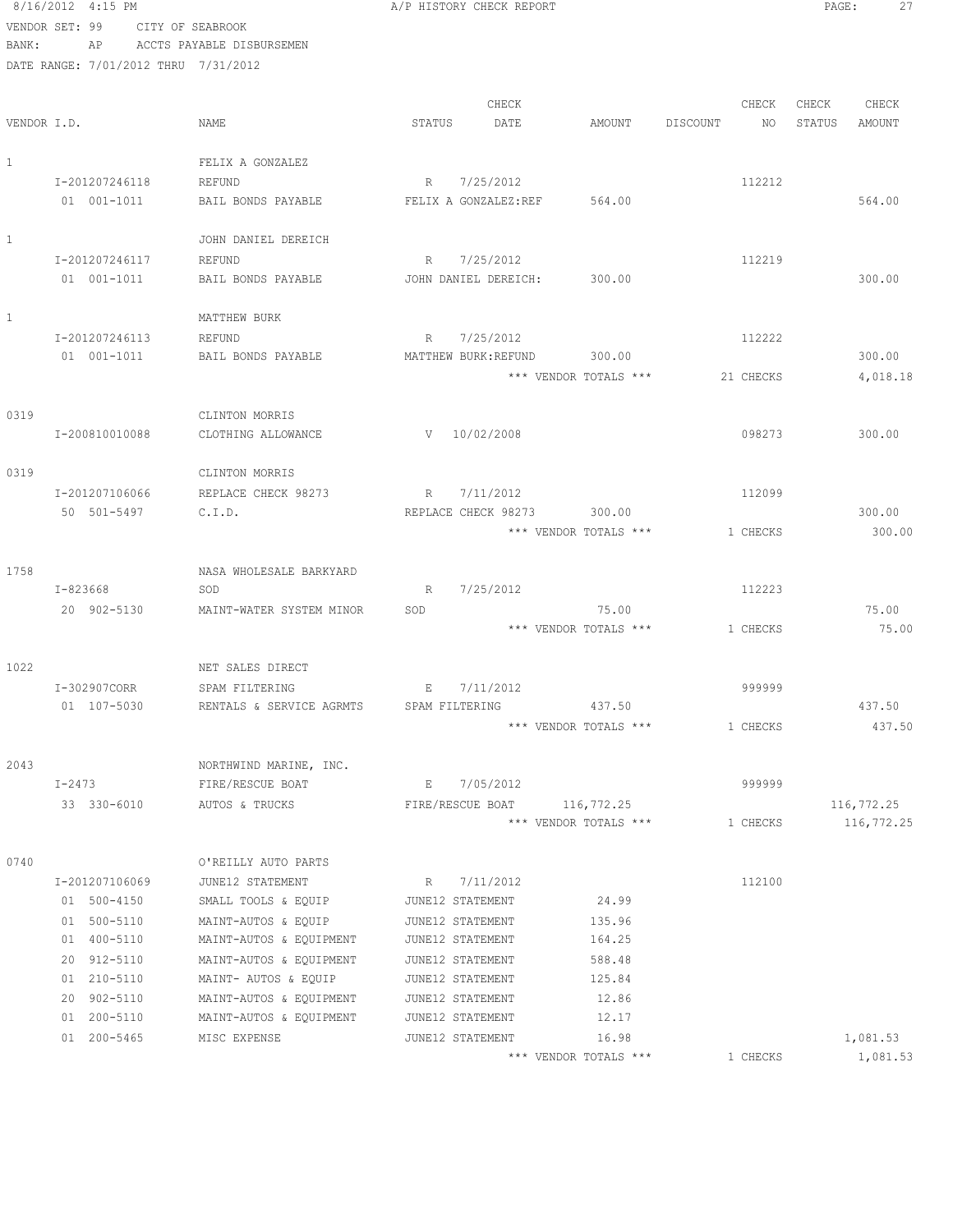8/16/2012 4:15 PM A/P HISTORY CHECK REPORT

VENDOR SET: 99 CITY OF SEABROOK
BANK: AP ACCTS PAYABLE DISBURSEMEN
DATE RANGE: 7/01/2012 THRU 7/31/2012

| VENDOR I.D. | NAME | STATUS | CHECK DATE | AMOUNT | DISCOUNT | CHECK NO | CHECK STATUS | CHECK AMOUNT |
|---|---|---|---|---|---|---|---|---|
| 1 | FELIX A GONZALEZ | | | | | | | |
| I-201207246118 | REFUND | R | 7/25/2012 | | | 112212 | | |
| 01 001-1011 | BAIL BONDS PAYABLE | FELIX A GONZALEZ:REF | | 564.00 | | | | 564.00 |
| 1 | JOHN DANIEL DEREICH | | | | | | | |
| I-201207246117 | REFUND | R | 7/25/2012 | | | 112219 | | |
| 01 001-1011 | BAIL BONDS PAYABLE | JOHN DANIEL DEREICH: | | 300.00 | | | | 300.00 |
| 1 | MATTHEW BURK | | | | | | | |
| I-201207246113 | REFUND | R | 7/25/2012 | | | 112222 | | |
| 01 001-1011 | BAIL BONDS PAYABLE | MATTHEW BURK:REFUND | | 300.00 | | | | 300.00 |
| | | | | *** VENDOR TOTALS *** | | 21 CHECKS | | 4,018.18 |
| 0319 | CLINTON MORRIS | | | | | | | |
| I-200810010088 | CLOTHING ALLOWANCE | V | 10/02/2008 | | | 098273 | | 300.00 |
| 0319 | CLINTON MORRIS | | | | | | | |
| I-201207106066 | REPLACE CHECK 98273 | R | 7/11/2012 | | | 112099 | | |
| 50 501-5497 | C.I.D. | REPLACE CHECK 98273 | | 300.00 | | | | 300.00 |
| | | | | *** VENDOR TOTALS *** | | 1 CHECKS | | 300.00 |
| 1758 | NASA WHOLESALE BARKYARD | | | | | | | |
| I-823668 | SOD | R | 7/25/2012 | | | 112223 | | |
| 20 902-5130 | MAINT-WATER SYSTEM MINOR | SOD | | 75.00 | | | | 75.00 |
| | | | | *** VENDOR TOTALS *** | | 1 CHECKS | | 75.00 |
| 1022 | NET SALES DIRECT | | | | | | | |
| I-302907CORR | SPAM FILTERING | E | 7/11/2012 | | | 999999 | | |
| 01 107-5030 | RENTALS & SERVICE AGRMTS | SPAM FILTERING | | 437.50 | | | | 437.50 |
| | | | | *** VENDOR TOTALS *** | | 1 CHECKS | | 437.50 |
| 2043 | NORTHWIND MARINE, INC. | | | | | | | |
| I-2473 | FIRE/RESCUE BOAT | E | 7/05/2012 | | | 999999 | | |
| 33 330-6010 | AUTOS & TRUCKS | FIRE/RESCUE BOAT | | 116,772.25 | | | | 116,772.25 |
| | | | | *** VENDOR TOTALS *** | | 1 CHECKS | | 116,772.25 |
| 0740 | O'REILLY AUTO PARTS | | | | | | | |
| I-201207106069 | JUNE12 STATEMENT | R | 7/11/2012 | | | 112100 | | |
| 01 500-4150 | SMALL TOOLS & EQUIP | JUNE12 STATEMENT | | 24.99 | | | | |
| 01 500-5110 | MAINT-AUTOS & EQUIP | JUNE12 STATEMENT | | 135.96 | | | | |
| 01 400-5110 | MAINT-AUTOS & EQUIPMENT | JUNE12 STATEMENT | | 164.25 | | | | |
| 20 912-5110 | MAINT-AUTOS & EQUIPMENT | JUNE12 STATEMENT | | 588.48 | | | | |
| 01 210-5110 | MAINT- AUTOS & EQUIP | JUNE12 STATEMENT | | 125.84 | | | | |
| 20 902-5110 | MAINT-AUTOS & EQUIPMENT | JUNE12 STATEMENT | | 12.86 | | | | |
| 01 200-5110 | MAINT-AUTOS & EQUIPMENT | JUNE12 STATEMENT | | 12.17 | | | | |
| 01 200-5465 | MISC EXPENSE | JUNE12 STATEMENT | | 16.98 | | | | 1,081.53 |
| | | | | *** VENDOR TOTALS *** | | 1 CHECKS | | 1,081.53 |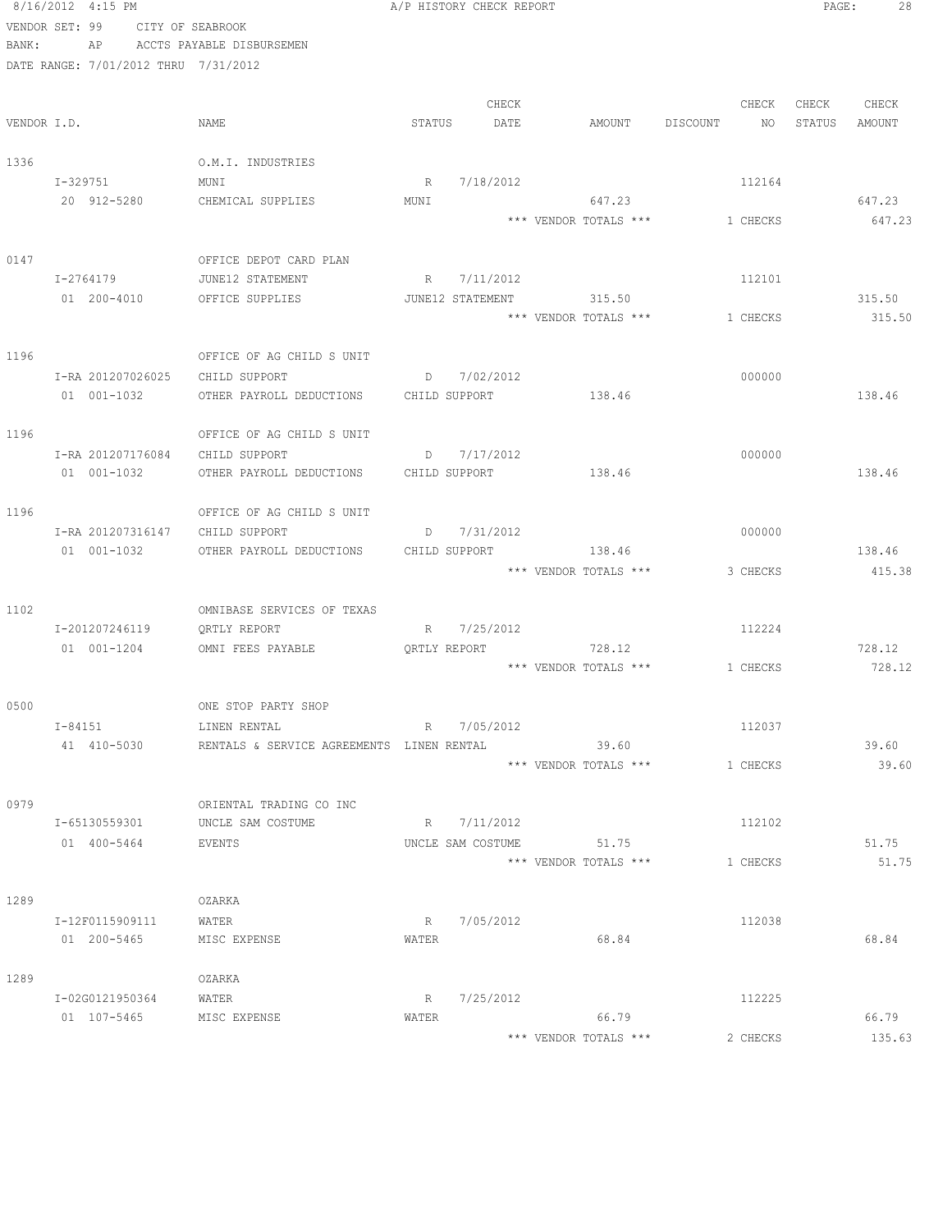8/16/2012 4:15 PM A/P HISTORY CHECK REPORT

VENDOR SET: 99 CITY OF SEABROOK
BANK: AP ACCTS PAYABLE DISBURSEMEN
DATE RANGE: 7/01/2012 THRU 7/31/2012

| VENDOR I.D. | NAME | STATUS | CHECK DATE | AMOUNT | DISCOUNT | CHECK NO | CHECK STATUS | CHECK AMOUNT |
|---|---|---|---|---|---|---|---|---|
| 1336 | O.M.I. INDUSTRIES | | | | | | | |
| I-329751 | MUNI | R | 7/18/2012 | | | 112164 | | |
| 20 912-5280 | CHEMICAL SUPPLIES | MUNI | | 647.23 | | | | 647.23 |
| | | | | *** VENDOR TOTALS *** | | 1 CHECKS | | 647.23 |
| 0147 | OFFICE DEPOT CARD PLAN | | | | | | | |
| I-2764179 | JUNE12 STATEMENT | R | 7/11/2012 | | | 112101 | | |
| 01 200-4010 | OFFICE SUPPLIES | JUNE12 STATEMENT | | 315.50 | | | | 315.50 |
| | | | | *** VENDOR TOTALS *** | | 1 CHECKS | | 315.50 |
| 1196 | OFFICE OF AG CHILD S UNIT | | | | | | | |
| I-RA 201207026025 | CHILD SUPPORT | D | 7/02/2012 | | | 000000 | | |
| 01 001-1032 | OTHER PAYROLL DEDUCTIONS | CHILD SUPPORT | | 138.46 | | | | 138.46 |
| 1196 | OFFICE OF AG CHILD S UNIT | | | | | | | |
| I-RA 201207176084 | CHILD SUPPORT | D | 7/17/2012 | | | 000000 | | |
| 01 001-1032 | OTHER PAYROLL DEDUCTIONS | CHILD SUPPORT | | 138.46 | | | | 138.46 |
| 1196 | OFFICE OF AG CHILD S UNIT | | | | | | | |
| I-RA 201207316147 | CHILD SUPPORT | D | 7/31/2012 | | | 000000 | | |
| 01 001-1032 | OTHER PAYROLL DEDUCTIONS | CHILD SUPPORT | | 138.46 | | | | 138.46 |
| | | | | *** VENDOR TOTALS *** | | 3 CHECKS | | 415.38 |
| 1102 | OMNIBASE SERVICES OF TEXAS | | | | | | | |
| I-201207246119 | QRTLY REPORT | R | 7/25/2012 | | | 112224 | | |
| 01 001-1204 | OMNI FEES PAYABLE | QRTLY REPORT | | 728.12 | | | | 728.12 |
| | | | | *** VENDOR TOTALS *** | | 1 CHECKS | | 728.12 |
| 0500 | ONE STOP PARTY SHOP | | | | | | | |
| I-84151 | LINEN RENTAL | R | 7/05/2012 | | | 112037 | | |
| 41 410-5030 | RENTALS & SERVICE AGREEMENTS | LINEN RENTAL | | 39.60 | | | | 39.60 |
| | | | | *** VENDOR TOTALS *** | | 1 CHECKS | | 39.60 |
| 0979 | ORIENTAL TRADING CO INC | | | | | | | |
| I-65130559301 | UNCLE SAM COSTUME | R | 7/11/2012 | | | 112102 | | |
| 01 400-5464 | EVENTS | UNCLE SAM COSTUME | | 51.75 | | | | 51.75 |
| | | | | *** VENDOR TOTALS *** | | 1 CHECKS | | 51.75 |
| 1289 | OZARKA | | | | | | | |
| I-12F0115909111 | WATER | R | 7/05/2012 | | | 112038 | | |
| 01 200-5465 | MISC EXPENSE | WATER | | 68.84 | | | | 68.84 |
| 1289 | OZARKA | | | | | | | |
| I-02G0121950364 | WATER | R | 7/25/2012 | | | 112225 | | |
| 01 107-5465 | MISC EXPENSE | WATER | | 66.79 | | | | 66.79 |
| | | | | *** VENDOR TOTALS *** | | 2 CHECKS | | 135.63 |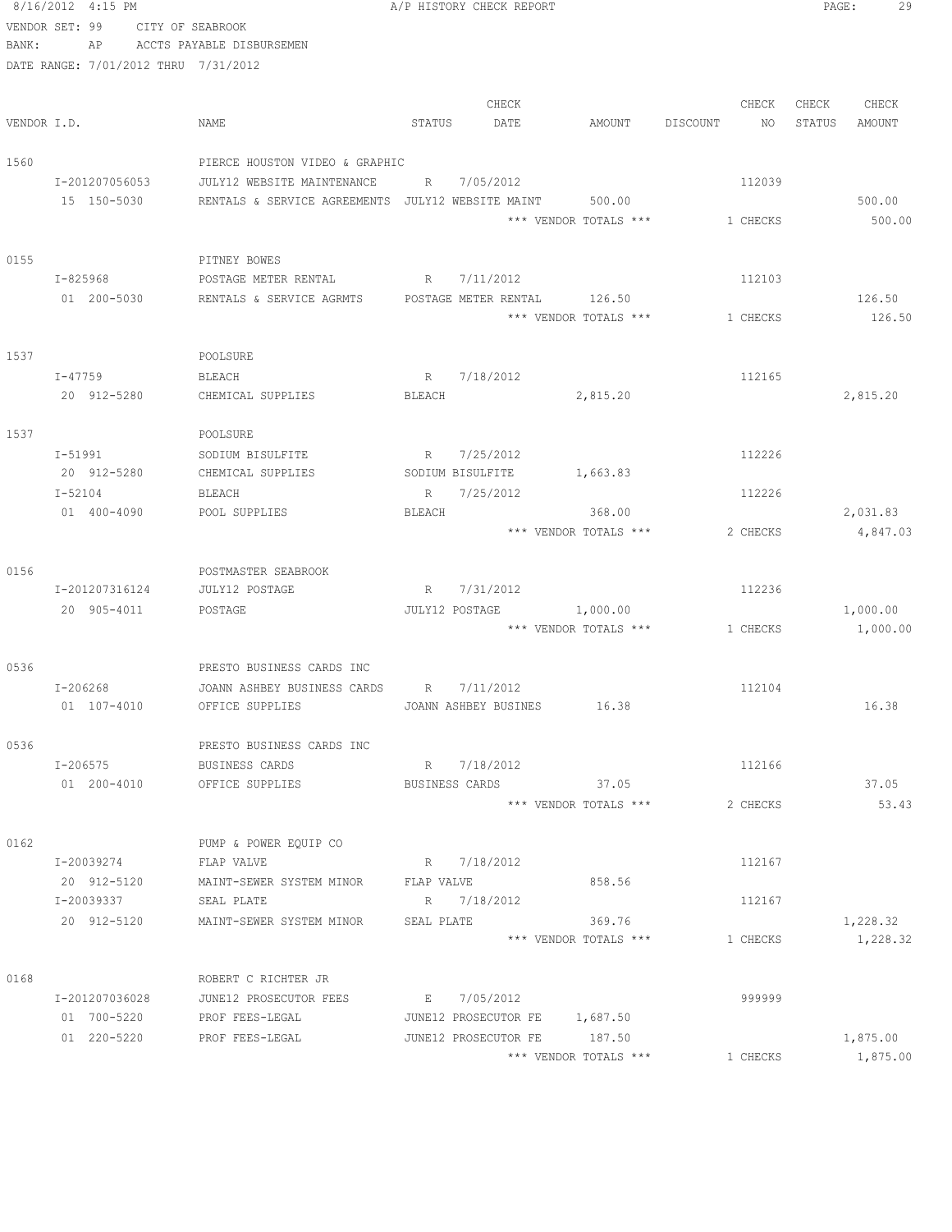8/16/2012 4:15 PM A/P HISTORY CHECK REPORT

VENDOR SET: 99 CITY OF SEABROOK
BANK: AP ACCTS PAYABLE DISBURSEMEN
DATE RANGE: 7/01/2012 THRU 7/31/2012

| VENDOR I.D. | NAME | STATUS | CHECK DATE | AMOUNT | DISCOUNT | CHECK NO | CHECK STATUS | CHECK AMOUNT |
|---|---|---|---|---|---|---|---|---|
| 1560 | PIERCE HOUSTON VIDEO & GRAPHIC | | | | | | | |
| I-201207056053 | JULY12 WEBSITE MAINTENANCE | R | 7/05/2012 | | | 112039 | | |
| 15 150-5030 | RENTALS & SERVICE AGREEMENTS | JULY12 WEBSITE MAINT | | 500.00 | | | | 500.00 |
| | | | | *** VENDOR TOTALS *** | | 1 CHECKS | | 500.00 |
| 0155 | PITNEY BOWES | | | | | | | |
| I-825968 | POSTAGE METER RENTAL | R | 7/11/2012 | | | 112103 | | |
| 01 200-5030 | RENTALS & SERVICE AGRMTS | POSTAGE METER RENTAL | | 126.50 | | | | 126.50 |
| | | | | *** VENDOR TOTALS *** | | 1 CHECKS | | 126.50 |
| 1537 | POOLSURE | | | | | | | |
| I-47759 | BLEACH | R | 7/18/2012 | | | 112165 | | |
| 20 912-5280 | CHEMICAL SUPPLIES | BLEACH | | 2,815.20 | | | | 2,815.20 |
| 1537 | POOLSURE | | | | | | | |
| I-51991 | SODIUM BISULFITE | R | 7/25/2012 | | | 112226 | | |
| 20 912-5280 | CHEMICAL SUPPLIES | SODIUM BISULFITE | | 1,663.83 | | | | |
| I-52104 | BLEACH | R | 7/25/2012 | | | 112226 | | |
| 01 400-4090 | POOL SUPPLIES | BLEACH | | 368.00 | | | | 2,031.83 |
| | | | | *** VENDOR TOTALS *** | | 2 CHECKS | | 4,847.03 |
| 0156 | POSTMASTER SEABROOK | | | | | | | |
| I-201207316124 | JULY12 POSTAGE | R | 7/31/2012 | | | 112236 | | |
| 20 905-4011 | POSTAGE | JULY12 POSTAGE | | 1,000.00 | | | | 1,000.00 |
| | | | | *** VENDOR TOTALS *** | | 1 CHECKS | | 1,000.00 |
| 0536 | PRESTO BUSINESS CARDS INC | | | | | | | |
| I-206268 | JOANN ASHBEY BUSINESS CARDS | R | 7/11/2012 | | | 112104 | | |
| 01 107-4010 | OFFICE SUPPLIES | JOANN ASHBEY BUSINES | | 16.38 | | | | 16.38 |
| 0536 | PRESTO BUSINESS CARDS INC | | | | | | | |
| I-206575 | BUSINESS CARDS | R | 7/18/2012 | | | 112166 | | |
| 01 200-4010 | OFFICE SUPPLIES | BUSINESS CARDS | | 37.05 | | | | 37.05 |
| | | | | *** VENDOR TOTALS *** | | 2 CHECKS | | 53.43 |
| 0162 | PUMP & POWER EQUIP CO | | | | | | | |
| I-20039274 | FLAP VALVE | R | 7/18/2012 | | | 112167 | | |
| 20 912-5120 | MAINT-SEWER SYSTEM MINOR | FLAP VALVE | | 858.56 | | | | |
| I-20039337 | SEAL PLATE | R | 7/18/2012 | | | 112167 | | |
| 20 912-5120 | MAINT-SEWER SYSTEM MINOR | SEAL PLATE | | 369.76 | | | | 1,228.32 |
| | | | | *** VENDOR TOTALS *** | | 1 CHECKS | | 1,228.32 |
| 0168 | ROBERT C RICHTER JR | | | | | | | |
| I-201207036028 | JUNE12 PROSECUTOR FEES | E | 7/05/2012 | | | 999999 | | |
| 01 700-5220 | PROF FEES-LEGAL | JUNE12 PROSECUTOR FE | | 1,687.50 | | | | |
| 01 220-5220 | PROF FEES-LEGAL | JUNE12 PROSECUTOR FE | | 187.50 | | | | 1,875.00 |
| | | | | *** VENDOR TOTALS *** | | 1 CHECKS | | 1,875.00 |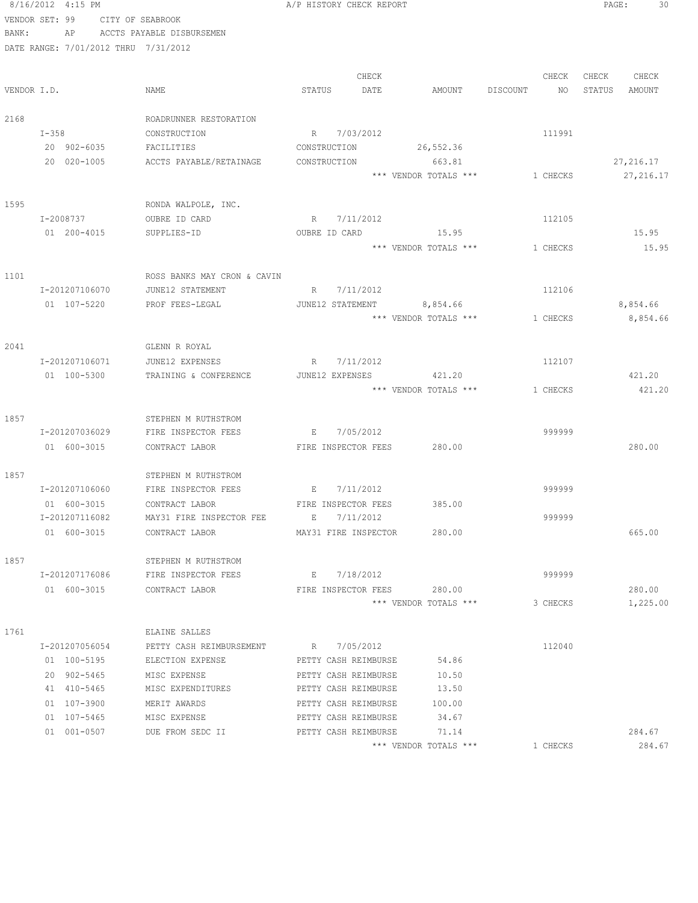8/16/2012 4:15 PM A/P HISTORY CHECK REPORT

VENDOR SET: 99 CITY OF SEABROOK
BANK: AP ACCTS PAYABLE DISBURSEMEN
DATE RANGE: 7/01/2012 THRU 7/31/2012

| VENDOR I.D. | NAME | STATUS | CHECK DATE | AMOUNT | DISCOUNT | CHECK NO | CHECK STATUS | CHECK AMOUNT |
|---|---|---|---|---|---|---|---|---|
| 2168 | ROADRUNNER RESTORATION | | | | | | | |
| I-358 | CONSTRUCTION | R | 7/03/2012 | | | 111991 | | |
| 20 902-6035 | FACILITIES | CONSTRUCTION | | 26,552.36 | | | | |
| 20 020-1005 | ACCTS PAYABLE/RETAINAGE | CONSTRUCTION | | 663.81 | | | | 27,216.17 |
| | | | | *** VENDOR TOTALS *** | | 1 CHECKS | | 27,216.17 |
| 1595 | RONDA WALPOLE, INC. | | | | | | | |
| I-2008737 | OUBRE ID CARD | R | 7/11/2012 | | | 112105 | | |
| 01 200-4015 | SUPPLIES-ID | OUBRE ID CARD | | 15.95 | | | | 15.95 |
| | | | | *** VENDOR TOTALS *** | | 1 CHECKS | | 15.95 |
| 1101 | ROSS BANKS MAY CRON & CAVIN | | | | | | | |
| I-201207106070 | JUNE12 STATEMENT | R | 7/11/2012 | | | 112106 | | |
| 01 107-5220 | PROF FEES-LEGAL | JUNE12 STATEMENT | | 8,854.66 | | | | 8,854.66 |
| | | | | *** VENDOR TOTALS *** | | 1 CHECKS | | 8,854.66 |
| 2041 | GLENN R ROYAL | | | | | | | |
| I-201207106071 | JUNE12 EXPENSES | R | 7/11/2012 | | | 112107 | | |
| 01 100-5300 | TRAINING & CONFERENCE | JUNE12 EXPENSES | | 421.20 | | | | 421.20 |
| | | | | *** VENDOR TOTALS *** | | 1 CHECKS | | 421.20 |
| 1857 | STEPHEN M RUTHSTROM | | | | | | | |
| I-201207036029 | FIRE INSPECTOR FEES | E | 7/05/2012 | | | 999999 | | |
| 01 600-3015 | CONTRACT LABOR | FIRE INSPECTOR FEES | | 280.00 | | | | 280.00 |
| 1857 | STEPHEN M RUTHSTROM | | | | | | | |
| I-201207106060 | FIRE INSPECTOR FEES | E | 7/11/2012 | | | 999999 | | |
| 01 600-3015 | CONTRACT LABOR | FIRE INSPECTOR FEES | | 385.00 | | | | |
| I-201207116082 | MAY31 FIRE INSPECTOR FEE | E | 7/11/2012 | | | 999999 | | |
| 01 600-3015 | CONTRACT LABOR | MAY31 FIRE INSPECTOR | | 280.00 | | | | 665.00 |
| 1857 | STEPHEN M RUTHSTROM | | | | | | | |
| I-201207176086 | FIRE INSPECTOR FEES | E | 7/18/2012 | | | 999999 | | |
| 01 600-3015 | CONTRACT LABOR | FIRE INSPECTOR FEES | | 280.00 | | | | 280.00 |
| | | | | *** VENDOR TOTALS *** | | 3 CHECKS | | 1,225.00 |
| 1761 | ELAINE SALLES | | | | | | | |
| I-201207056054 | PETTY CASH REIMBURSEMENT | R | 7/05/2012 | | | 112040 | | |
| 01 100-5195 | ELECTION EXPENSE | PETTY CASH REIMBURSE | | 54.86 | | | | |
| 20 902-5465 | MISC EXPENSE | PETTY CASH REIMBURSE | | 10.50 | | | | |
| 41 410-5465 | MISC EXPENDITURES | PETTY CASH REIMBURSE | | 13.50 | | | | |
| 01 107-3900 | MERIT AWARDS | PETTY CASH REIMBURSE | | 100.00 | | | | |
| 01 107-5465 | MISC EXPENSE | PETTY CASH REIMBURSE | | 34.67 | | | | |
| 01 001-0507 | DUE FROM SEDC II | PETTY CASH REIMBURSE | | 71.14 | | | | 284.67 |
| | | | | *** VENDOR TOTALS *** | | 1 CHECKS | | 284.67 |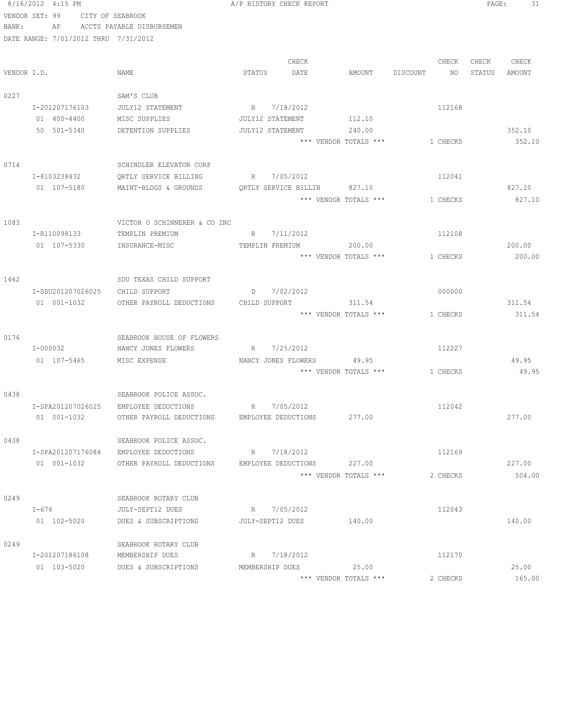8/16/2012 4:15 PM A/P HISTORY CHECK REPORT

VENDOR SET: 99 CITY OF SEABROOK
BANK: AP ACCTS PAYABLE DISBURSEMEN
DATE RANGE: 7/01/2012 THRU 7/31/2012

| VENDOR I.D. | NAME | STATUS | CHECK DATE | AMOUNT | DISCOUNT | CHECK NO | CHECK STATUS | CHECK AMOUNT |
|---|---|---|---|---|---|---|---|---|
| 0227 | SAM'S CLUB | | | | | | | |
| I-201207176103 | JULY12 STATEMENT | R | 7/18/2012 | | | 112168 | | |
| 01 400-4400 | MISC SUPPLIES | JULY12 STATEMENT | | 112.10 | | | | |
| 50 501-5340 | DETENTION SUPPLIES | JULY12 STATEMENT | | 240.00 | | | | 352.10 |
| | | | | *** VENDOR TOTALS *** | | 1 CHECKS | | 352.10 |
| 0714 | SCHINDLER ELEVATOR CORP | | | | | | | |
| I-8103238432 | QRTLY SERVICE BILLING | R | 7/05/2012 | | | 112041 | | |
| 01 107-5180 | MAINT-BLDGS & GROUNDS | QRTLY SERVICE BILLIN | | 827.10 | | | | 827.10 |
| | | | | *** VENDOR TOTALS *** | | 1 CHECKS | | 827.10 |
| 1083 | VICTOR O SCHINNERER & CO INC | | | | | | | |
| I-R110098133 | TEMPLIN PREMIUM | R | 7/11/2012 | | | 112108 | | |
| 01 107-5330 | INSURANCE-MISC | TEMPLIN PREMIUM | | 200.00 | | | | 200.00 |
| | | | | *** VENDOR TOTALS *** | | 1 CHECKS | | 200.00 |
| 1462 | SDU TEXAS CHILD SUPPORT | | | | | | | |
| I-SDU201207026025 | CHILD SUPPORT | D | 7/02/2012 | | | 000000 | | |
| 01 001-1032 | OTHER PAYROLL DEDUCTIONS | CHILD SUPPORT | | 311.54 | | | | 311.54 |
| | | | | *** VENDOR TOTALS *** | | 1 CHECKS | | 311.54 |
| 0176 | SEABROOK HOUSE OF FLOWERS | | | | | | | |
| I-000032 | NANCY JONES FLOWERS | R | 7/25/2012 | | | 112227 | | |
| 01 107-5465 | MISC EXPENSE | NANCY JONES FLOWERS | | 49.95 | | | | 49.95 |
| | | | | *** VENDOR TOTALS *** | | 1 CHECKS | | 49.95 |
| 0438 | SEABROOK POLICE ASSOC. | | | | | | | |
| I-SPA201207026025 | EMPLOYEE DEDUCTIONS | R | 7/05/2012 | | | 112042 | | |
| 01 001-1032 | OTHER PAYROLL DEDUCTIONS | EMPLOYEE DEDUCTIONS | | 277.00 | | | | 277.00 |
| 0438 | SEABROOK POLICE ASSOC. | | | | | | | |
| I-SPA201207176084 | EMPLOYEE DEDUCTIONS | R | 7/18/2012 | | | 112169 | | |
| 01 001-1032 | OTHER PAYROLL DEDUCTIONS | EMPLOYEE DEDUCTIONS | | 227.00 | | | | 227.00 |
| | | | | *** VENDOR TOTALS *** | | 2 CHECKS | | 504.00 |
| 0249 | SEABROOK ROTARY CLUB | | | | | | | |
| I-676 | JULY-SEPT12 DUES | R | 7/05/2012 | | | 112043 | | |
| 01 102-5020 | DUES & SUBSCRIPTIONS | JULY-SEPT12 DUES | | 140.00 | | | | 140.00 |
| 0249 | SEABROOK ROTARY CLUB | | | | | | | |
| I-201207186108 | MEMBERSHIP DUES | R | 7/18/2012 | | | 112170 | | |
| 01 103-5020 | DUES & SUBSCRIPTIONS | MEMBERSHIP DUES | | 25.00 | | | | 25.00 |
| | | | | *** VENDOR TOTALS *** | | 2 CHECKS | | 165.00 |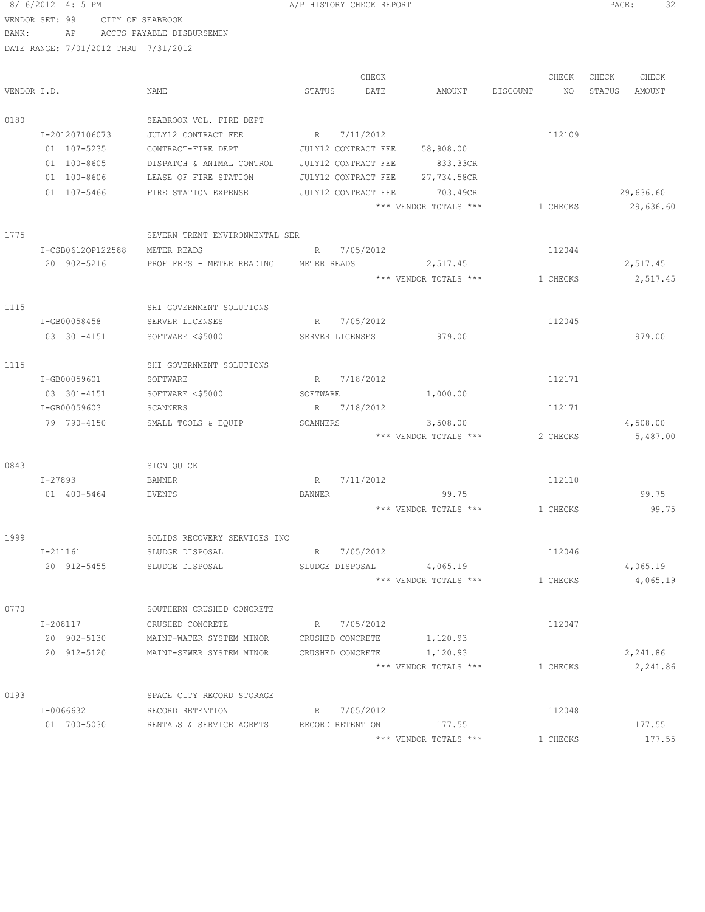8/16/2012 4:15 PM A/P HISTORY CHECK REPORT

VENDOR SET: 99 CITY OF SEABROOK
BANK: AP ACCTS PAYABLE DISBURSEMEN
DATE RANGE: 7/01/2012 THRU 7/31/2012

| VENDOR I.D. | NAME | STATUS | CHECK DATE | AMOUNT | DISCOUNT | CHECK NO | CHECK STATUS | CHECK AMOUNT |
|---|---|---|---|---|---|---|---|---|
| 0180 | SEABROOK VOL. FIRE DEPT | | | | | | | |
| I-201207106073 | JULY12 CONTRACT FEE | R | 7/11/2012 | | | 112109 | | |
| 01 107-5235 | CONTRACT-FIRE DEPT | JULY12 CONTRACT FEE | | 58,908.00 | | | | |
| 01 100-8605 | DISPATCH & ANIMAL CONTROL | JULY12 CONTRACT FEE | | 833.33CR | | | | |
| 01 100-8606 | LEASE OF FIRE STATION | JULY12 CONTRACT FEE | | 27,734.58CR | | | | |
| 01 107-5466 | FIRE STATION EXPENSE | JULY12 CONTRACT FEE | | 703.49CR | | | | 29,636.60 |
| | | | | *** VENDOR TOTALS *** | | 1 CHECKS | | 29,636.60 |
| 1775 | SEVERN TRENT ENVIRONMENTAL SER | | | | | | | |
| I-CSB0612OP122588 | METER READS | R | 7/05/2012 | | | 112044 | | |
| 20 902-5216 | PROF FEES - METER READING | METER READS | | 2,517.45 | | | | 2,517.45 |
| | | | | *** VENDOR TOTALS *** | | 1 CHECKS | | 2,517.45 |
| 1115 | SHI GOVERNMENT SOLUTIONS | | | | | | | |
| I-GB00058458 | SERVER LICENSES | R | 7/05/2012 | | | 112045 | | |
| 03 301-4151 | SOFTWARE <$5000 | SERVER LICENSES | | 979.00 | | | | 979.00 |
| 1115 | SHI GOVERNMENT SOLUTIONS | | | | | | | |
| I-GB00059601 | SOFTWARE | R | 7/18/2012 | | | 112171 | | |
| 03 301-4151 | SOFTWARE <$5000 | SOFTWARE | | 1,000.00 | | | | |
| I-GB00059603 | SCANNERS | R | 7/18/2012 | | | 112171 | | |
| 79 790-4150 | SMALL TOOLS & EQUIP | SCANNERS | | 3,508.00 | | | | 4,508.00 |
| | | | | *** VENDOR TOTALS *** | | 2 CHECKS | | 5,487.00 |
| 0843 | SIGN QUICK | | | | | | | |
| I-27893 | BANNER | R | 7/11/2012 | | | 112110 | | |
| 01 400-5464 | EVENTS | BANNER | | 99.75 | | | | 99.75 |
| | | | | *** VENDOR TOTALS *** | | 1 CHECKS | | 99.75 |
| 1999 | SOLIDS RECOVERY SERVICES INC | | | | | | | |
| I-211161 | SLUDGE DISPOSAL | R | 7/05/2012 | | | 112046 | | |
| 20 912-5455 | SLUDGE DISPOSAL | SLUDGE DISPOSAL | | 4,065.19 | | | | 4,065.19 |
| | | | | *** VENDOR TOTALS *** | | 1 CHECKS | | 4,065.19 |
| 0770 | SOUTHERN CRUSHED CONCRETE | | | | | | | |
| I-208117 | CRUSHED CONCRETE | R | 7/05/2012 | | | 112047 | | |
| 20 902-5130 | MAINT-WATER SYSTEM MINOR | CRUSHED CONCRETE | | 1,120.93 | | | | |
| 20 912-5120 | MAINT-SEWER SYSTEM MINOR | CRUSHED CONCRETE | | 1,120.93 | | | | 2,241.86 |
| | | | | *** VENDOR TOTALS *** | | 1 CHECKS | | 2,241.86 |
| 0193 | SPACE CITY RECORD STORAGE | | | | | | | |
| I-0066632 | RECORD RETENTION | R | 7/05/2012 | | | 112048 | | |
| 01 700-5030 | RENTALS & SERVICE AGRMTS | RECORD RETENTION | | 177.55 | | | | 177.55 |
| | | | | *** VENDOR TOTALS *** | | 1 CHECKS | | 177.55 |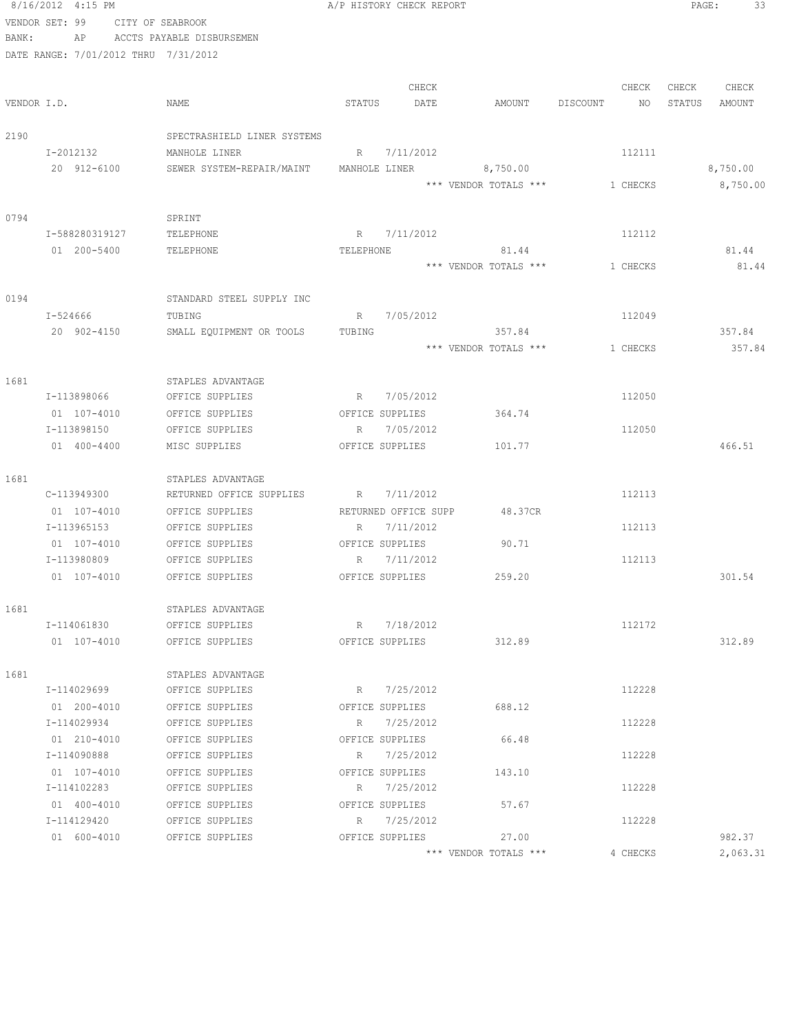8/16/2012 4:15 PM A/P HISTORY CHECK REPORT

VENDOR SET: 99 CITY OF SEABROOK
BANK: AP ACCTS PAYABLE DISBURSEMEN
DATE RANGE: 7/01/2012 THRU 7/31/2012

| VENDOR I.D. | NAME | STATUS | CHECK DATE | AMOUNT | DISCOUNT | CHECK NO | CHECK STATUS | CHECK AMOUNT |
|---|---|---|---|---|---|---|---|---|
| 2190 | SPECTRASHIELD LINER SYSTEMS | | | | | | | |
| I-2012132 | MANHOLE LINER | R | 7/11/2012 | | | 112111 | | |
| 20 912-6100 | SEWER SYSTEM-REPAIR/MAINT | MANHOLE LINER | | 8,750.00 | | | | 8,750.00 |
| | | | | *** VENDOR TOTALS *** | | 1 CHECKS | | 8,750.00 |
| 0794 | SPRINT | | | | | | | |
| I-588280319127 | TELEPHONE | R | 7/11/2012 | | | 112112 | | |
| 01 200-5400 | TELEPHONE | TELEPHONE | | 81.44 | | | | 81.44 |
| | | | | *** VENDOR TOTALS *** | | 1 CHECKS | | 81.44 |
| 0194 | STANDARD STEEL SUPPLY INC | | | | | | | |
| I-524666 | TUBING | R | 7/05/2012 | | | 112049 | | |
| 20 902-4150 | SMALL EQUIPMENT OR TOOLS | TUBING | | 357.84 | | | | 357.84 |
| | | | | *** VENDOR TOTALS *** | | 1 CHECKS | | 357.84 |
| 1681 | STAPLES ADVANTAGE | | | | | | | |
| I-113898066 | OFFICE SUPPLIES | R | 7/05/2012 | | | 112050 | | |
| 01 107-4010 | OFFICE SUPPLIES | OFFICE SUPPLIES | | 364.74 | | | | |
| I-113898150 | OFFICE SUPPLIES | R | 7/05/2012 | | | 112050 | | |
| 01 400-4400 | MISC SUPPLIES | OFFICE SUPPLIES | | 101.77 | | | | 466.51 |
| 1681 | STAPLES ADVANTAGE | | | | | | | |
| C-113949300 | RETURNED OFFICE SUPPLIES | R | 7/11/2012 | | | 112113 | | |
| 01 107-4010 | OFFICE SUPPLIES | RETURNED OFFICE SUPP | | 48.37CR | | | | |
| I-113965153 | OFFICE SUPPLIES | R | 7/11/2012 | | | 112113 | | |
| 01 107-4010 | OFFICE SUPPLIES | OFFICE SUPPLIES | | 90.71 | | | | |
| I-113980809 | OFFICE SUPPLIES | R | 7/11/2012 | | | 112113 | | |
| 01 107-4010 | OFFICE SUPPLIES | OFFICE SUPPLIES | | 259.20 | | | | 301.54 |
| 1681 | STAPLES ADVANTAGE | | | | | | | |
| I-114061830 | OFFICE SUPPLIES | R | 7/18/2012 | | | 112172 | | |
| 01 107-4010 | OFFICE SUPPLIES | OFFICE SUPPLIES | | 312.89 | | | | 312.89 |
| 1681 | STAPLES ADVANTAGE | | | | | | | |
| I-114029699 | OFFICE SUPPLIES | R | 7/25/2012 | | | 112228 | | |
| 01 200-4010 | OFFICE SUPPLIES | OFFICE SUPPLIES | | 688.12 | | | | |
| I-114029934 | OFFICE SUPPLIES | R | 7/25/2012 | | | 112228 | | |
| 01 210-4010 | OFFICE SUPPLIES | OFFICE SUPPLIES | | 66.48 | | | | |
| I-114090888 | OFFICE SUPPLIES | R | 7/25/2012 | | | 112228 | | |
| 01 107-4010 | OFFICE SUPPLIES | OFFICE SUPPLIES | | 143.10 | | | | |
| I-114102283 | OFFICE SUPPLIES | R | 7/25/2012 | | | 112228 | | |
| 01 400-4010 | OFFICE SUPPLIES | OFFICE SUPPLIES | | 57.67 | | | | |
| I-114129420 | OFFICE SUPPLIES | R | 7/25/2012 | | | 112228 | | |
| 01 600-4010 | OFFICE SUPPLIES | OFFICE SUPPLIES | | 27.00 | | | | 982.37 |
| | | | | *** VENDOR TOTALS *** | | 4 CHECKS | | 2,063.31 |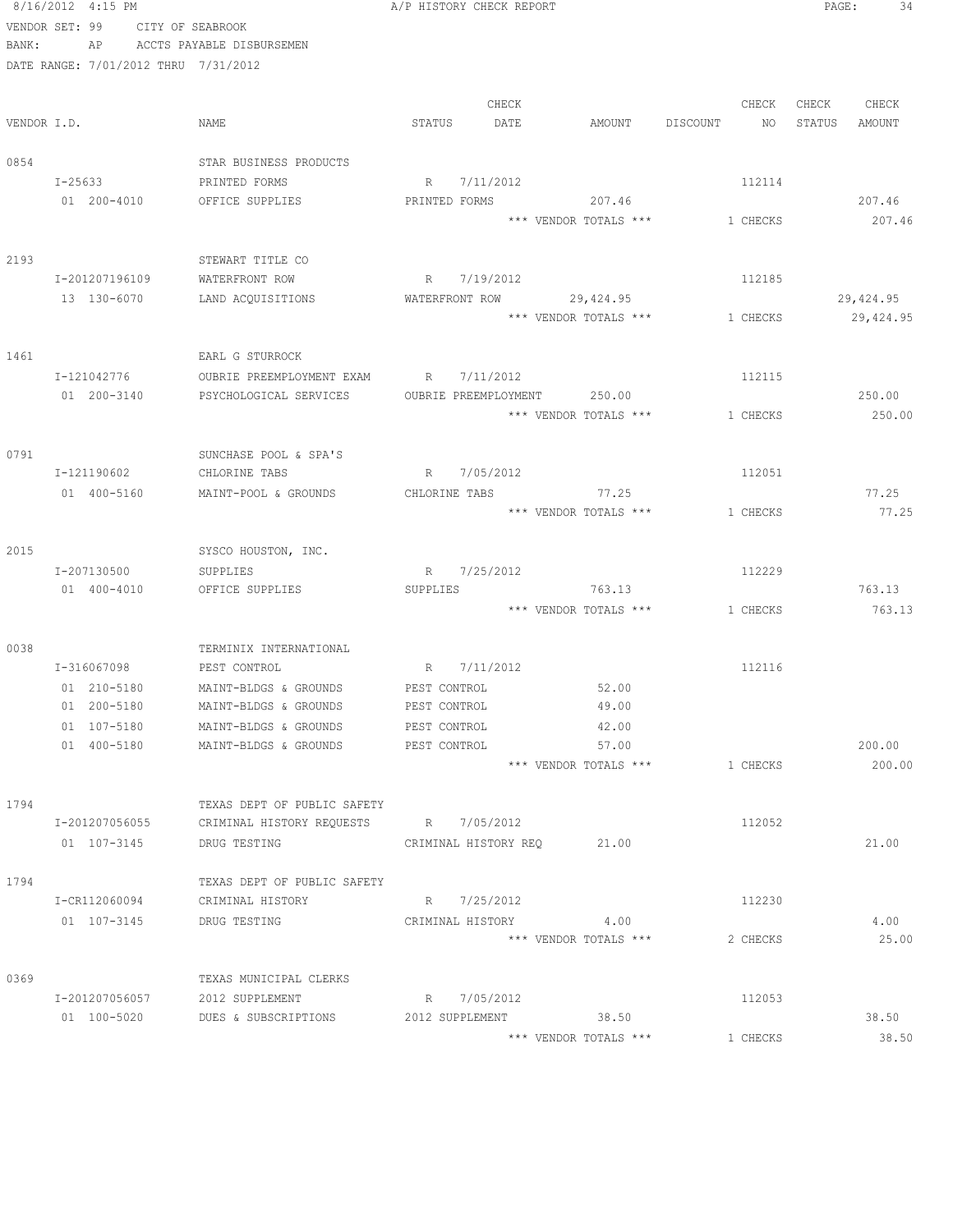VENDOR SET: 99 CITY OF SEABROOK
BANK: AP ACCTS PAYABLE DISBURSEMEN
DATE RANGE: 7/01/2012 THRU 7/31/2012

| VENDOR I.D. | NAME | STATUS | CHECK DATE | AMOUNT | DISCOUNT | CHECK NO | CHECK STATUS | CHECK AMOUNT |
|---|---|---|---|---|---|---|---|---|
| 0854 | STAR BUSINESS PRODUCTS | | | | | | | |
| I-25633 | PRINTED FORMS | R | 7/11/2012 | | | 112114 | | |
| 01 200-4010 | OFFICE SUPPLIES | PRINTED FORMS | | 207.46 | | | | 207.46 |
| | | | | *** VENDOR TOTALS *** | | 1 CHECKS | | 207.46 |
| 2193 | STEWART TITLE CO | | | | | | | |
| I-201207196109 | WATERFRONT ROW | R | 7/19/2012 | | | 112185 | | |
| 13 130-6070 | LAND ACQUISITIONS | WATERFRONT ROW | | 29,424.95 | | | | 29,424.95 |
| | | | | *** VENDOR TOTALS *** | | 1 CHECKS | | 29,424.95 |
| 1461 | EARL G STURROCK | | | | | | | |
| I-121042776 | OUBRIE PREEMPLOYMENT EXAM | R | 7/11/2012 | | | 112115 | | |
| 01 200-3140 | PSYCHOLOGICAL SERVICES | OUBRIE PREEMPLOYMENT | | 250.00 | | | | 250.00 |
| | | | | *** VENDOR TOTALS *** | | 1 CHECKS | | 250.00 |
| 0791 | SUNCHASE POOL & SPA'S | | | | | | | |
| I-121190602 | CHLORINE TABS | R | 7/05/2012 | | | 112051 | | |
| 01 400-5160 | MAINT-POOL & GROUNDS | CHLORINE TABS | | 77.25 | | | | 77.25 |
| | | | | *** VENDOR TOTALS *** | | 1 CHECKS | | 77.25 |
| 2015 | SYSCO HOUSTON, INC. | | | | | | | |
| I-207130500 | SUPPLIES | R | 7/25/2012 | | | 112229 | | |
| 01 400-4010 | OFFICE SUPPLIES | SUPPLIES | | 763.13 | | | | 763.13 |
| | | | | *** VENDOR TOTALS *** | | 1 CHECKS | | 763.13 |
| 0038 | TERMINIX INTERNATIONAL | | | | | | | |
| I-316067098 | PEST CONTROL | R | 7/11/2012 | | | 112116 | | |
| 01 210-5180 | MAINT-BLDGS & GROUNDS | PEST CONTROL | | 52.00 | | | | |
| 01 200-5180 | MAINT-BLDGS & GROUNDS | PEST CONTROL | | 49.00 | | | | |
| 01 107-5180 | MAINT-BLDGS & GROUNDS | PEST CONTROL | | 42.00 | | | | |
| 01 400-5180 | MAINT-BLDGS & GROUNDS | PEST CONTROL | | 57.00 | | | | 200.00 |
| | | | | *** VENDOR TOTALS *** | | 1 CHECKS | | 200.00 |
| 1794 | TEXAS DEPT OF PUBLIC SAFETY | | | | | | | |
| I-201207056055 | CRIMINAL HISTORY REQUESTS | R | 7/05/2012 | | | 112052 | | |
| 01 107-3145 | DRUG TESTING | CRIMINAL HISTORY REQ | | 21.00 | | | | 21.00 |
| 1794 | TEXAS DEPT OF PUBLIC SAFETY | | | | | | | |
| I-CR112060094 | CRIMINAL HISTORY | R | 7/25/2012 | | | 112230 | | |
| 01 107-3145 | DRUG TESTING | CRIMINAL HISTORY | | 4.00 | | | | 4.00 |
| | | | | *** VENDOR TOTALS *** | | 2 CHECKS | | 25.00 |
| 0369 | TEXAS MUNICIPAL CLERKS | | | | | | | |
| I-201207056057 | 2012 SUPPLEMENT | R | 7/05/2012 | | | 112053 | | |
| 01 100-5020 | DUES & SUBSCRIPTIONS | 2012 SUPPLEMENT | | 38.50 | | | | 38.50 |
| | | | | *** VENDOR TOTALS *** | | 1 CHECKS | | 38.50 |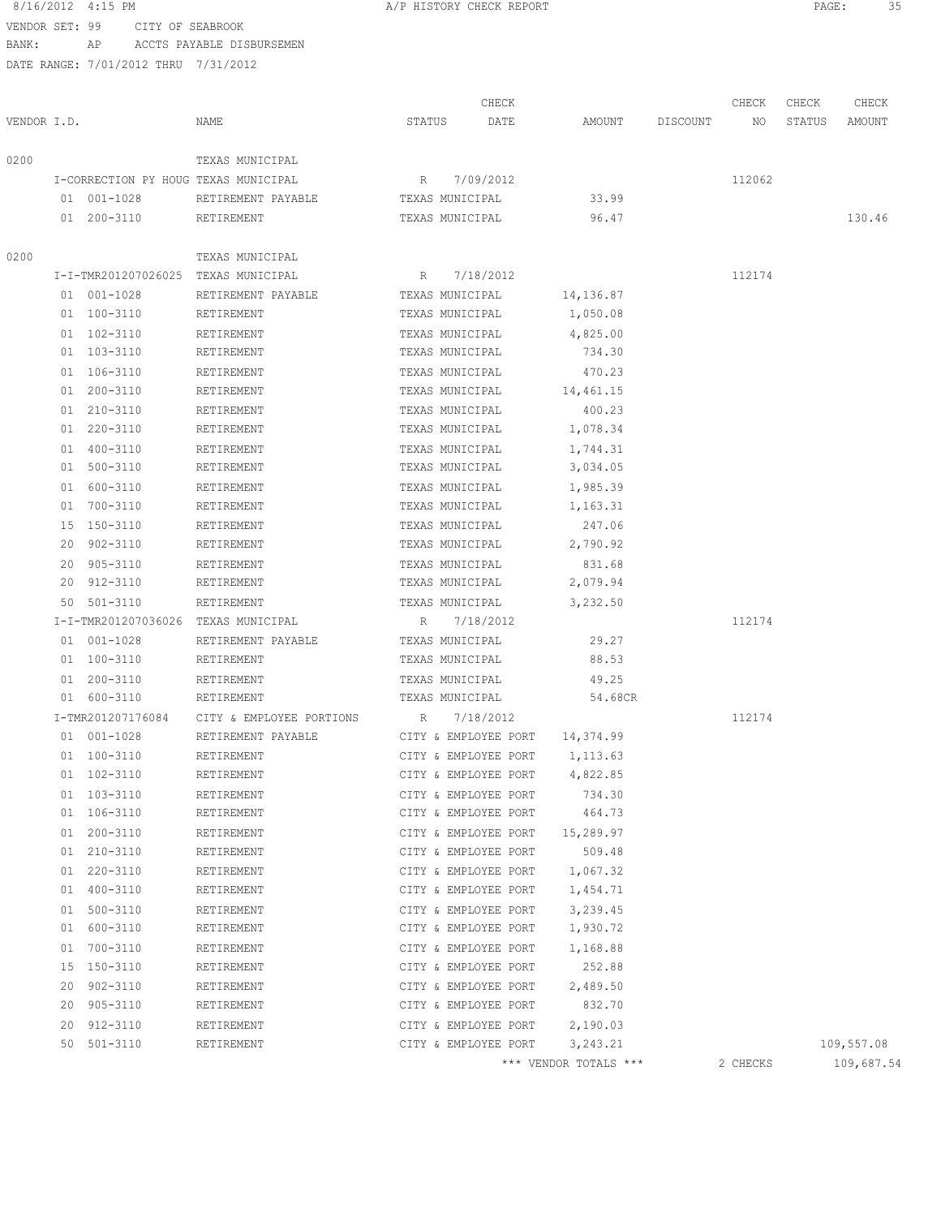8/16/2012 4:15 PM A/P HISTORY CHECK REPORT

VENDOR SET: 99 CITY OF SEABROOK
BANK: AP ACCTS PAYABLE DISBURSEMEN
DATE RANGE: 7/01/2012 THRU 7/31/2012

| VENDOR I.D. | NAME | STATUS | CHECK DATE | AMOUNT | DISCOUNT | CHECK NO | CHECK STATUS | CHECK AMOUNT |
|---|---|---|---|---|---|---|---|---|
| 0200 | TEXAS MUNICIPAL | | | | | | | |
| I-CORRECTION PY HOUG | TEXAS MUNICIPAL | R | 7/09/2012 | | | 112062 | | |
| 01 001-1028 | RETIREMENT PAYABLE | TEXAS MUNICIPAL | | 33.99 | | | | |
| 01 200-3110 | RETIREMENT | TEXAS MUNICIPAL | | 96.47 | | | | 130.46 |
| 0200 | TEXAS MUNICIPAL | | | | | | | |
| I-I-TMR201207026025 | TEXAS MUNICIPAL | R | 7/18/2012 | | | 112174 | | |
| 01 001-1028 | RETIREMENT PAYABLE | TEXAS MUNICIPAL | | 14,136.87 | | | | |
| 01 100-3110 | RETIREMENT | TEXAS MUNICIPAL | | 1,050.08 | | | | |
| 01 102-3110 | RETIREMENT | TEXAS MUNICIPAL | | 4,825.00 | | | | |
| 01 103-3110 | RETIREMENT | TEXAS MUNICIPAL | | 734.30 | | | | |
| 01 106-3110 | RETIREMENT | TEXAS MUNICIPAL | | 470.23 | | | | |
| 01 200-3110 | RETIREMENT | TEXAS MUNICIPAL | | 14,461.15 | | | | |
| 01 210-3110 | RETIREMENT | TEXAS MUNICIPAL | | 400.23 | | | | |
| 01 220-3110 | RETIREMENT | TEXAS MUNICIPAL | | 1,078.34 | | | | |
| 01 400-3110 | RETIREMENT | TEXAS MUNICIPAL | | 1,744.31 | | | | |
| 01 500-3110 | RETIREMENT | TEXAS MUNICIPAL | | 3,034.05 | | | | |
| 01 600-3110 | RETIREMENT | TEXAS MUNICIPAL | | 1,985.39 | | | | |
| 01 700-3110 | RETIREMENT | TEXAS MUNICIPAL | | 1,163.31 | | | | |
| 15 150-3110 | RETIREMENT | TEXAS MUNICIPAL | | 247.06 | | | | |
| 20 902-3110 | RETIREMENT | TEXAS MUNICIPAL | | 2,790.92 | | | | |
| 20 905-3110 | RETIREMENT | TEXAS MUNICIPAL | | 831.68 | | | | |
| 20 912-3110 | RETIREMENT | TEXAS MUNICIPAL | | 2,079.94 | | | | |
| 50 501-3110 | RETIREMENT | TEXAS MUNICIPAL | | 3,232.50 | | | | |
| I-I-TMR201207036026 | TEXAS MUNICIPAL | R | 7/18/2012 | | | 112174 | | |
| 01 001-1028 | RETIREMENT PAYABLE | TEXAS MUNICIPAL | | 29.27 | | | | |
| 01 100-3110 | RETIREMENT | TEXAS MUNICIPAL | | 88.53 | | | | |
| 01 200-3110 | RETIREMENT | TEXAS MUNICIPAL | | 49.25 | | | | |
| 01 600-3110 | RETIREMENT | TEXAS MUNICIPAL | | 54.68CR | | | | |
| I-TMR201207176084 | CITY & EMPLOYEE PORTIONS | R | 7/18/2012 | | | 112174 | | |
| 01 001-1028 | RETIREMENT PAYABLE | CITY & EMPLOYEE PORT | | 14,374.99 | | | | |
| 01 100-3110 | RETIREMENT | CITY & EMPLOYEE PORT | | 1,113.63 | | | | |
| 01 102-3110 | RETIREMENT | CITY & EMPLOYEE PORT | | 4,822.85 | | | | |
| 01 103-3110 | RETIREMENT | CITY & EMPLOYEE PORT | | 734.30 | | | | |
| 01 106-3110 | RETIREMENT | CITY & EMPLOYEE PORT | | 464.73 | | | | |
| 01 200-3110 | RETIREMENT | CITY & EMPLOYEE PORT | | 15,289.97 | | | | |
| 01 210-3110 | RETIREMENT | CITY & EMPLOYEE PORT | | 509.48 | | | | |
| 01 220-3110 | RETIREMENT | CITY & EMPLOYEE PORT | | 1,067.32 | | | | |
| 01 400-3110 | RETIREMENT | CITY & EMPLOYEE PORT | | 1,454.71 | | | | |
| 01 500-3110 | RETIREMENT | CITY & EMPLOYEE PORT | | 3,239.45 | | | | |
| 01 600-3110 | RETIREMENT | CITY & EMPLOYEE PORT | | 1,930.72 | | | | |
| 01 700-3110 | RETIREMENT | CITY & EMPLOYEE PORT | | 1,168.88 | | | | |
| 15 150-3110 | RETIREMENT | CITY & EMPLOYEE PORT | | 252.88 | | | | |
| 20 902-3110 | RETIREMENT | CITY & EMPLOYEE PORT | | 2,489.50 | | | | |
| 20 905-3110 | RETIREMENT | CITY & EMPLOYEE PORT | | 832.70 | | | | |
| 20 912-3110 | RETIREMENT | CITY & EMPLOYEE PORT | | 2,190.03 | | | | |
| 50 501-3110 | RETIREMENT | CITY & EMPLOYEE PORT | | 3,243.21 | | | | 109,557.08 |
| | | | | *** VENDOR TOTALS *** | | 2 CHECKS | | 109,687.54 |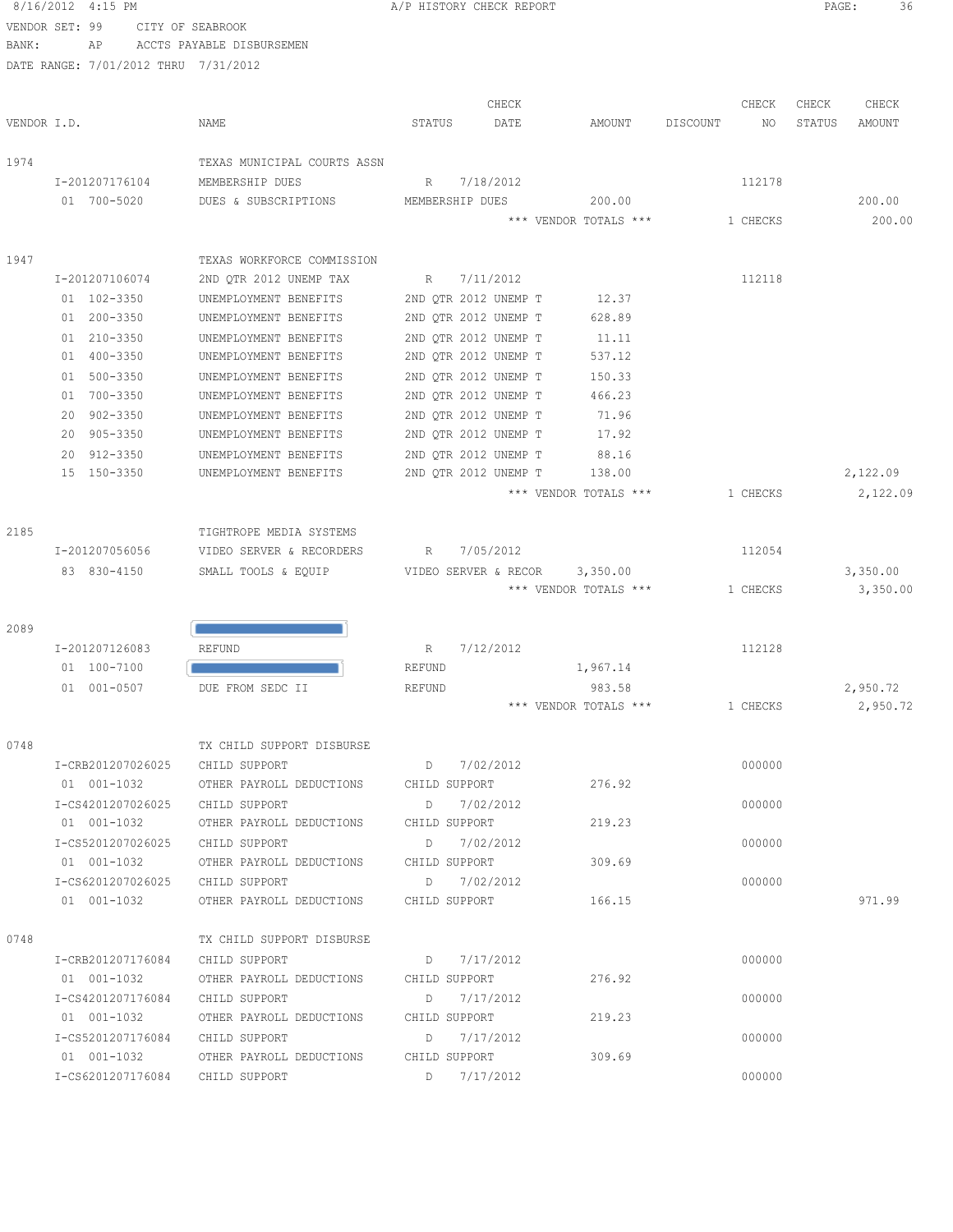8/16/2012 4:15 PM A/P HISTORY CHECK REPORT

VENDOR SET: 99 CITY OF SEABROOK
BANK: AP ACCTS PAYABLE DISBURSEMEN
DATE RANGE: 7/01/2012 THRU 7/31/2012

| VENDOR I.D. | NAME | STATUS | CHECK DATE | AMOUNT | DISCOUNT | CHECK NO | CHECK STATUS | CHECK AMOUNT |
|---|---|---|---|---|---|---|---|---|
| 1974 | TEXAS MUNICIPAL COURTS ASSN | | | | | | | |
| I-201207176104 | MEMBERSHIP DUES | R | 7/18/2012 | | | 112178 | | |
| 01 700-5020 | DUES & SUBSCRIPTIONS | MEMBERSHIP DUES | | 200.00 | | | | 200.00 |
| | | | | *** VENDOR TOTALS *** | | 1 CHECKS | | 200.00 |
| 1947 | TEXAS WORKFORCE COMMISSION | | | | | | | |
| I-201207106074 | 2ND QTR 2012 UNEMP TAX | R | 7/11/2012 | | | 112118 | | |
| 01 102-3350 | UNEMPLOYMENT BENEFITS | 2ND QTR 2012 UNEMP T | | 12.37 | | | | |
| 01 200-3350 | UNEMPLOYMENT BENEFITS | 2ND QTR 2012 UNEMP T | | 628.89 | | | | |
| 01 210-3350 | UNEMPLOYMENT BENEFITS | 2ND QTR 2012 UNEMP T | | 11.11 | | | | |
| 01 400-3350 | UNEMPLOYMENT BENEFITS | 2ND QTR 2012 UNEMP T | | 537.12 | | | | |
| 01 500-3350 | UNEMPLOYMENT BENEFITS | 2ND QTR 2012 UNEMP T | | 150.33 | | | | |
| 01 700-3350 | UNEMPLOYMENT BENEFITS | 2ND QTR 2012 UNEMP T | | 466.23 | | | | |
| 20 902-3350 | UNEMPLOYMENT BENEFITS | 2ND QTR 2012 UNEMP T | | 71.96 | | | | |
| 20 905-3350 | UNEMPLOYMENT BENEFITS | 2ND QTR 2012 UNEMP T | | 17.92 | | | | |
| 20 912-3350 | UNEMPLOYMENT BENEFITS | 2ND QTR 2012 UNEMP T | | 88.16 | | | | |
| 15 150-3350 | UNEMPLOYMENT BENEFITS | 2ND QTR 2012 UNEMP T | | 138.00 | | | | 2,122.09 |
| | | | | *** VENDOR TOTALS *** | | 1 CHECKS | | 2,122.09 |
| 2185 | TIGHTROPE MEDIA SYSTEMS | | | | | | | |
| I-201207056056 | VIDEO SERVER & RECORDERS | R | 7/05/2012 | | | 112054 | | |
| 83 830-4150 | SMALL TOOLS & EQUIP | VIDEO SERVER & RECOR | | 3,350.00 | | | | 3,350.00 |
| | | | | *** VENDOR TOTALS *** | | 1 CHECKS | | 3,350.00 |
| 2089 | | | | | | | | |
| I-201207126083 | REFUND | R | 7/12/2012 | | | 112128 | | |
| 01 100-7100 | | REFUND | | 1,967.14 | | | | |
| 01 001-0507 | DUE FROM SEDC II | REFUND | | 983.58 | | | | 2,950.72 |
| | | | | *** VENDOR TOTALS *** | | 1 CHECKS | | 2,950.72 |
| 0748 | TX CHILD SUPPORT DISBURSE | | | | | | | |
| I-CRB201207026025 | CHILD SUPPORT | D | 7/02/2012 | | | 000000 | | |
| 01 001-1032 | OTHER PAYROLL DEDUCTIONS | CHILD SUPPORT | | 276.92 | | | | |
| I-CS4201207026025 | CHILD SUPPORT | D | 7/02/2012 | | | 000000 | | |
| 01 001-1032 | OTHER PAYROLL DEDUCTIONS | CHILD SUPPORT | | 219.23 | | | | |
| I-CS5201207026025 | CHILD SUPPORT | D | 7/02/2012 | | | 000000 | | |
| 01 001-1032 | OTHER PAYROLL DEDUCTIONS | CHILD SUPPORT | | 309.69 | | | | |
| I-CS6201207026025 | CHILD SUPPORT | D | 7/02/2012 | | | 000000 | | |
| 01 001-1032 | OTHER PAYROLL DEDUCTIONS | CHILD SUPPORT | | 166.15 | | | | 971.99 |
| 0748 | TX CHILD SUPPORT DISBURSE | | | | | | | |
| I-CRB201207176084 | CHILD SUPPORT | D | 7/17/2012 | | | 000000 | | |
| 01 001-1032 | OTHER PAYROLL DEDUCTIONS | CHILD SUPPORT | | 276.92 | | | | |
| I-CS4201207176084 | CHILD SUPPORT | D | 7/17/2012 | | | 000000 | | |
| 01 001-1032 | OTHER PAYROLL DEDUCTIONS | CHILD SUPPORT | | 219.23 | | | | |
| I-CS5201207176084 | CHILD SUPPORT | D | 7/17/2012 | | | 000000 | | |
| 01 001-1032 | OTHER PAYROLL DEDUCTIONS | CHILD SUPPORT | | 309.69 | | | | |
| I-CS6201207176084 | CHILD SUPPORT | D | 7/17/2012 | | | 000000 | | |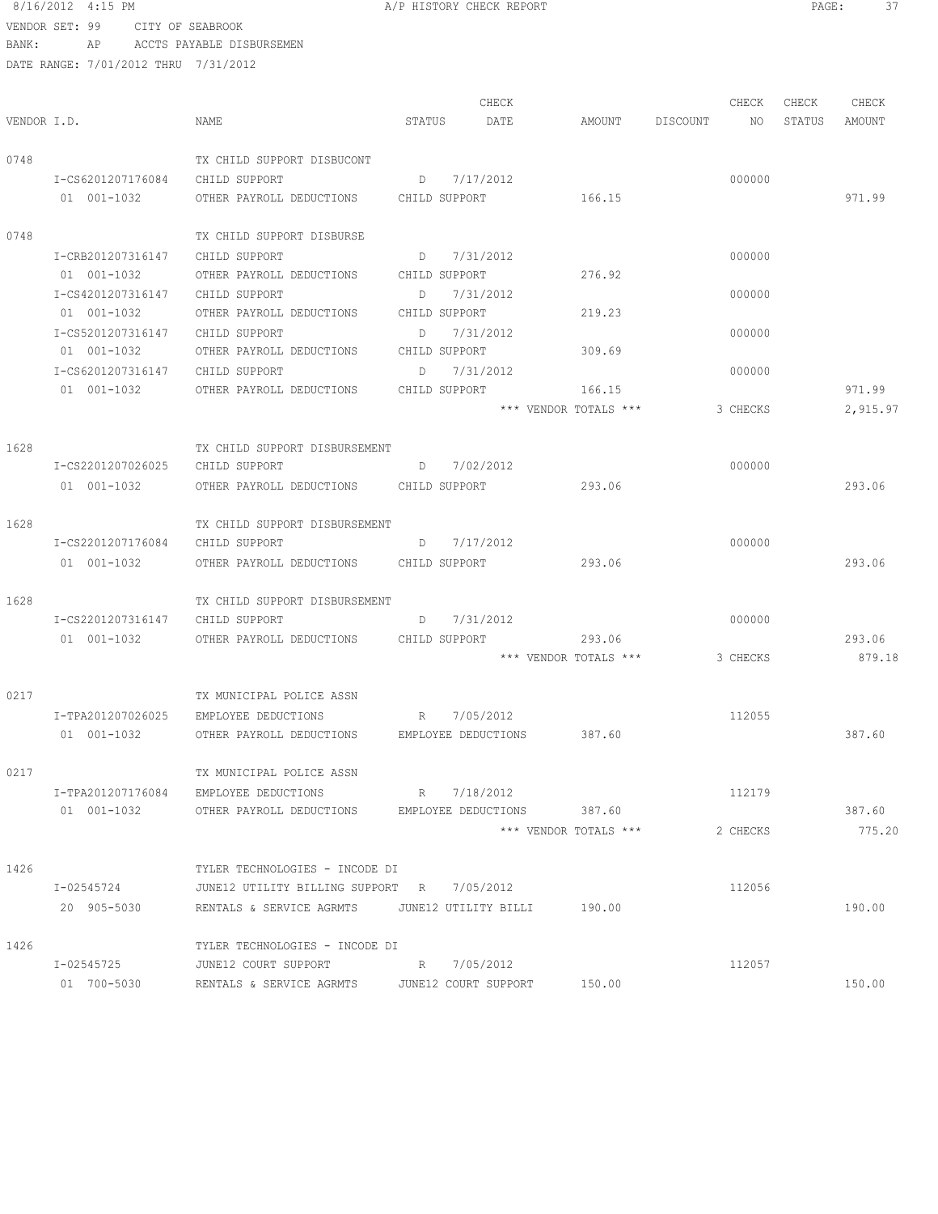8/16/2012 4:15 PM A/P HISTORY CHECK REPORT

VENDOR SET: 99 CITY OF SEABROOK

BANK: AP ACCTS PAYABLE DISBURSEMEN

DATE RANGE: 7/01/2012 THRU 7/31/2012

| VENDOR I.D. | NAME | STATUS | CHECK DATE | AMOUNT | DISCOUNT | CHECK NO | CHECK STATUS | CHECK AMOUNT |
|---|---|---|---|---|---|---|---|---|
| 0748 | TX CHILD SUPPORT DISBUCONT | | | | | | | |
| I-CS6201207176084 | CHILD SUPPORT | D | 7/17/2012 | | | 000000 | | |
| 01 001-1032 | OTHER PAYROLL DEDUCTIONS | CHILD SUPPORT | | 166.15 | | | | 971.99 |
| 0748 | TX CHILD SUPPORT DISBURSE | | | | | | | |
| I-CRB201207316147 | CHILD SUPPORT | D | 7/31/2012 | | | 000000 | | |
| 01 001-1032 | OTHER PAYROLL DEDUCTIONS | CHILD SUPPORT | | 276.92 | | | | |
| I-CS4201207316147 | CHILD SUPPORT | D | 7/31/2012 | | | 000000 | | |
| 01 001-1032 | OTHER PAYROLL DEDUCTIONS | CHILD SUPPORT | | 219.23 | | | | |
| I-CS5201207316147 | CHILD SUPPORT | D | 7/31/2012 | | | 000000 | | |
| 01 001-1032 | OTHER PAYROLL DEDUCTIONS | CHILD SUPPORT | | 309.69 | | | | |
| I-CS6201207316147 | CHILD SUPPORT | D | 7/31/2012 | | | 000000 | | |
| 01 001-1032 | OTHER PAYROLL DEDUCTIONS | CHILD SUPPORT | | 166.15 | | | | 971.99 |
| | | | | *** VENDOR TOTALS *** | | 3 CHECKS | | 2,915.97 |
| 1628 | TX CHILD SUPPORT DISBURSEMENT | | | | | | | |
| I-CS2201207026025 | CHILD SUPPORT | D | 7/02/2012 | | | 000000 | | |
| 01 001-1032 | OTHER PAYROLL DEDUCTIONS | CHILD SUPPORT | | 293.06 | | | | 293.06 |
| 1628 | TX CHILD SUPPORT DISBURSEMENT | | | | | | | |
| I-CS2201207176084 | CHILD SUPPORT | D | 7/17/2012 | | | 000000 | | |
| 01 001-1032 | OTHER PAYROLL DEDUCTIONS | CHILD SUPPORT | | 293.06 | | | | 293.06 |
| 1628 | TX CHILD SUPPORT DISBURSEMENT | | | | | | | |
| I-CS2201207316147 | CHILD SUPPORT | D | 7/31/2012 | | | 000000 | | |
| 01 001-1032 | OTHER PAYROLL DEDUCTIONS | CHILD SUPPORT | | 293.06 | | | | 293.06 |
| | | | | *** VENDOR TOTALS *** | | 3 CHECKS | | 879.18 |
| 0217 | TX MUNICIPAL POLICE ASSN | | | | | | | |
| I-TPA201207026025 | EMPLOYEE DEDUCTIONS | R | 7/05/2012 | | | 112055 | | |
| 01 001-1032 | OTHER PAYROLL DEDUCTIONS | EMPLOYEE DEDUCTIONS | | 387.60 | | | | 387.60 |
| 0217 | TX MUNICIPAL POLICE ASSN | | | | | | | |
| I-TPA201207176084 | EMPLOYEE DEDUCTIONS | R | 7/18/2012 | | | 112179 | | |
| 01 001-1032 | OTHER PAYROLL DEDUCTIONS | EMPLOYEE DEDUCTIONS | | 387.60 | | | | 387.60 |
| | | | | *** VENDOR TOTALS *** | | 2 CHECKS | | 775.20 |
| 1426 | TYLER TECHNOLOGIES - INCODE DI | | | | | | | |
| I-02545724 | JUNE12 UTILITY BILLING SUPPORT | R | 7/05/2012 | | | 112056 | | |
| 20 905-5030 | RENTALS & SERVICE AGRMTS | JUNE12 UTILITY BILLI | | 190.00 | | | | 190.00 |
| 1426 | TYLER TECHNOLOGIES - INCODE DI | | | | | | | |
| I-02545725 | JUNE12 COURT SUPPORT | R | 7/05/2012 | | | 112057 | | |
| 01 700-5030 | RENTALS & SERVICE AGRMTS | JUNE12 COURT SUPPORT | | 150.00 | | | | 150.00 |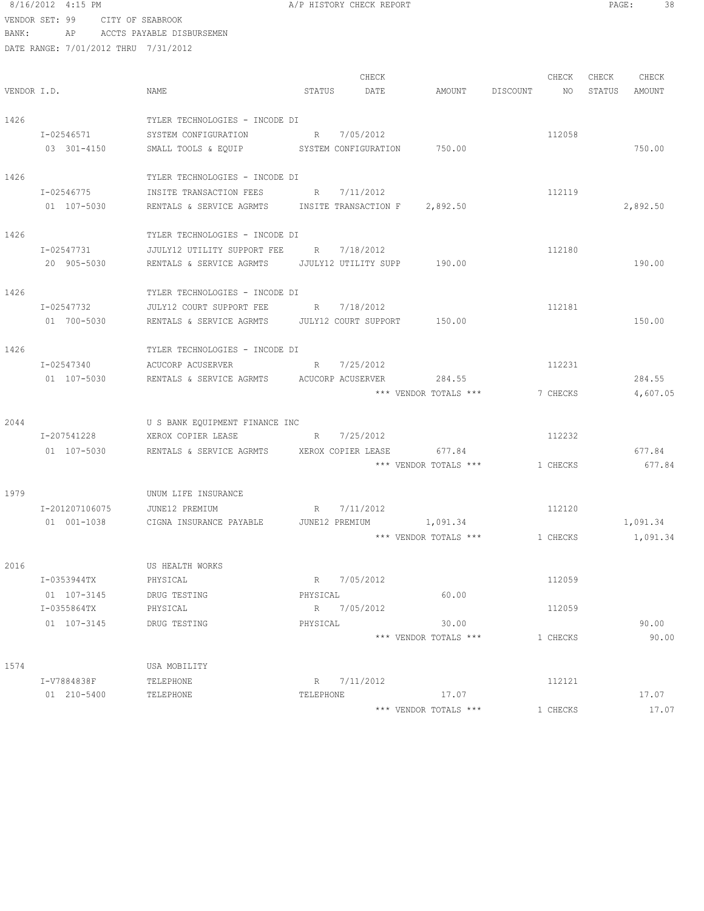8/16/2012 4:15 PM A/P HISTORY CHECK REPORT

VENDOR SET: 99 CITY OF SEABROOK
BANK: AP ACCTS PAYABLE DISBURSEMEN
DATE RANGE: 7/01/2012 THRU 7/31/2012

| VENDOR I.D. | NAME | STATUS | CHECK DATE | AMOUNT | DISCOUNT | CHECK NO | CHECK STATUS | CHECK AMOUNT |
|---|---|---|---|---|---|---|---|---|
| 1426 | TYLER TECHNOLOGIES - INCODE DI | | | | | | | |
| I-02546571 | SYSTEM CONFIGURATION | R | 7/05/2012 | | | 112058 | | |
| 03 301-4150 | SMALL TOOLS & EQUIP | SYSTEM CONFIGURATION | | 750.00 | | | | 750.00 |
| 1426 | TYLER TECHNOLOGIES - INCODE DI | | | | | | | |
| I-02546775 | INSITE TRANSACTION FEES | R | 7/11/2012 | | | 112119 | | |
| 01 107-5030 | RENTALS & SERVICE AGRMTS | INSITE TRANSACTION F | | 2,892.50 | | | | 2,892.50 |
| 1426 | TYLER TECHNOLOGIES - INCODE DI | | | | | | | |
| I-02547731 | JJULY12 UTILITY SUPPORT FEE | R | 7/18/2012 | | | 112180 | | |
| 20 905-5030 | RENTALS & SERVICE AGRMTS | JJULY12 UTILITY SUPP | | 190.00 | | | | 190.00 |
| 1426 | TYLER TECHNOLOGIES - INCODE DI | | | | | | | |
| I-02547732 | JULY12 COURT SUPPORT FEE | R | 7/18/2012 | | | 112181 | | |
| 01 700-5030 | RENTALS & SERVICE AGRMTS | JULY12 COURT SUPPORT | | 150.00 | | | | 150.00 |
| 1426 | TYLER TECHNOLOGIES - INCODE DI | | | | | | | |
| I-02547340 | ACUCORP ACUSERVER | R | 7/25/2012 | | | 112231 | | |
| 01 107-5030 | RENTALS & SERVICE AGRMTS | ACUCORP ACUSERVER | | 284.55 | | | | 284.55 |
| | | | | *** VENDOR TOTALS *** | | 7 CHECKS | | 4,607.05 |
| 2044 | U S BANK EQUIPMENT FINANCE INC | | | | | | | |
| I-207541228 | XEROX COPIER LEASE | R | 7/25/2012 | | | 112232 | | |
| 01 107-5030 | RENTALS & SERVICE AGRMTS | XEROX COPIER LEASE | | 677.84 | | | | 677.84 |
| | | | | *** VENDOR TOTALS *** | | 1 CHECKS | | 677.84 |
| 1979 | UNUM LIFE INSURANCE | | | | | | | |
| I-201207106075 | JUNE12 PREMIUM | R | 7/11/2012 | | | 112120 | | |
| 01 001-1038 | CIGNA INSURANCE PAYABLE | JUNE12 PREMIUM | | 1,091.34 | | | | 1,091.34 |
| | | | | *** VENDOR TOTALS *** | | 1 CHECKS | | 1,091.34 |
| 2016 | US HEALTH WORKS | | | | | | | |
| I-0353944TX | PHYSICAL | R | 7/05/2012 | | | 112059 | | |
| 01 107-3145 | DRUG TESTING | PHYSICAL | | 60.00 | | | | |
| I-0355864TX | PHYSICAL | R | 7/05/2012 | | | 112059 | | |
| 01 107-3145 | DRUG TESTING | PHYSICAL | | 30.00 | | | | 90.00 |
| | | | | *** VENDOR TOTALS *** | | 1 CHECKS | | 90.00 |
| 1574 | USA MOBILITY | | | | | | | |
| I-V7884838F | TELEPHONE | R | 7/11/2012 | | | 112121 | | |
| 01 210-5400 | TELEPHONE | TELEPHONE | | 17.07 | | | | 17.07 |
| | | | | *** VENDOR TOTALS *** | | 1 CHECKS | | 17.07 |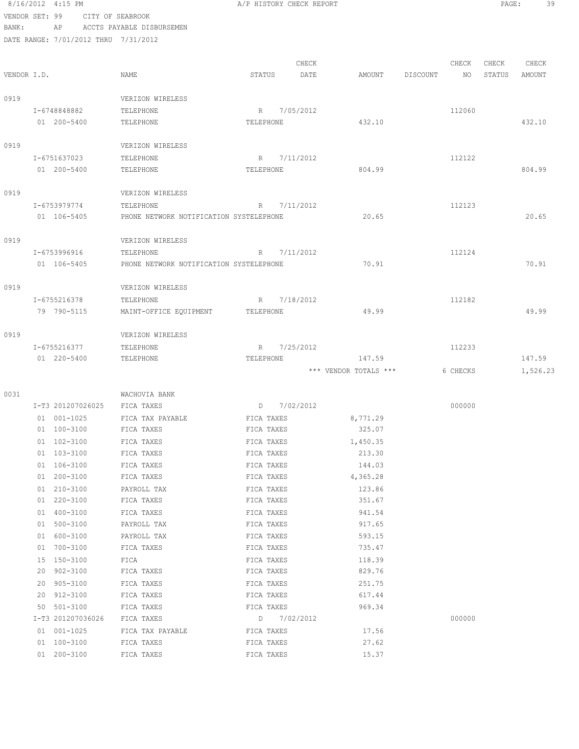8/16/2012 4:15 PM A/P HISTORY CHECK REPORT

VENDOR SET: 99 CITY OF SEABROOK
BANK: AP ACCTS PAYABLE DISBURSEMEN
DATE RANGE: 7/01/2012 THRU 7/31/2012

| VENDOR I.D. | NAME | STATUS | CHECK DATE | AMOUNT | DISCOUNT | CHECK NO | CHECK STATUS | CHECK AMOUNT |
|---|---|---|---|---|---|---|---|---|
| 0919 | VERIZON WIRELESS | | | | | | | |
| I-6748848882 | TELEPHONE | R | 7/05/2012 | | | 112060 | | |
| 01 200-5400 | TELEPHONE | TELEPHONE | | 432.10 | | | | 432.10 |
| 0919 | VERIZON WIRELESS | | | | | | | |
| I-6751637023 | TELEPHONE | R | 7/11/2012 | | | 112122 | | |
| 01 200-5400 | TELEPHONE | TELEPHONE | | 804.99 | | | | 804.99 |
| 0919 | VERIZON WIRELESS | | | | | | | |
| I-6753979774 | TELEPHONE | R | 7/11/2012 | | | 112123 | | |
| 01 106-5405 | PHONE NETWORK NOTIFICATION SYSTELEPHONE | | | 20.65 | | | | 20.65 |
| 0919 | VERIZON WIRELESS | | | | | | | |
| I-6753996916 | TELEPHONE | R | 7/11/2012 | | | 112124 | | |
| 01 106-5405 | PHONE NETWORK NOTIFICATION SYSTELEPHONE | | | 70.91 | | | | 70.91 |
| 0919 | VERIZON WIRELESS | | | | | | | |
| I-6755216378 | TELEPHONE | R | 7/18/2012 | | | 112182 | | |
| 79 790-5115 | MAINT-OFFICE EQUIPMENT | TELEPHONE | | 49.99 | | | | 49.99 |
| 0919 | VERIZON WIRELESS | | | | | | | |
| I-6755216377 | TELEPHONE | R | 7/25/2012 | | | 112233 | | |
| 01 220-5400 | TELEPHONE | TELEPHONE | | 147.59 | | | | 147.59 |
| | | | | *** VENDOR TOTALS *** | | 6 CHECKS | | 1,526.23 |
| 0031 | WACHOVIA BANK | | | | | | | |
| I-T3 201207026025 | FICA TAXES | D | 7/02/2012 | | | 000000 | | |
| 01 001-1025 | FICA TAX PAYABLE | FICA TAXES | | 8,771.29 | | | | |
| 01 100-3100 | FICA TAXES | FICA TAXES | | 325.07 | | | | |
| 01 102-3100 | FICA TAXES | FICA TAXES | | 1,450.35 | | | | |
| 01 103-3100 | FICA TAXES | FICA TAXES | | 213.30 | | | | |
| 01 106-3100 | FICA TAXES | FICA TAXES | | 144.03 | | | | |
| 01 200-3100 | FICA TAXES | FICA TAXES | | 4,365.28 | | | | |
| 01 210-3100 | PAYROLL TAX | FICA TAXES | | 123.86 | | | | |
| 01 220-3100 | FICA TAXES | FICA TAXES | | 351.67 | | | | |
| 01 400-3100 | FICA TAXES | FICA TAXES | | 941.54 | | | | |
| 01 500-3100 | PAYROLL TAX | FICA TAXES | | 917.65 | | | | |
| 01 600-3100 | PAYROLL TAX | FICA TAXES | | 593.15 | | | | |
| 01 700-3100 | FICA TAXES | FICA TAXES | | 735.47 | | | | |
| 15 150-3100 | FICA | FICA TAXES | | 118.39 | | | | |
| 20 902-3100 | FICA TAXES | FICA TAXES | | 829.76 | | | | |
| 20 905-3100 | FICA TAXES | FICA TAXES | | 251.75 | | | | |
| 20 912-3100 | FICA TAXES | FICA TAXES | | 617.44 | | | | |
| 50 501-3100 | FICA TAXES | FICA TAXES | | 969.34 | | | | |
| I-T3 201207036026 | FICA TAXES | D | 7/02/2012 | | | 000000 | | |
| 01 001-1025 | FICA TAX PAYABLE | FICA TAXES | | 17.56 | | | | |
| 01 100-3100 | FICA TAXES | FICA TAXES | | 27.62 | | | | |
| 01 200-3100 | FICA TAXES | FICA TAXES | | 15.37 | | | | |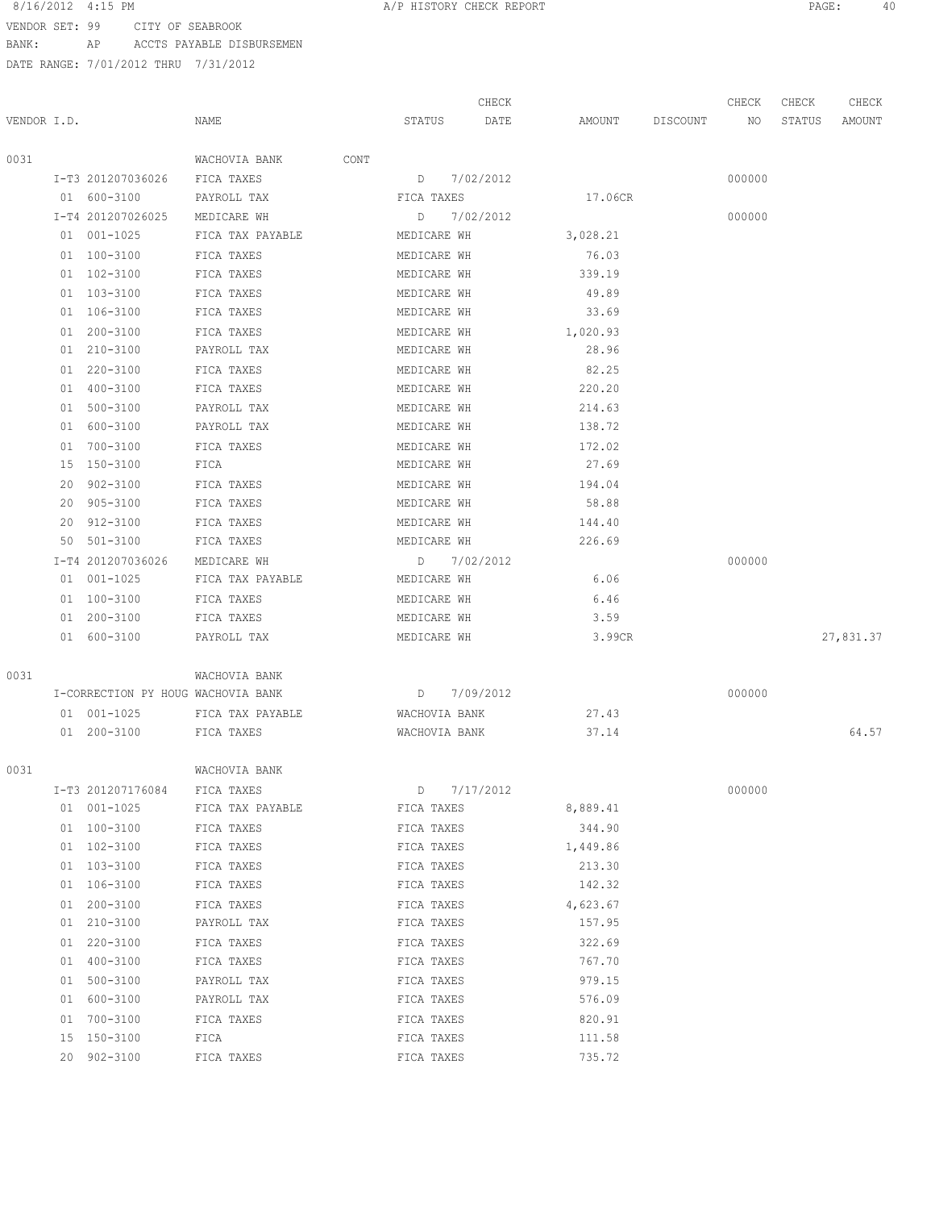VENDOR SET: 99 CITY OF SEABROOK
BANK: AP ACCTS PAYABLE DISBURSEMEN
DATE RANGE: 7/01/2012 THRU 7/31/2012

| VENDOR I.D. | NAME | STATUS | CHECK DATE | AMOUNT | DISCOUNT | CHECK NO | CHECK STATUS | CHECK AMOUNT |
|---|---|---|---|---|---|---|---|---|
| 0031 | WACHOVIA BANK CONT | | | | | | | |
| I-T3 201207036026 | FICA TAXES | D | 7/02/2012 | | | 000000 | | |
| 01 600-3100 | PAYROLL TAX | FICA TAXES | | 17.06CR | | | | |
| I-T4 201207026025 | MEDICARE WH | D | 7/02/2012 | | | 000000 | | |
| 01 001-1025 | FICA TAX PAYABLE | MEDICARE WH | | 3,028.21 | | | | |
| 01 100-3100 | FICA TAXES | MEDICARE WH | | 76.03 | | | | |
| 01 102-3100 | FICA TAXES | MEDICARE WH | | 339.19 | | | | |
| 01 103-3100 | FICA TAXES | MEDICARE WH | | 49.89 | | | | |
| 01 106-3100 | FICA TAXES | MEDICARE WH | | 33.69 | | | | |
| 01 200-3100 | FICA TAXES | MEDICARE WH | | 1,020.93 | | | | |
| 01 210-3100 | PAYROLL TAX | MEDICARE WH | | 28.96 | | | | |
| 01 220-3100 | FICA TAXES | MEDICARE WH | | 82.25 | | | | |
| 01 400-3100 | FICA TAXES | MEDICARE WH | | 220.20 | | | | |
| 01 500-3100 | PAYROLL TAX | MEDICARE WH | | 214.63 | | | | |
| 01 600-3100 | PAYROLL TAX | MEDICARE WH | | 138.72 | | | | |
| 01 700-3100 | FICA TAXES | MEDICARE WH | | 172.02 | | | | |
| 15 150-3100 | FICA | MEDICARE WH | | 27.69 | | | | |
| 20 902-3100 | FICA TAXES | MEDICARE WH | | 194.04 | | | | |
| 20 905-3100 | FICA TAXES | MEDICARE WH | | 58.88 | | | | |
| 20 912-3100 | FICA TAXES | MEDICARE WH | | 144.40 | | | | |
| 50 501-3100 | FICA TAXES | MEDICARE WH | | 226.69 | | | | |
| I-T4 201207036026 | MEDICARE WH | D | 7/02/2012 | | | 000000 | | |
| 01 001-1025 | FICA TAX PAYABLE | MEDICARE WH | | 6.06 | | | | |
| 01 100-3100 | FICA TAXES | MEDICARE WH | | 6.46 | | | | |
| 01 200-3100 | FICA TAXES | MEDICARE WH | | 3.59 | | | | |
| 01 600-3100 | PAYROLL TAX | MEDICARE WH | | 3.99CR | | | | 27,831.37 |
| 0031 | WACHOVIA BANK | | | | | | | |
| I-CORRECTION PY HOUG | WACHOVIA BANK | D | 7/09/2012 | | | 000000 | | |
| 01 001-1025 | FICA TAX PAYABLE | WACHOVIA BANK | | 27.43 | | | | |
| 01 200-3100 | FICA TAXES | WACHOVIA BANK | | 37.14 | | | | 64.57 |
| 0031 | WACHOVIA BANK | | | | | | | |
| I-T3 201207176084 | FICA TAXES | D | 7/17/2012 | | | 000000 | | |
| 01 001-1025 | FICA TAX PAYABLE | FICA TAXES | | 8,889.41 | | | | |
| 01 100-3100 | FICA TAXES | FICA TAXES | | 344.90 | | | | |
| 01 102-3100 | FICA TAXES | FICA TAXES | | 1,449.86 | | | | |
| 01 103-3100 | FICA TAXES | FICA TAXES | | 213.30 | | | | |
| 01 106-3100 | FICA TAXES | FICA TAXES | | 142.32 | | | | |
| 01 200-3100 | FICA TAXES | FICA TAXES | | 4,623.67 | | | | |
| 01 210-3100 | PAYROLL TAX | FICA TAXES | | 157.95 | | | | |
| 01 220-3100 | FICA TAXES | FICA TAXES | | 322.69 | | | | |
| 01 400-3100 | FICA TAXES | FICA TAXES | | 767.70 | | | | |
| 01 500-3100 | PAYROLL TAX | FICA TAXES | | 979.15 | | | | |
| 01 600-3100 | PAYROLL TAX | FICA TAXES | | 576.09 | | | | |
| 01 700-3100 | FICA TAXES | FICA TAXES | | 820.91 | | | | |
| 15 150-3100 | FICA | FICA TAXES | | 111.58 | | | | |
| 20 902-3100 | FICA TAXES | FICA TAXES | | 735.72 | | | | |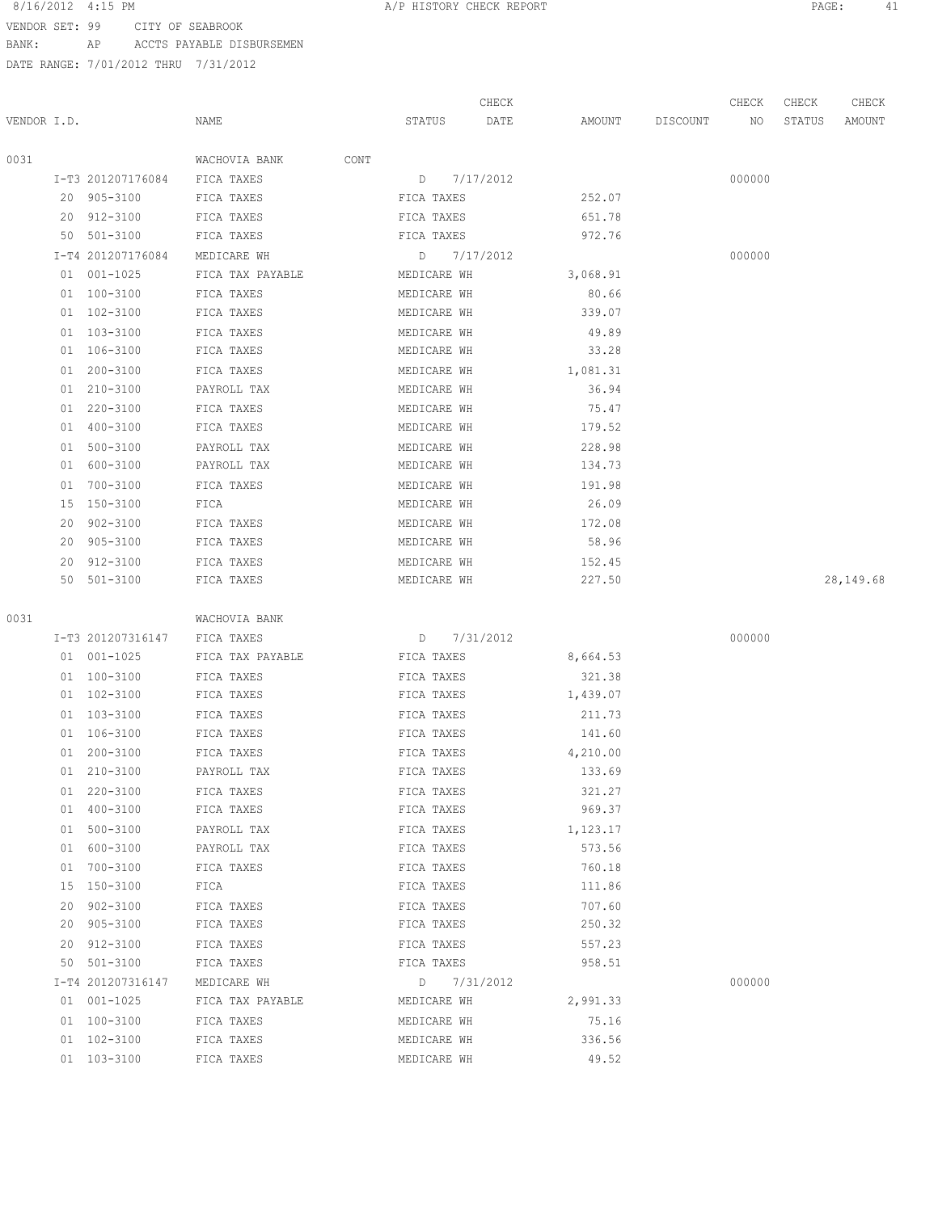8/16/2012 4:15 PM A/P HISTORY CHECK REPORT

VENDOR SET: 99 CITY OF SEABROOK
BANK: AP ACCTS PAYABLE DISBURSEMEN
DATE RANGE: 7/01/2012 THRU 7/31/2012

| VENDOR I.D. | NAME | STATUS | CHECK DATE | AMOUNT | DISCOUNT | CHECK NO | CHECK STATUS | CHECK AMOUNT |
|---|---|---|---|---|---|---|---|---|
| 0031 | WACHOVIA BANK CONT | | | | | | | |
| I-T3 201207176084 | FICA TAXES | D | 7/17/2012 | | | 000000 | | |
| 20 905-3100 | FICA TAXES | FICA TAXES | | 252.07 | | | | |
| 20 912-3100 | FICA TAXES | FICA TAXES | | 651.78 | | | | |
| 50 501-3100 | FICA TAXES | FICA TAXES | | 972.76 | | | | |
| I-T4 201207176084 | MEDICARE WH | D | 7/17/2012 | | | 000000 | | |
| 01 001-1025 | FICA TAX PAYABLE | MEDICARE WH | | 3,068.91 | | | | |
| 01 100-3100 | FICA TAXES | MEDICARE WH | | 80.66 | | | | |
| 01 102-3100 | FICA TAXES | MEDICARE WH | | 339.07 | | | | |
| 01 103-3100 | FICA TAXES | MEDICARE WH | | 49.89 | | | | |
| 01 106-3100 | FICA TAXES | MEDICARE WH | | 33.28 | | | | |
| 01 200-3100 | FICA TAXES | MEDICARE WH | | 1,081.31 | | | | |
| 01 210-3100 | PAYROLL TAX | MEDICARE WH | | 36.94 | | | | |
| 01 220-3100 | FICA TAXES | MEDICARE WH | | 75.47 | | | | |
| 01 400-3100 | FICA TAXES | MEDICARE WH | | 179.52 | | | | |
| 01 500-3100 | PAYROLL TAX | MEDICARE WH | | 228.98 | | | | |
| 01 600-3100 | PAYROLL TAX | MEDICARE WH | | 134.73 | | | | |
| 01 700-3100 | FICA TAXES | MEDICARE WH | | 191.98 | | | | |
| 15 150-3100 | FICA | MEDICARE WH | | 26.09 | | | | |
| 20 902-3100 | FICA TAXES | MEDICARE WH | | 172.08 | | | | |
| 20 905-3100 | FICA TAXES | MEDICARE WH | | 58.96 | | | | |
| 20 912-3100 | FICA TAXES | MEDICARE WH | | 152.45 | | | | |
| 50 501-3100 | FICA TAXES | MEDICARE WH | | 227.50 | | | | 28,149.68 |
| 0031 | WACHOVIA BANK | | | | | | | |
| I-T3 201207316147 | FICA TAXES | D | 7/31/2012 | | | 000000 | | |
| 01 001-1025 | FICA TAX PAYABLE | FICA TAXES | | 8,664.53 | | | | |
| 01 100-3100 | FICA TAXES | FICA TAXES | | 321.38 | | | | |
| 01 102-3100 | FICA TAXES | FICA TAXES | | 1,439.07 | | | | |
| 01 103-3100 | FICA TAXES | FICA TAXES | | 211.73 | | | | |
| 01 106-3100 | FICA TAXES | FICA TAXES | | 141.60 | | | | |
| 01 200-3100 | FICA TAXES | FICA TAXES | | 4,210.00 | | | | |
| 01 210-3100 | PAYROLL TAX | FICA TAXES | | 133.69 | | | | |
| 01 220-3100 | FICA TAXES | FICA TAXES | | 321.27 | | | | |
| 01 400-3100 | FICA TAXES | FICA TAXES | | 969.37 | | | | |
| 01 500-3100 | PAYROLL TAX | FICA TAXES | | 1,123.17 | | | | |
| 01 600-3100 | PAYROLL TAX | FICA TAXES | | 573.56 | | | | |
| 01 700-3100 | FICA TAXES | FICA TAXES | | 760.18 | | | | |
| 15 150-3100 | FICA | FICA TAXES | | 111.86 | | | | |
| 20 902-3100 | FICA TAXES | FICA TAXES | | 707.60 | | | | |
| 20 905-3100 | FICA TAXES | FICA TAXES | | 250.32 | | | | |
| 20 912-3100 | FICA TAXES | FICA TAXES | | 557.23 | | | | |
| 50 501-3100 | FICA TAXES | FICA TAXES | | 958.51 | | | | |
| I-T4 201207316147 | MEDICARE WH | D | 7/31/2012 | | | 000000 | | |
| 01 001-1025 | FICA TAX PAYABLE | MEDICARE WH | | 2,991.33 | | | | |
| 01 100-3100 | FICA TAXES | MEDICARE WH | | 75.16 | | | | |
| 01 102-3100 | FICA TAXES | MEDICARE WH | | 336.56 | | | | |
| 01 103-3100 | FICA TAXES | MEDICARE WH | | 49.52 | | | | |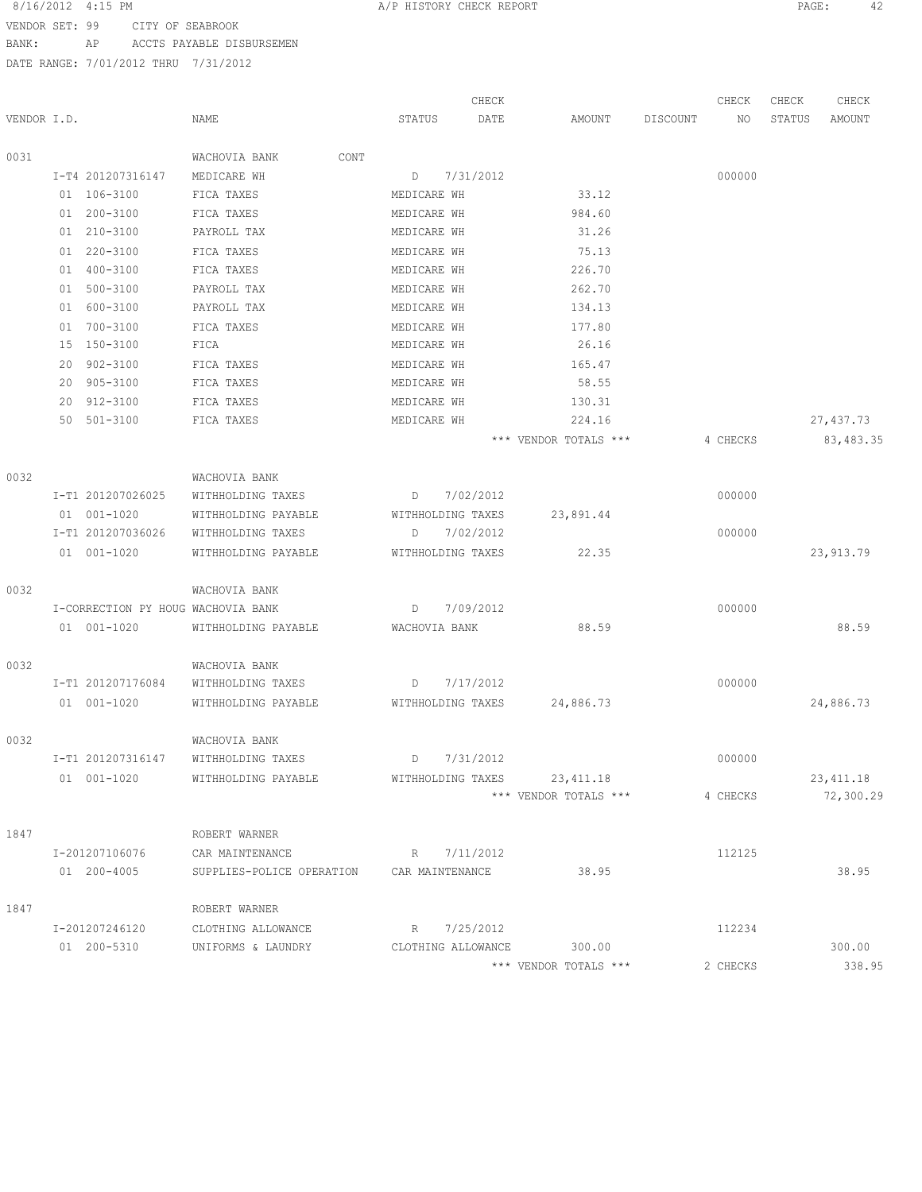VENDOR SET: 99 CITY OF SEABROOK
BANK: AP ACCTS PAYABLE DISBURSEMEN
DATE RANGE: 7/01/2012 THRU 7/31/2012

| VENDOR I.D. | NAME | STATUS | CHECK DATE | AMOUNT | DISCOUNT | CHECK NO | CHECK STATUS | CHECK AMOUNT |
|---|---|---|---|---|---|---|---|---|
| 0031 | WACHOVIA BANK CONT | | | | | | | |
| I-T4 201207316147 | MEDICARE WH | D | 7/31/2012 | | | 000000 | | |
| 01 106-3100 | FICA TAXES | MEDICARE WH | | 33.12 | | | | |
| 01 200-3100 | FICA TAXES | MEDICARE WH | | 984.60 | | | | |
| 01 210-3100 | PAYROLL TAX | MEDICARE WH | | 31.26 | | | | |
| 01 220-3100 | FICA TAXES | MEDICARE WH | | 75.13 | | | | |
| 01 400-3100 | FICA TAXES | MEDICARE WH | | 226.70 | | | | |
| 01 500-3100 | PAYROLL TAX | MEDICARE WH | | 262.70 | | | | |
| 01 600-3100 | PAYROLL TAX | MEDICARE WH | | 134.13 | | | | |
| 01 700-3100 | FICA TAXES | MEDICARE WH | | 177.80 | | | | |
| 15 150-3100 | FICA | MEDICARE WH | | 26.16 | | | | |
| 20 902-3100 | FICA TAXES | MEDICARE WH | | 165.47 | | | | |
| 20 905-3100 | FICA TAXES | MEDICARE WH | | 58.55 | | | | |
| 20 912-3100 | FICA TAXES | MEDICARE WH | | 130.31 | | | | |
| 50 501-3100 | FICA TAXES | MEDICARE WH | | 224.16 | | | | 27,437.73 |
| | | | | *** VENDOR TOTALS *** | | 4 CHECKS | | 83,483.35 |
| 0032 | WACHOVIA BANK | | | | | | | |
| I-T1 201207026025 | WITHHOLDING TAXES | D | 7/02/2012 | | | 000000 | | |
| 01 001-1020 | WITHHOLDING PAYABLE | WITHHOLDING TAXES | | 23,891.44 | | | | |
| I-T1 201207036026 | WITHHOLDING TAXES | D | 7/02/2012 | | | 000000 | | |
| 01 001-1020 | WITHHOLDING PAYABLE | WITHHOLDING TAXES | | 22.35 | | | | 23,913.79 |
| 0032 | WACHOVIA BANK | | | | | | | |
| I-CORRECTION PY HOUG | WACHOVIA BANK | D | 7/09/2012 | | | 000000 | | |
| 01 001-1020 | WITHHOLDING PAYABLE | WACHOVIA BANK | | 88.59 | | | | 88.59 |
| 0032 | WACHOVIA BANK | | | | | | | |
| I-T1 201207176084 | WITHHOLDING TAXES | D | 7/17/2012 | | | 000000 | | |
| 01 001-1020 | WITHHOLDING PAYABLE | WITHHOLDING TAXES | | 24,886.73 | | | | 24,886.73 |
| 0032 | WACHOVIA BANK | | | | | | | |
| I-T1 201207316147 | WITHHOLDING TAXES | D | 7/31/2012 | | | 000000 | | |
| 01 001-1020 | WITHHOLDING PAYABLE | WITHHOLDING TAXES | | 23,411.18 | | | | 23,411.18 |
| | | | | *** VENDOR TOTALS *** | | 4 CHECKS | | 72,300.29 |
| 1847 | ROBERT WARNER | | | | | | | |
| I-201207106076 | CAR MAINTENANCE | R | 7/11/2012 | | | 112125 | | |
| 01 200-4005 | SUPPLIES-POLICE OPERATION | CAR MAINTENANCE | | 38.95 | | | | 38.95 |
| 1847 | ROBERT WARNER | | | | | | | |
| I-201207246120 | CLOTHING ALLOWANCE | R | 7/25/2012 | | | 112234 | | |
| 01 200-5310 | UNIFORMS & LAUNDRY | CLOTHING ALLOWANCE | | 300.00 | | | | 300.00 |
| | | | | *** VENDOR TOTALS *** | | 2 CHECKS | | 338.95 |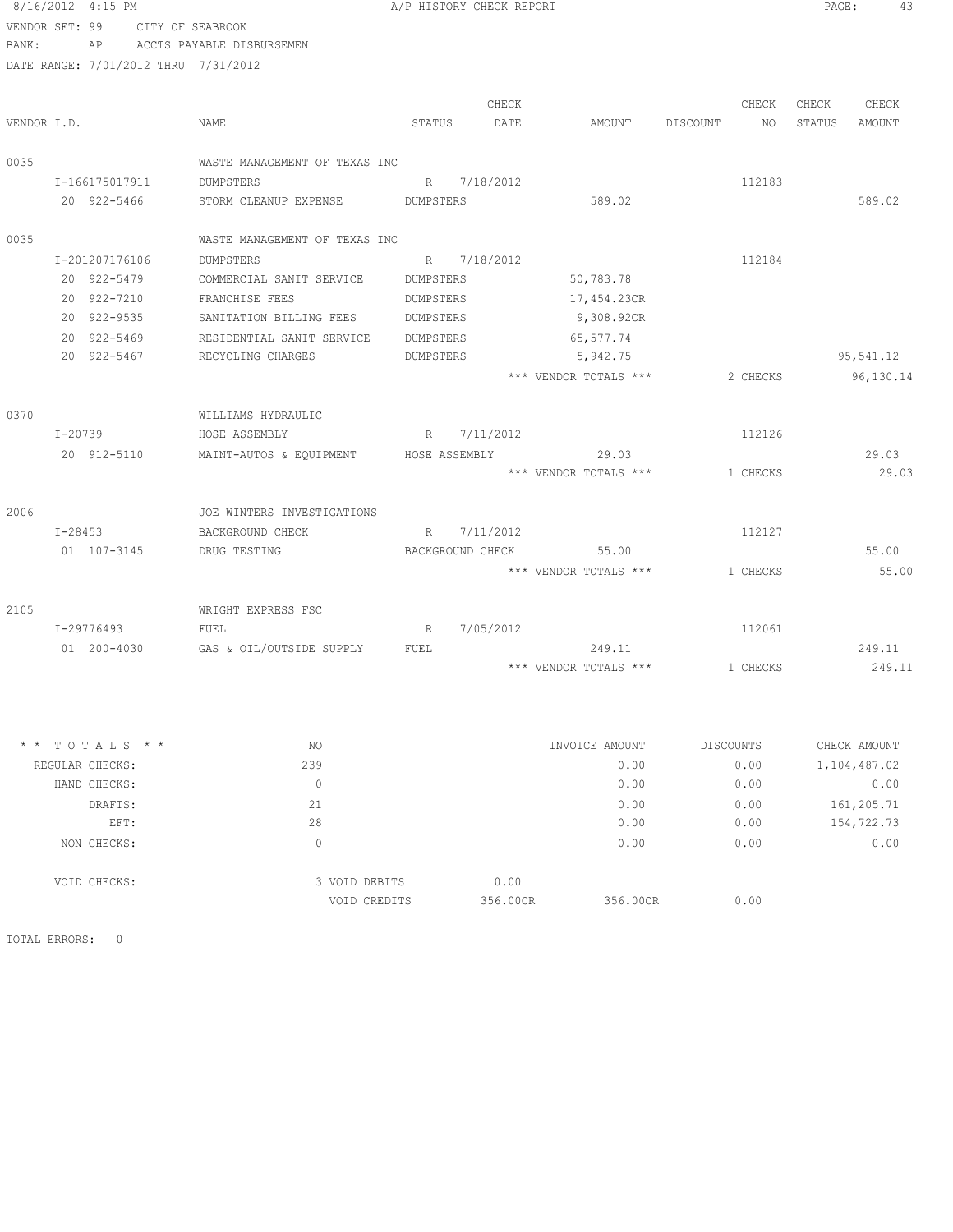8/16/2012 4:15 PM — A/P HISTORY CHECK REPORT

VENDOR SET: 99 CITY OF SEABROOK
BANK: AP ACCTS PAYABLE DISBURSEMEN
DATE RANGE: 7/01/2012 THRU 7/31/2012

| VENDOR I.D. | NAME | STATUS | CHECK DATE | AMOUNT | DISCOUNT | CHECK NO | CHECK STATUS | CHECK AMOUNT |
|---|---|---|---|---|---|---|---|---|
| 0035 | WASTE MANAGEMENT OF TEXAS INC | | | | | | | |
| I-166175017911 | DUMPSTERS | R | 7/18/2012 | | | 112183 | | |
| 20 922-5466 | STORM CLEANUP EXPENSE | DUMPSTERS | | 589.02 | | | | 589.02 |
| 0035 | WASTE MANAGEMENT OF TEXAS INC | | | | | | | |
| I-201207176106 | DUMPSTERS | R | 7/18/2012 | | | 112184 | | |
| 20 922-5479 | COMMERCIAL SANIT SERVICE | DUMPSTERS | | 50,783.78 | | | | |
| 20 922-7210 | FRANCHISE FEES | DUMPSTERS | | 17,454.23CR | | | | |
| 20 922-9535 | SANITATION BILLING FEES | DUMPSTERS | | 9,308.92CR | | | | |
| 20 922-5469 | RESIDENTIAL SANIT SERVICE | DUMPSTERS | | 65,577.74 | | | | |
| 20 922-5467 | RECYCLING CHARGES | DUMPSTERS | | 5,942.75 | | | | 95,541.12 |
| | | | | *** VENDOR TOTALS *** | | 2 CHECKS | | 96,130.14 |
| 0370 | WILLIAMS HYDRAULIC | | | | | | | |
| I-20739 | HOSE ASSEMBLY | R | 7/11/2012 | | | 112126 | | |
| 20 912-5110 | MAINT-AUTOS & EQUIPMENT | HOSE ASSEMBLY | | 29.03 | | | | 29.03 |
| | | | | *** VENDOR TOTALS *** | | 1 CHECKS | | 29.03 |
| 2006 | JOE WINTERS INVESTIGATIONS | | | | | | | |
| I-28453 | BACKGROUND CHECK | R | 7/11/2012 | | | 112127 | | |
| 01 107-3145 | DRUG TESTING | BACKGROUND CHECK | | 55.00 | | | | 55.00 |
| | | | | *** VENDOR TOTALS *** | | 1 CHECKS | | 55.00 |
| 2105 | WRIGHT EXPRESS FSC | | | | | | | |
| I-29776493 | FUEL | R | 7/05/2012 | | | 112061 | | |
| 01 200-4030 | GAS & OIL/OUTSIDE SUPPLY | FUEL | | 249.11 | | | | 249.11 |
| | | | | *** VENDOR TOTALS *** | | 1 CHECKS | | 249.11 |

| * * TOTALS * * | NO | | INVOICE AMOUNT | DISCOUNTS | CHECK AMOUNT |
|---|---|---|---|---|---|
| REGULAR CHECKS: | 239 | | 0.00 | 0.00 | 1,104,487.02 |
| HAND CHECKS: | 0 | | 0.00 | 0.00 | 0.00 |
| DRAFTS: | 21 | | 0.00 | 0.00 | 161,205.71 |
| EFT: | 28 | | 0.00 | 0.00 | 154,722.73 |
| NON CHECKS: | 0 | | 0.00 | 0.00 | 0.00 |
| VOID CHECKS: | 3 VOID DEBITS | 0.00 | | | |
| | VOID CREDITS | 356.00CR | 356.00CR | 0.00 | |

TOTAL ERRORS: 0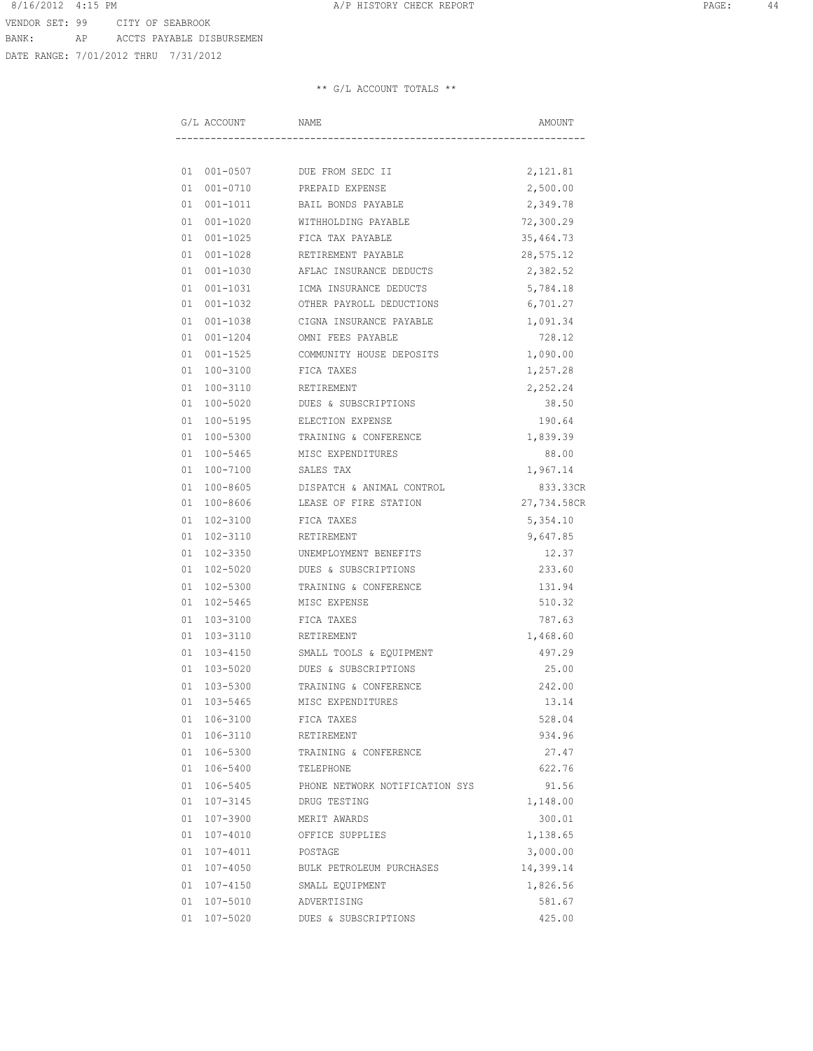VENDOR SET: 99 CITY OF SEABROOK
BANK: AP ACCTS PAYABLE DISBURSEMEN
DATE RANGE: 7/01/2012 THRU 7/31/2012

** G/L ACCOUNT TOTALS **

| G/L ACCOUNT | NAME | AMOUNT |
|---|---|---|
| 01 001-0507 | DUE FROM SEDC II | 2,121.81 |
| 01 001-0710 | PREPAID EXPENSE | 2,500.00 |
| 01 001-1011 | BAIL BONDS PAYABLE | 2,349.78 |
| 01 001-1020 | WITHHOLDING PAYABLE | 72,300.29 |
| 01 001-1025 | FICA TAX PAYABLE | 35,464.73 |
| 01 001-1028 | RETIREMENT PAYABLE | 28,575.12 |
| 01 001-1030 | AFLAC INSURANCE DEDUCTS | 2,382.52 |
| 01 001-1031 | ICMA INSURANCE DEDUCTS | 5,784.18 |
| 01 001-1032 | OTHER PAYROLL DEDUCTIONS | 6,701.27 |
| 01 001-1038 | CIGNA INSURANCE PAYABLE | 1,091.34 |
| 01 001-1204 | OMNI FEES PAYABLE | 728.12 |
| 01 001-1525 | COMMUNITY HOUSE DEPOSITS | 1,090.00 |
| 01 100-3100 | FICA TAXES | 1,257.28 |
| 01 100-3110 | RETIREMENT | 2,252.24 |
| 01 100-5020 | DUES & SUBSCRIPTIONS | 38.50 |
| 01 100-5195 | ELECTION EXPENSE | 190.64 |
| 01 100-5300 | TRAINING & CONFERENCE | 1,839.39 |
| 01 100-5465 | MISC EXPENDITURES | 88.00 |
| 01 100-7100 | SALES TAX | 1,967.14 |
| 01 100-8605 | DISPATCH & ANIMAL CONTROL | 833.33CR |
| 01 100-8606 | LEASE OF FIRE STATION | 27,734.58CR |
| 01 102-3100 | FICA TAXES | 5,354.10 |
| 01 102-3110 | RETIREMENT | 9,647.85 |
| 01 102-3350 | UNEMPLOYMENT BENEFITS | 12.37 |
| 01 102-5020 | DUES & SUBSCRIPTIONS | 233.60 |
| 01 102-5300 | TRAINING & CONFERENCE | 131.94 |
| 01 102-5465 | MISC EXPENSE | 510.32 |
| 01 103-3100 | FICA TAXES | 787.63 |
| 01 103-3110 | RETIREMENT | 1,468.60 |
| 01 103-4150 | SMALL TOOLS & EQUIPMENT | 497.29 |
| 01 103-5020 | DUES & SUBSCRIPTIONS | 25.00 |
| 01 103-5300 | TRAINING & CONFERENCE | 242.00 |
| 01 103-5465 | MISC EXPENDITURES | 13.14 |
| 01 106-3100 | FICA TAXES | 528.04 |
| 01 106-3110 | RETIREMENT | 934.96 |
| 01 106-5300 | TRAINING & CONFERENCE | 27.47 |
| 01 106-5400 | TELEPHONE | 622.76 |
| 01 106-5405 | PHONE NETWORK NOTIFICATION SYS | 91.56 |
| 01 107-3145 | DRUG TESTING | 1,148.00 |
| 01 107-3900 | MERIT AWARDS | 300.01 |
| 01 107-4010 | OFFICE SUPPLIES | 1,138.65 |
| 01 107-4011 | POSTAGE | 3,000.00 |
| 01 107-4050 | BULK PETROLEUM PURCHASES | 14,399.14 |
| 01 107-4150 | SMALL EQUIPMENT | 1,826.56 |
| 01 107-5010 | ADVERTISING | 581.67 |
| 01 107-5020 | DUES & SUBSCRIPTIONS | 425.00 |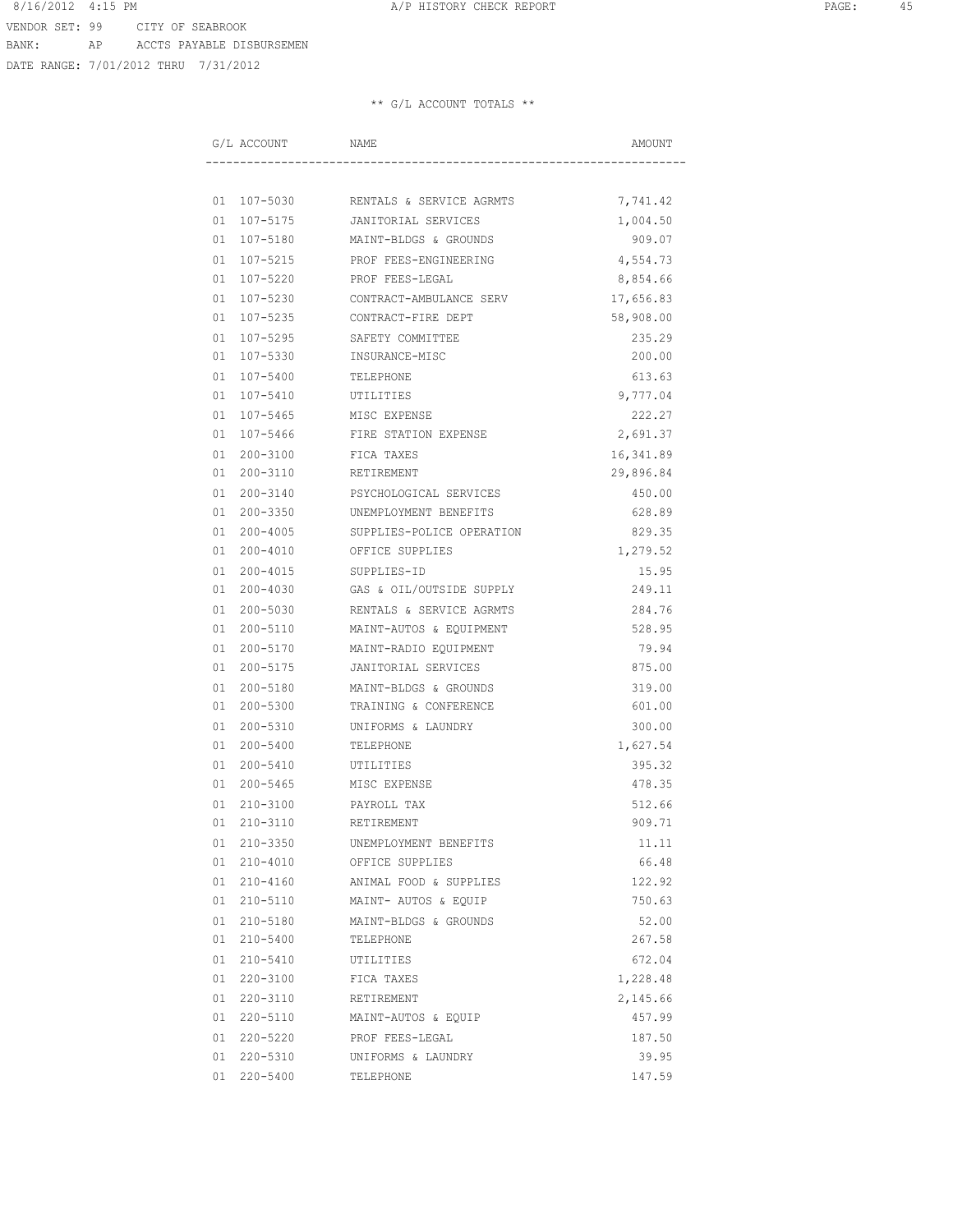VENDOR SET: 99 CITY OF SEABROOK
BANK: AP ACCTS PAYABLE DISBURSEMEN
DATE RANGE: 7/01/2012 THRU 7/31/2012

** G/L ACCOUNT TOTALS **

| G/L ACCOUNT | NAME | AMOUNT |
|---|---|---|
| 01 107-5030 | RENTALS & SERVICE AGRMTS | 7,741.42 |
| 01 107-5175 | JANITORIAL SERVICES | 1,004.50 |
| 01 107-5180 | MAINT-BLDGS & GROUNDS | 909.07 |
| 01 107-5215 | PROF FEES-ENGINEERING | 4,554.73 |
| 01 107-5220 | PROF FEES-LEGAL | 8,854.66 |
| 01 107-5230 | CONTRACT-AMBULANCE SERV | 17,656.83 |
| 01 107-5235 | CONTRACT-FIRE DEPT | 58,908.00 |
| 01 107-5295 | SAFETY COMMITTEE | 235.29 |
| 01 107-5330 | INSURANCE-MISC | 200.00 |
| 01 107-5400 | TELEPHONE | 613.63 |
| 01 107-5410 | UTILITIES | 9,777.04 |
| 01 107-5465 | MISC EXPENSE | 222.27 |
| 01 107-5466 | FIRE STATION EXPENSE | 2,691.37 |
| 01 200-3100 | FICA TAXES | 16,341.89 |
| 01 200-3110 | RETIREMENT | 29,896.84 |
| 01 200-3140 | PSYCHOLOGICAL SERVICES | 450.00 |
| 01 200-3350 | UNEMPLOYMENT BENEFITS | 628.89 |
| 01 200-4005 | SUPPLIES-POLICE OPERATION | 829.35 |
| 01 200-4010 | OFFICE SUPPLIES | 1,279.52 |
| 01 200-4015 | SUPPLIES-ID | 15.95 |
| 01 200-4030 | GAS & OIL/OUTSIDE SUPPLY | 249.11 |
| 01 200-5030 | RENTALS & SERVICE AGRMTS | 284.76 |
| 01 200-5110 | MAINT-AUTOS & EQUIPMENT | 528.95 |
| 01 200-5170 | MAINT-RADIO EQUIPMENT | 79.94 |
| 01 200-5175 | JANITORIAL SERVICES | 875.00 |
| 01 200-5180 | MAINT-BLDGS & GROUNDS | 319.00 |
| 01 200-5300 | TRAINING & CONFERENCE | 601.00 |
| 01 200-5310 | UNIFORMS & LAUNDRY | 300.00 |
| 01 200-5400 | TELEPHONE | 1,627.54 |
| 01 200-5410 | UTILITIES | 395.32 |
| 01 200-5465 | MISC EXPENSE | 478.35 |
| 01 210-3100 | PAYROLL TAX | 512.66 |
| 01 210-3110 | RETIREMENT | 909.71 |
| 01 210-3350 | UNEMPLOYMENT BENEFITS | 11.11 |
| 01 210-4010 | OFFICE SUPPLIES | 66.48 |
| 01 210-4160 | ANIMAL FOOD & SUPPLIES | 122.92 |
| 01 210-5110 | MAINT- AUTOS & EQUIP | 750.63 |
| 01 210-5180 | MAINT-BLDGS & GROUNDS | 52.00 |
| 01 210-5400 | TELEPHONE | 267.58 |
| 01 210-5410 | UTILITIES | 672.04 |
| 01 220-3100 | FICA TAXES | 1,228.48 |
| 01 220-3110 | RETIREMENT | 2,145.66 |
| 01 220-5110 | MAINT-AUTOS & EQUIP | 457.99 |
| 01 220-5220 | PROF FEES-LEGAL | 187.50 |
| 01 220-5310 | UNIFORMS & LAUNDRY | 39.95 |
| 01 220-5400 | TELEPHONE | 147.59 |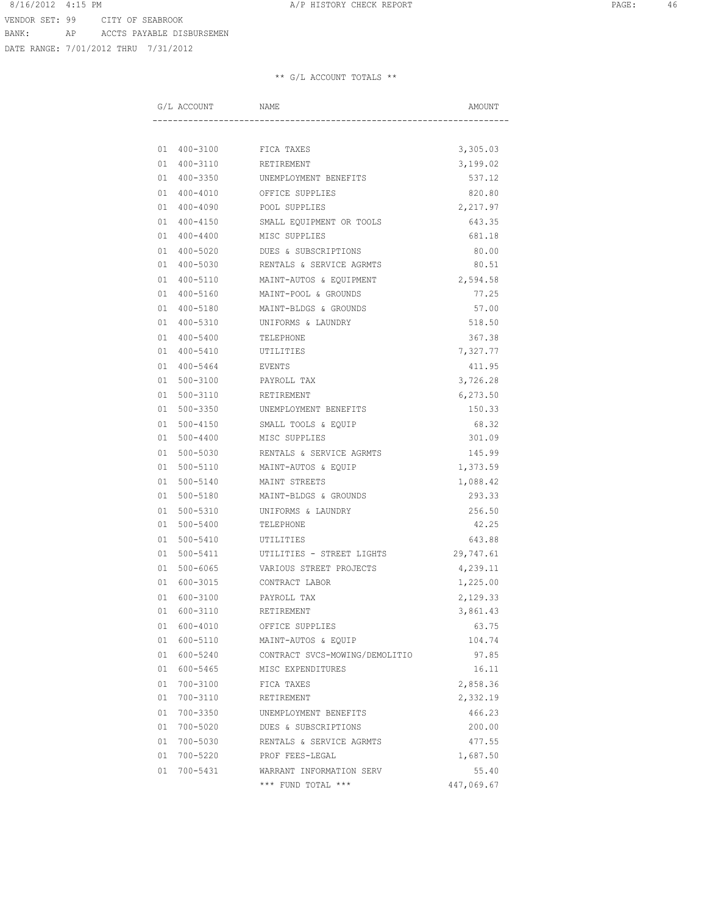VENDOR SET: 99 CITY OF SEABROOK
BANK: AP ACCTS PAYABLE DISBURSEMEN
DATE RANGE: 7/01/2012 THRU 7/31/2012

** G/L ACCOUNT TOTALS **

| G/L ACCOUNT | NAME | AMOUNT |
|---|---|---|
| 01 400-3100 | FICA TAXES | 3,305.03 |
| 01 400-3110 | RETIREMENT | 3,199.02 |
| 01 400-3350 | UNEMPLOYMENT BENEFITS | 537.12 |
| 01 400-4010 | OFFICE SUPPLIES | 820.80 |
| 01 400-4090 | POOL SUPPLIES | 2,217.97 |
| 01 400-4150 | SMALL EQUIPMENT OR TOOLS | 643.35 |
| 01 400-4400 | MISC SUPPLIES | 681.18 |
| 01 400-5020 | DUES & SUBSCRIPTIONS | 80.00 |
| 01 400-5030 | RENTALS & SERVICE AGRMTS | 80.51 |
| 01 400-5110 | MAINT-AUTOS & EQUIPMENT | 2,594.58 |
| 01 400-5160 | MAINT-POOL & GROUNDS | 77.25 |
| 01 400-5180 | MAINT-BLDGS & GROUNDS | 57.00 |
| 01 400-5310 | UNIFORMS & LAUNDRY | 518.50 |
| 01 400-5400 | TELEPHONE | 367.38 |
| 01 400-5410 | UTILITIES | 7,327.77 |
| 01 400-5464 | EVENTS | 411.95 |
| 01 500-3100 | PAYROLL TAX | 3,726.28 |
| 01 500-3110 | RETIREMENT | 6,273.50 |
| 01 500-3350 | UNEMPLOYMENT BENEFITS | 150.33 |
| 01 500-4150 | SMALL TOOLS & EQUIP | 68.32 |
| 01 500-4400 | MISC SUPPLIES | 301.09 |
| 01 500-5030 | RENTALS & SERVICE AGRMTS | 145.99 |
| 01 500-5110 | MAINT-AUTOS & EQUIP | 1,373.59 |
| 01 500-5140 | MAINT STREETS | 1,088.42 |
| 01 500-5180 | MAINT-BLDGS & GROUNDS | 293.33 |
| 01 500-5310 | UNIFORMS & LAUNDRY | 256.50 |
| 01 500-5400 | TELEPHONE | 42.25 |
| 01 500-5410 | UTILITIES | 643.88 |
| 01 500-5411 | UTILITIES - STREET LIGHTS | 29,747.61 |
| 01 500-6065 | VARIOUS STREET PROJECTS | 4,239.11 |
| 01 600-3015 | CONTRACT LABOR | 1,225.00 |
| 01 600-3100 | PAYROLL TAX | 2,129.33 |
| 01 600-3110 | RETIREMENT | 3,861.43 |
| 01 600-4010 | OFFICE SUPPLIES | 63.75 |
| 01 600-5110 | MAINT-AUTOS & EQUIP | 104.74 |
| 01 600-5240 | CONTRACT SVCS-MOWING/DEMOLITIO | 97.85 |
| 01 600-5465 | MISC EXPENDITURES | 16.11 |
| 01 700-3100 | FICA TAXES | 2,858.36 |
| 01 700-3110 | RETIREMENT | 2,332.19 |
| 01 700-3350 | UNEMPLOYMENT BENEFITS | 466.23 |
| 01 700-5020 | DUES & SUBSCRIPTIONS | 200.00 |
| 01 700-5030 | RENTALS & SERVICE AGRMTS | 477.55 |
| 01 700-5220 | PROF FEES-LEGAL | 1,687.50 |
| 01 700-5431 | WARRANT INFORMATION SERV | 55.40 |
| | *** FUND TOTAL *** | 447,069.67 |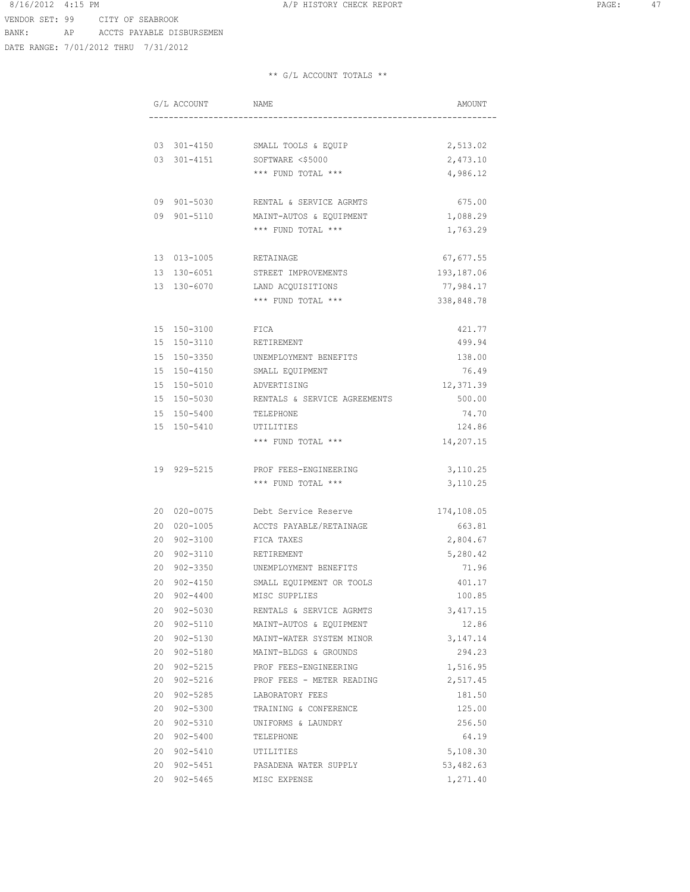VENDOR SET: 99 CITY OF SEABROOK

BANK: AP ACCTS PAYABLE DISBURSEMEN

DATE RANGE: 7/01/2012 THRU 7/31/2012

** G/L ACCOUNT TOTALS **

| G/L ACCOUNT | NAME | AMOUNT |
|---|---|---|
| 03 301-4150 | SMALL TOOLS & EQUIP | 2,513.02 |
| 03 301-4151 | SOFTWARE <$5000 | 2,473.10 |
| | *** FUND TOTAL *** | 4,986.12 |
| 09 901-5030 | RENTAL & SERVICE AGRMTS | 675.00 |
| 09 901-5110 | MAINT-AUTOS & EQUIPMENT | 1,088.29 |
| | *** FUND TOTAL *** | 1,763.29 |
| 13 013-1005 | RETAINAGE | 67,677.55 |
| 13 130-6051 | STREET IMPROVEMENTS | 193,187.06 |
| 13 130-6070 | LAND ACQUISITIONS | 77,984.17 |
| | *** FUND TOTAL *** | 338,848.78 |
| 15 150-3100 | FICA | 421.77 |
| 15 150-3110 | RETIREMENT | 499.94 |
| 15 150-3350 | UNEMPLOYMENT BENEFITS | 138.00 |
| 15 150-4150 | SMALL EQUIPMENT | 76.49 |
| 15 150-5010 | ADVERTISING | 12,371.39 |
| 15 150-5030 | RENTALS & SERVICE AGREEMENTS | 500.00 |
| 15 150-5400 | TELEPHONE | 74.70 |
| 15 150-5410 | UTILITIES | 124.86 |
| | *** FUND TOTAL *** | 14,207.15 |
| 19 929-5215 | PROF FEES-ENGINEERING | 3,110.25 |
| | *** FUND TOTAL *** | 3,110.25 |
| 20 020-0075 | Debt Service Reserve | 174,108.05 |
| 20 020-1005 | ACCTS PAYABLE/RETAINAGE | 663.81 |
| 20 902-3100 | FICA TAXES | 2,804.67 |
| 20 902-3110 | RETIREMENT | 5,280.42 |
| 20 902-3350 | UNEMPLOYMENT BENEFITS | 71.96 |
| 20 902-4150 | SMALL EQUIPMENT OR TOOLS | 401.17 |
| 20 902-4400 | MISC SUPPLIES | 100.85 |
| 20 902-5030 | RENTALS & SERVICE AGRMTS | 3,417.15 |
| 20 902-5110 | MAINT-AUTOS & EQUIPMENT | 12.86 |
| 20 902-5130 | MAINT-WATER SYSTEM MINOR | 3,147.14 |
| 20 902-5180 | MAINT-BLDGS & GROUNDS | 294.23 |
| 20 902-5215 | PROF FEES-ENGINEERING | 1,516.95 |
| 20 902-5216 | PROF FEES - METER READING | 2,517.45 |
| 20 902-5285 | LABORATORY FEES | 181.50 |
| 20 902-5300 | TRAINING & CONFERENCE | 125.00 |
| 20 902-5310 | UNIFORMS & LAUNDRY | 256.50 |
| 20 902-5400 | TELEPHONE | 64.19 |
| 20 902-5410 | UTILITIES | 5,108.30 |
| 20 902-5451 | PASADENA WATER SUPPLY | 53,482.63 |
| 20 902-5465 | MISC EXPENSE | 1,271.40 |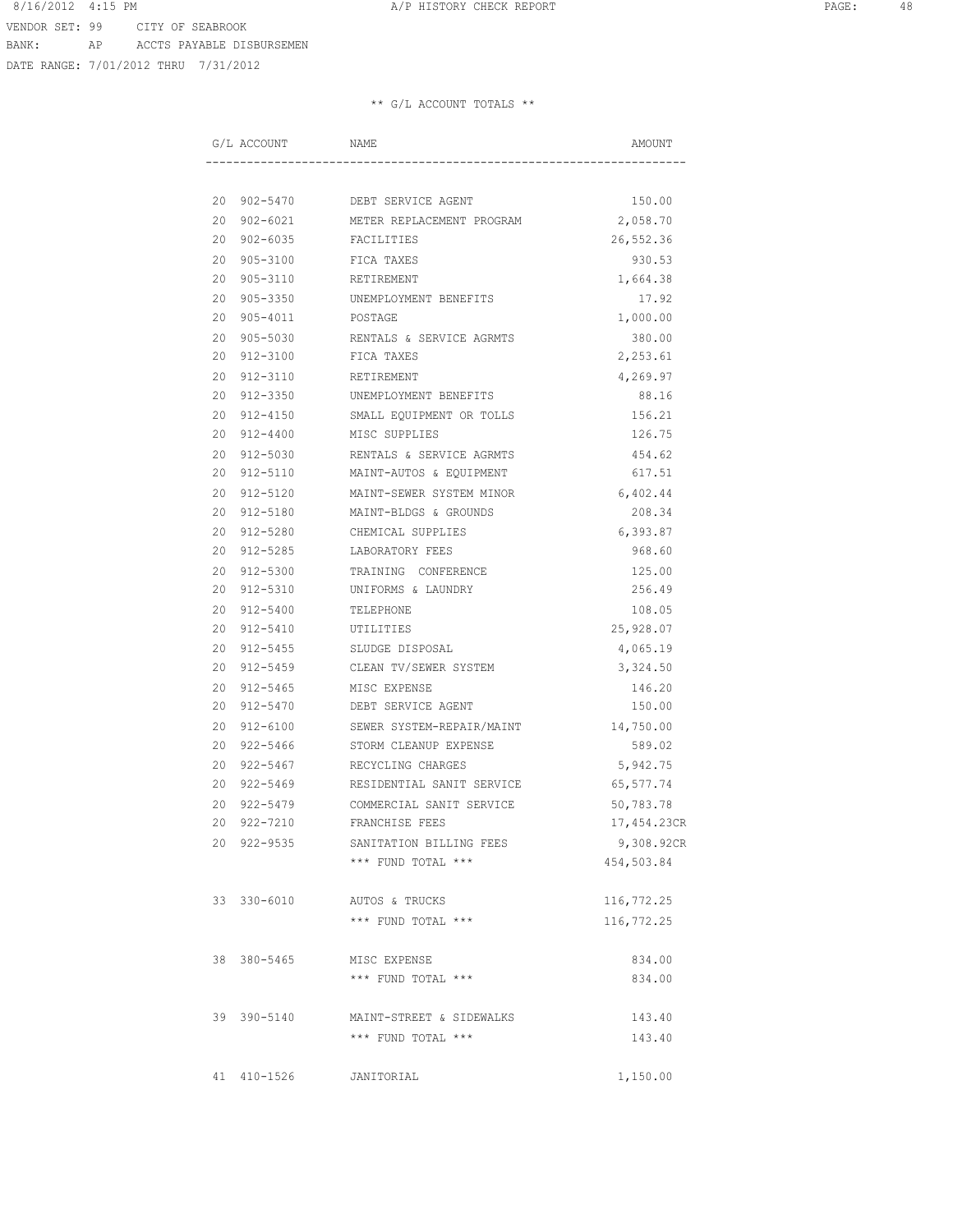VENDOR SET: 99 CITY OF SEABROOK
BANK: AP ACCTS PAYABLE DISBURSEMEN
DATE RANGE: 7/01/2012 THRU 7/31/2012

** G/L ACCOUNT TOTALS **

| G/L ACCOUNT | NAME | AMOUNT |
|---|---|---|
| 20 902-5470 | DEBT SERVICE AGENT | 150.00 |
| 20 902-6021 | METER REPLACEMENT PROGRAM | 2,058.70 |
| 20 902-6035 | FACILITIES | 26,552.36 |
| 20 905-3100 | FICA TAXES | 930.53 |
| 20 905-3110 | RETIREMENT | 1,664.38 |
| 20 905-3350 | UNEMPLOYMENT BENEFITS | 17.92 |
| 20 905-4011 | POSTAGE | 1,000.00 |
| 20 905-5030 | RENTALS & SERVICE AGRMTS | 380.00 |
| 20 912-3100 | FICA TAXES | 2,253.61 |
| 20 912-3110 | RETIREMENT | 4,269.97 |
| 20 912-3350 | UNEMPLOYMENT BENEFITS | 88.16 |
| 20 912-4150 | SMALL EQUIPMENT OR TOLLS | 156.21 |
| 20 912-4400 | MISC SUPPLIES | 126.75 |
| 20 912-5030 | RENTALS & SERVICE AGRMTS | 454.62 |
| 20 912-5110 | MAINT-AUTOS & EQUIPMENT | 617.51 |
| 20 912-5120 | MAINT-SEWER SYSTEM MINOR | 6,402.44 |
| 20 912-5180 | MAINT-BLDGS & GROUNDS | 208.34 |
| 20 912-5280 | CHEMICAL SUPPLIES | 6,393.87 |
| 20 912-5285 | LABORATORY FEES | 968.60 |
| 20 912-5300 | TRAINING CONFERENCE | 125.00 |
| 20 912-5310 | UNIFORMS & LAUNDRY | 256.49 |
| 20 912-5400 | TELEPHONE | 108.05 |
| 20 912-5410 | UTILITIES | 25,928.07 |
| 20 912-5455 | SLUDGE DISPOSAL | 4,065.19 |
| 20 912-5459 | CLEAN TV/SEWER SYSTEM | 3,324.50 |
| 20 912-5465 | MISC EXPENSE | 146.20 |
| 20 912-5470 | DEBT SERVICE AGENT | 150.00 |
| 20 912-6100 | SEWER SYSTEM-REPAIR/MAINT | 14,750.00 |
| 20 922-5466 | STORM CLEANUP EXPENSE | 589.02 |
| 20 922-5467 | RECYCLING CHARGES | 5,942.75 |
| 20 922-5469 | RESIDENTIAL SANIT SERVICE | 65,577.74 |
| 20 922-5479 | COMMERCIAL SANIT SERVICE | 50,783.78 |
| 20 922-7210 | FRANCHISE FEES | 17,454.23CR |
| 20 922-9535 | SANITATION BILLING FEES | 9,308.92CR |
| | *** FUND TOTAL *** | 454,503.84 |
| 33 330-6010 | AUTOS & TRUCKS | 116,772.25 |
| | *** FUND TOTAL *** | 116,772.25 |
| 38 380-5465 | MISC EXPENSE | 834.00 |
| | *** FUND TOTAL *** | 834.00 |
| 39 390-5140 | MAINT-STREET & SIDEWALKS | 143.40 |
| | *** FUND TOTAL *** | 143.40 |
| 41 410-1526 | JANITORIAL | 1,150.00 |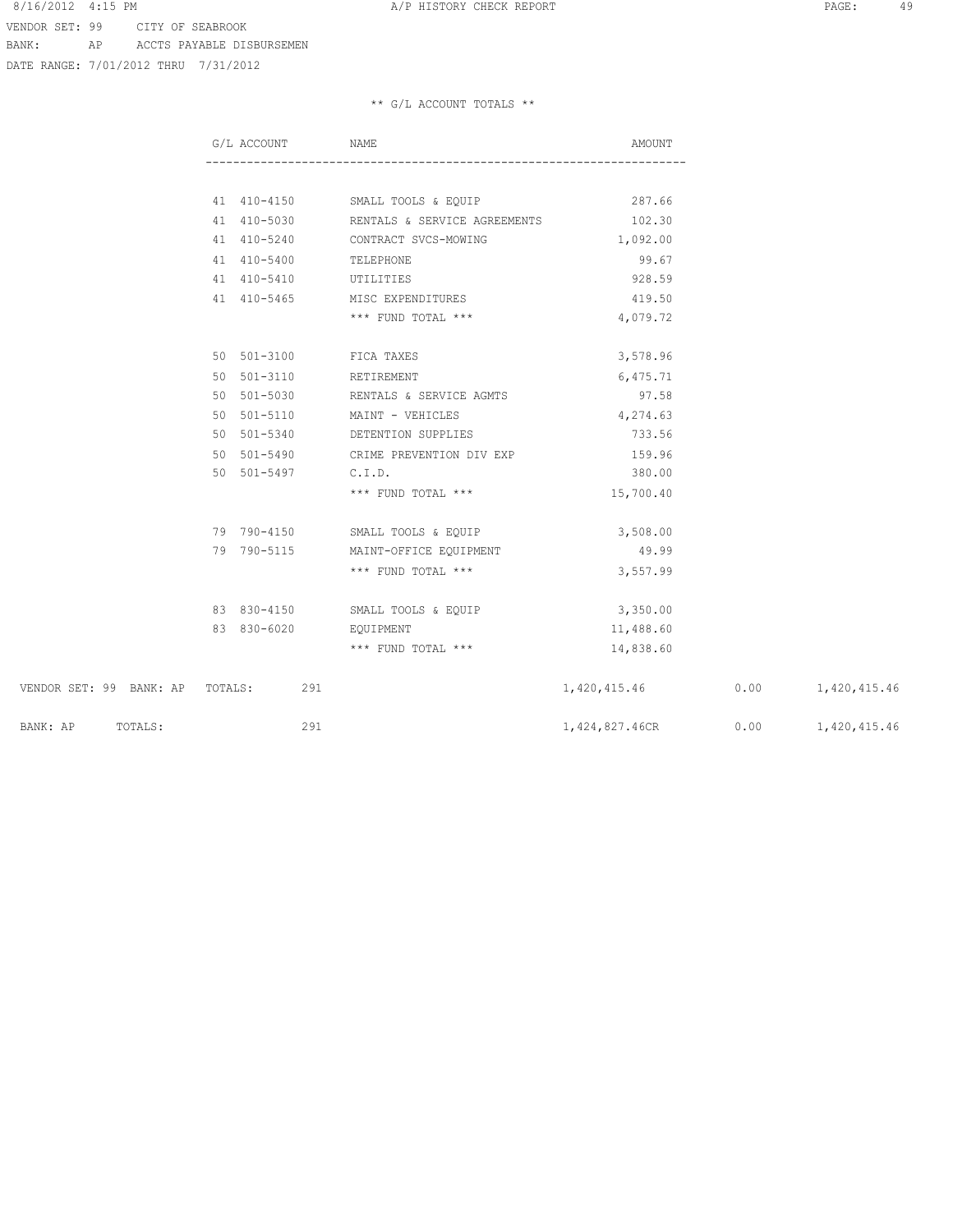VENDOR SET: 99 CITY OF SEABROOK
BANK: AP ACCTS PAYABLE DISBURSEMEN
DATE RANGE: 7/01/2012 THRU 7/31/2012

** G/L ACCOUNT TOTALS **

| G/L ACCOUNT | NAME | AMOUNT |
|---|---|---|
| 41 410-4150 | SMALL TOOLS & EQUIP | 287.66 |
| 41 410-5030 | RENTALS & SERVICE AGREEMENTS | 102.30 |
| 41 410-5240 | CONTRACT SVCS-MOWING | 1,092.00 |
| 41 410-5400 | TELEPHONE | 99.67 |
| 41 410-5410 | UTILITIES | 928.59 |
| 41 410-5465 | MISC EXPENDITURES | 419.50 |
| | *** FUND TOTAL *** | 4,079.72 |
| 50 501-3100 | FICA TAXES | 3,578.96 |
| 50 501-3110 | RETIREMENT | 6,475.71 |
| 50 501-5030 | RENTALS & SERVICE AGMTS | 97.58 |
| 50 501-5110 | MAINT - VEHICLES | 4,274.63 |
| 50 501-5340 | DETENTION SUPPLIES | 733.56 |
| 50 501-5490 | CRIME PREVENTION DIV EXP | 159.96 |
| 50 501-5497 | C.I.D. | 380.00 |
| | *** FUND TOTAL *** | 15,700.40 |
| 79 790-4150 | SMALL TOOLS & EQUIP | 3,508.00 |
| 79 790-5115 | MAINT-OFFICE EQUIPMENT | 49.99 |
| | *** FUND TOTAL *** | 3,557.99 |
| 83 830-4150 | SMALL TOOLS & EQUIP | 3,350.00 |
| 83 830-6020 | EQUIPMENT | 11,488.60 |
| | *** FUND TOTAL *** | 14,838.60 |

| | COUNT | | | |
|---|---|---|---|---|
| VENDOR SET: 99 BANK: AP TOTALS: | 291 | 1,420,415.46 | 0.00 | 1,420,415.46 |
| BANK: AP TOTALS: | 291 | 1,424,827.46CR | 0.00 | 1,420,415.46 |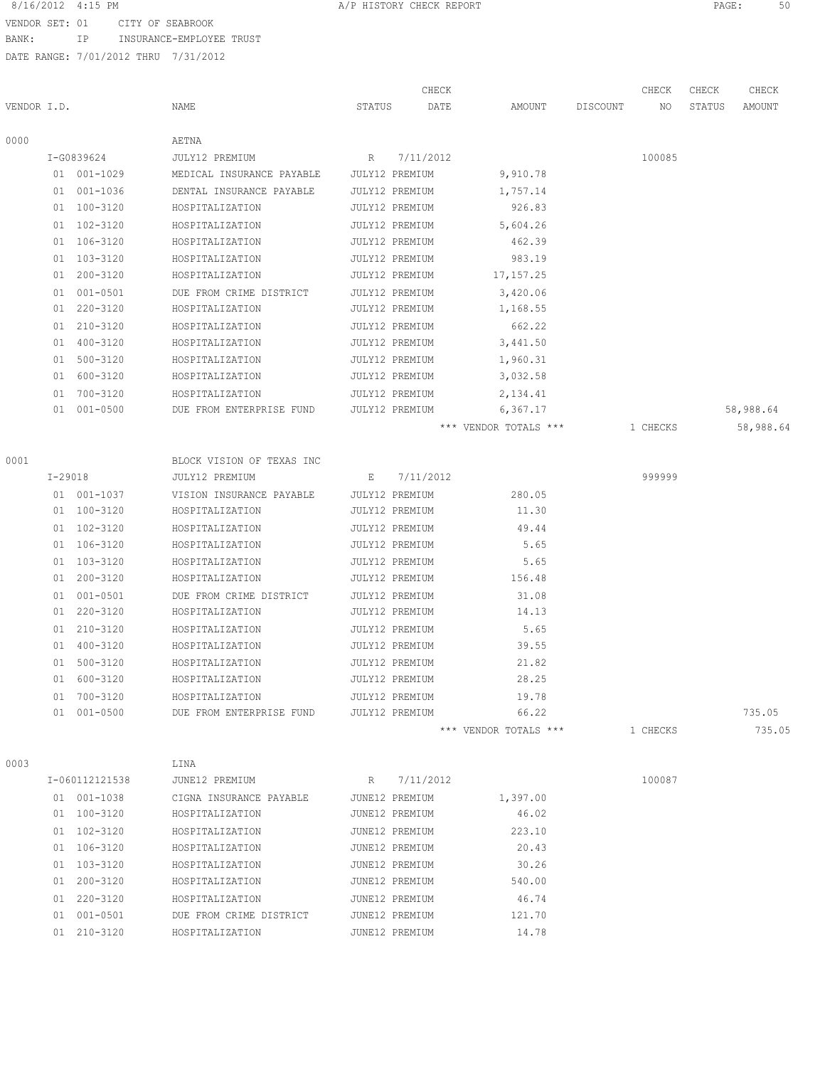A/P HISTORY CHECK REPORT

VENDOR SET: 01 CITY OF SEABROOK
BANK: IP INSURANCE-EMPLOYEE TRUST
DATE RANGE: 7/01/2012 THRU 7/31/2012

| VENDOR I.D. | NAME | STATUS | CHECK DATE | AMOUNT | DISCOUNT | CHECK NO | CHECK STATUS | CHECK AMOUNT |
|---|---|---|---|---|---|---|---|---|
| 0000 | AETNA | | | | | | | |
| I-G0839624 | JULY12 PREMIUM | R | 7/11/2012 | | | 100085 | | |
| 01 001-1029 | MEDICAL INSURANCE PAYABLE | JULY12 PREMIUM | | 9,910.78 | | | | |
| 01 001-1036 | DENTAL INSURANCE PAYABLE | JULY12 PREMIUM | | 1,757.14 | | | | |
| 01 100-3120 | HOSPITALIZATION | JULY12 PREMIUM | | 926.83 | | | | |
| 01 102-3120 | HOSPITALIZATION | JULY12 PREMIUM | | 5,604.26 | | | | |
| 01 106-3120 | HOSPITALIZATION | JULY12 PREMIUM | | 462.39 | | | | |
| 01 103-3120 | HOSPITALIZATION | JULY12 PREMIUM | | 983.19 | | | | |
| 01 200-3120 | HOSPITALIZATION | JULY12 PREMIUM | | 17,157.25 | | | | |
| 01 001-0501 | DUE FROM CRIME DISTRICT | JULY12 PREMIUM | | 3,420.06 | | | | |
| 01 220-3120 | HOSPITALIZATION | JULY12 PREMIUM | | 1,168.55 | | | | |
| 01 210-3120 | HOSPITALIZATION | JULY12 PREMIUM | | 662.22 | | | | |
| 01 400-3120 | HOSPITALIZATION | JULY12 PREMIUM | | 3,441.50 | | | | |
| 01 500-3120 | HOSPITALIZATION | JULY12 PREMIUM | | 1,960.31 | | | | |
| 01 600-3120 | HOSPITALIZATION | JULY12 PREMIUM | | 3,032.58 | | | | |
| 01 700-3120 | HOSPITALIZATION | JULY12 PREMIUM | | 2,134.41 | | | | |
| 01 001-0500 | DUE FROM ENTERPRISE FUND | JULY12 PREMIUM | | 6,367.17 | | | | 58,988.64 |
| | | | | *** VENDOR TOTALS *** | | 1 CHECKS | | 58,988.64 |
| 0001 | BLOCK VISION OF TEXAS INC | | | | | | | |
| I-29018 | JULY12 PREMIUM | E | 7/11/2012 | | | 999999 | | |
| 01 001-1037 | VISION INSURANCE PAYABLE | JULY12 PREMIUM | | 280.05 | | | | |
| 01 100-3120 | HOSPITALIZATION | JULY12 PREMIUM | | 11.30 | | | | |
| 01 102-3120 | HOSPITALIZATION | JULY12 PREMIUM | | 49.44 | | | | |
| 01 106-3120 | HOSPITALIZATION | JULY12 PREMIUM | | 5.65 | | | | |
| 01 103-3120 | HOSPITALIZATION | JULY12 PREMIUM | | 5.65 | | | | |
| 01 200-3120 | HOSPITALIZATION | JULY12 PREMIUM | | 156.48 | | | | |
| 01 001-0501 | DUE FROM CRIME DISTRICT | JULY12 PREMIUM | | 31.08 | | | | |
| 01 220-3120 | HOSPITALIZATION | JULY12 PREMIUM | | 14.13 | | | | |
| 01 210-3120 | HOSPITALIZATION | JULY12 PREMIUM | | 5.65 | | | | |
| 01 400-3120 | HOSPITALIZATION | JULY12 PREMIUM | | 39.55 | | | | |
| 01 500-3120 | HOSPITALIZATION | JULY12 PREMIUM | | 21.82 | | | | |
| 01 600-3120 | HOSPITALIZATION | JULY12 PREMIUM | | 28.25 | | | | |
| 01 700-3120 | HOSPITALIZATION | JULY12 PREMIUM | | 19.78 | | | | |
| 01 001-0500 | DUE FROM ENTERPRISE FUND | JULY12 PREMIUM | | 66.22 | | | | 735.05 |
| | | | | *** VENDOR TOTALS *** | | 1 CHECKS | | 735.05 |
| 0003 | LINA | | | | | | | |
| I-060112121538 | JUNE12 PREMIUM | R | 7/11/2012 | | | 100087 | | |
| 01 001-1038 | CIGNA INSURANCE PAYABLE | JUNE12 PREMIUM | | 1,397.00 | | | | |
| 01 100-3120 | HOSPITALIZATION | JUNE12 PREMIUM | | 46.02 | | | | |
| 01 102-3120 | HOSPITALIZATION | JUNE12 PREMIUM | | 223.10 | | | | |
| 01 106-3120 | HOSPITALIZATION | JUNE12 PREMIUM | | 20.43 | | | | |
| 01 103-3120 | HOSPITALIZATION | JUNE12 PREMIUM | | 30.26 | | | | |
| 01 200-3120 | HOSPITALIZATION | JUNE12 PREMIUM | | 540.00 | | | | |
| 01 220-3120 | HOSPITALIZATION | JUNE12 PREMIUM | | 46.74 | | | | |
| 01 001-0501 | DUE FROM CRIME DISTRICT | JUNE12 PREMIUM | | 121.70 | | | | |
| 01 210-3120 | HOSPITALIZATION | JUNE12 PREMIUM | | 14.78 | | | | |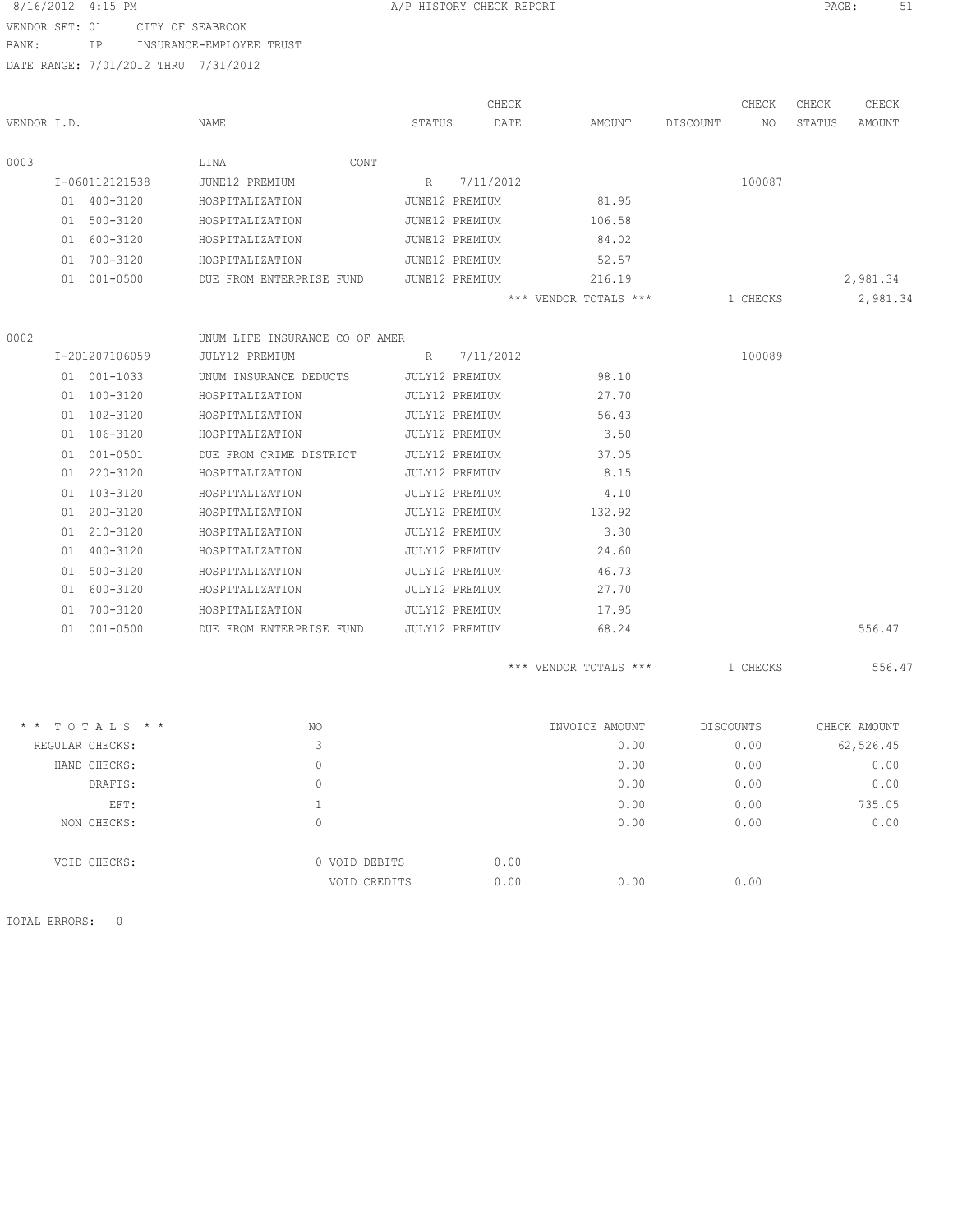A/P HISTORY CHECK REPORT

VENDOR SET: 01 CITY OF SEABROOK
BANK: IP INSURANCE-EMPLOYEE TRUST
DATE RANGE: 7/01/2012 THRU 7/31/2012

| VENDOR I.D. | NAME | STATUS | CHECK DATE | AMOUNT | DISCOUNT | CHECK NO | CHECK STATUS | CHECK AMOUNT |
|---|---|---|---|---|---|---|---|---|
| 0003 | LINA CONT | | | | | | | |
| I-060112121538 | JUNE12 PREMIUM | R | 7/11/2012 | | | 100087 | | |
| 01 400-3120 | HOSPITALIZATION | JUNE12 PREMIUM | | 81.95 | | | | |
| 01 500-3120 | HOSPITALIZATION | JUNE12 PREMIUM | | 106.58 | | | | |
| 01 600-3120 | HOSPITALIZATION | JUNE12 PREMIUM | | 84.02 | | | | |
| 01 700-3120 | HOSPITALIZATION | JUNE12 PREMIUM | | 52.57 | | | | |
| 01 001-0500 | DUE FROM ENTERPRISE FUND | JUNE12 PREMIUM | | 216.19 | | | | 2,981.34 |
| | | | | *** VENDOR TOTALS *** | | 1 CHECKS | | 2,981.34 |
| 0002 | UNUM LIFE INSURANCE CO OF AMER | | | | | | | |
| I-201207106059 | JULY12 PREMIUM | R | 7/11/2012 | | | 100089 | | |
| 01 001-1033 | UNUM INSURANCE DEDUCTS | JULY12 PREMIUM | | 98.10 | | | | |
| 01 100-3120 | HOSPITALIZATION | JULY12 PREMIUM | | 27.70 | | | | |
| 01 102-3120 | HOSPITALIZATION | JULY12 PREMIUM | | 56.43 | | | | |
| 01 106-3120 | HOSPITALIZATION | JULY12 PREMIUM | | 3.50 | | | | |
| 01 001-0501 | DUE FROM CRIME DISTRICT | JULY12 PREMIUM | | 37.05 | | | | |
| 01 220-3120 | HOSPITALIZATION | JULY12 PREMIUM | | 8.15 | | | | |
| 01 103-3120 | HOSPITALIZATION | JULY12 PREMIUM | | 4.10 | | | | |
| 01 200-3120 | HOSPITALIZATION | JULY12 PREMIUM | | 132.92 | | | | |
| 01 210-3120 | HOSPITALIZATION | JULY12 PREMIUM | | 3.30 | | | | |
| 01 400-3120 | HOSPITALIZATION | JULY12 PREMIUM | | 24.60 | | | | |
| 01 500-3120 | HOSPITALIZATION | JULY12 PREMIUM | | 46.73 | | | | |
| 01 600-3120 | HOSPITALIZATION | JULY12 PREMIUM | | 27.70 | | | | |
| 01 700-3120 | HOSPITALIZATION | JULY12 PREMIUM | | 17.95 | | | | |
| 01 001-0500 | DUE FROM ENTERPRISE FUND | JULY12 PREMIUM | | 68.24 | | | | 556.47 |
| | | | | *** VENDOR TOTALS *** | | 1 CHECKS | | 556.47 |

| * * T O T A L S * * | NO | | INVOICE AMOUNT | DISCOUNTS | CHECK AMOUNT |
|---|---|---|---|---|---|
| REGULAR CHECKS: | 3 | | 0.00 | 0.00 | 62,526.45 |
| HAND CHECKS: | 0 | | 0.00 | 0.00 | 0.00 |
| DRAFTS: | 0 | | 0.00 | 0.00 | 0.00 |
| EFT: | 1 | | 0.00 | 0.00 | 735.05 |
| NON CHECKS: | 0 | | 0.00 | 0.00 | 0.00 |
| VOID CHECKS: | 0 VOID DEBITS | 0.00 | | | |
| | VOID CREDITS | 0.00 | 0.00 | 0.00 | |

TOTAL ERRORS: 0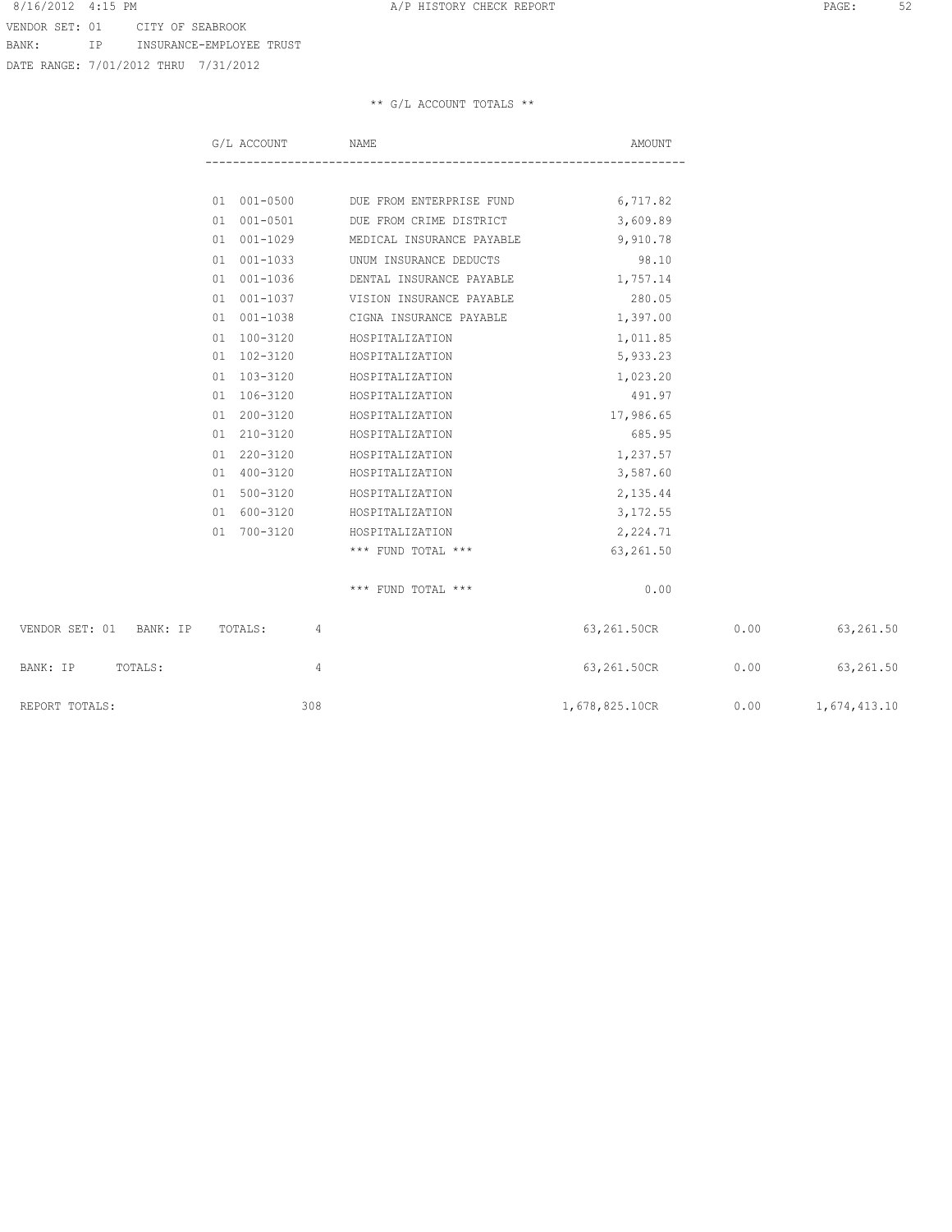VENDOR SET: 01 CITY OF SEABROOK
BANK: IP INSURANCE-EMPLOYEE TRUST
DATE RANGE: 7/01/2012 THRU 7/31/2012

** G/L ACCOUNT TOTALS **

| G/L ACCOUNT | NAME | AMOUNT |
|---|---|---|
| 01 001-0500 | DUE FROM ENTERPRISE FUND | 6,717.82 |
| 01 001-0501 | DUE FROM CRIME DISTRICT | 3,609.89 |
| 01 001-1029 | MEDICAL INSURANCE PAYABLE | 9,910.78 |
| 01 001-1033 | UNUM INSURANCE DEDUCTS | 98.10 |
| 01 001-1036 | DENTAL INSURANCE PAYABLE | 1,757.14 |
| 01 001-1037 | VISION INSURANCE PAYABLE | 280.05 |
| 01 001-1038 | CIGNA INSURANCE PAYABLE | 1,397.00 |
| 01 100-3120 | HOSPITALIZATION | 1,011.85 |
| 01 102-3120 | HOSPITALIZATION | 5,933.23 |
| 01 103-3120 | HOSPITALIZATION | 1,023.20 |
| 01 106-3120 | HOSPITALIZATION | 491.97 |
| 01 200-3120 | HOSPITALIZATION | 17,986.65 |
| 01 210-3120 | HOSPITALIZATION | 685.95 |
| 01 220-3120 | HOSPITALIZATION | 1,237.57 |
| 01 400-3120 | HOSPITALIZATION | 3,587.60 |
| 01 500-3120 | HOSPITALIZATION | 2,135.44 |
| 01 600-3120 | HOSPITALIZATION | 3,172.55 |
| 01 700-3120 | HOSPITALIZATION | 2,224.71 |
| | *** FUND TOTAL *** | 63,261.50 |
| | *** FUND TOTAL *** | 0.00 |

| | COUNT | | | |
|---|---|---|---|---|
| VENDOR SET: 01 BANK: IP TOTALS: | 4 | 63,261.50CR | 0.00 | 63,261.50 |
| BANK: IP TOTALS: | 4 | 63,261.50CR | 0.00 | 63,261.50 |
| REPORT TOTALS: | 308 | 1,678,825.10CR | 0.00 | 1,674,413.10 |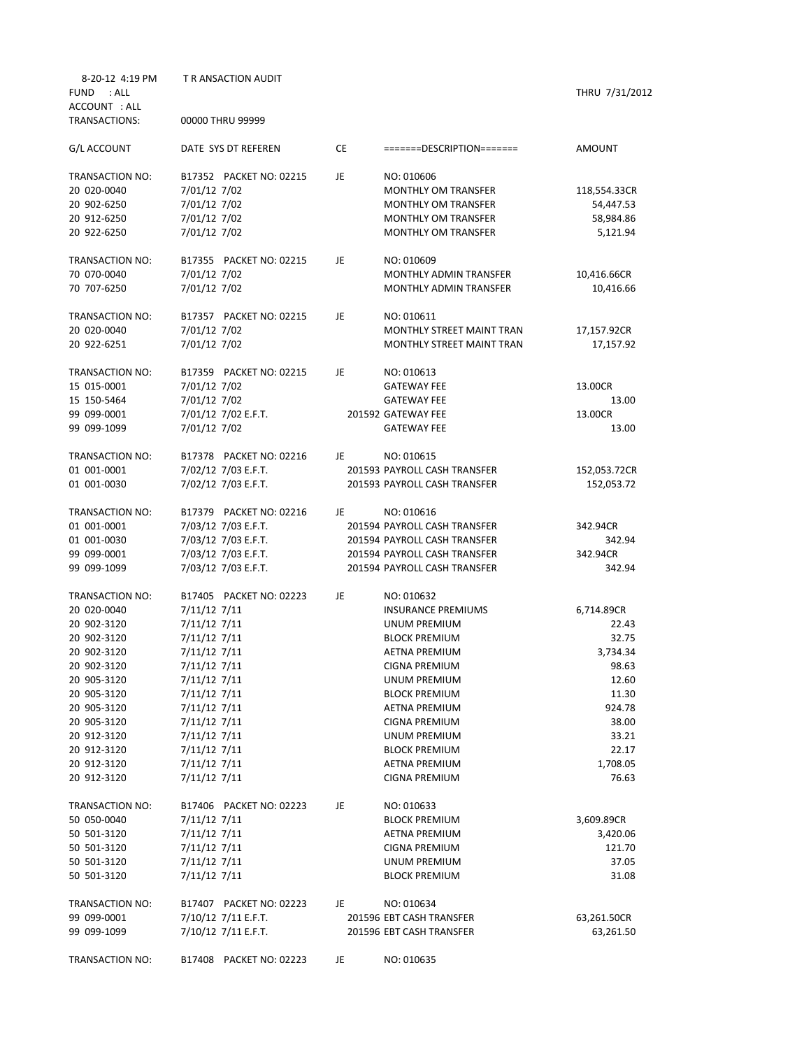8-20-12 4:19 PM T R ANSACTION AUDIT

FUND : ALL THRU 7/31/2012

ACCOUNT : ALL

TRANSACTIONS: 00000 THRU 99999

| G/L ACCOUNT | DATE SYS DT REFEREN | CE | =======DESCRIPTION======= | AMOUNT |
|---|---|---|---|---|
| TRANSACTION NO: | B17352 PACKET NO: 02215 | JE | NO: 010606 | |
| 20 020-0040 | 7/01/12 7/02 | | MONTHLY OM TRANSFER | 118,554.33CR |
| 20 902-6250 | 7/01/12 7/02 | | MONTHLY OM TRANSFER | 54,447.53 |
| 20 912-6250 | 7/01/12 7/02 | | MONTHLY OM TRANSFER | 58,984.86 |
| 20 922-6250 | 7/01/12 7/02 | | MONTHLY OM TRANSFER | 5,121.94 |
| TRANSACTION NO: | B17355 PACKET NO: 02215 | JE | NO: 010609 | |
| 70 070-0040 | 7/01/12 7/02 | | MONTHLY ADMIN TRANSFER | 10,416.66CR |
| 70 707-6250 | 7/01/12 7/02 | | MONTHLY ADMIN TRANSFER | 10,416.66 |
| TRANSACTION NO: | B17357 PACKET NO: 02215 | JE | NO: 010611 | |
| 20 020-0040 | 7/01/12 7/02 | | MONTHLY STREET MAINT TRAN | 17,157.92CR |
| 20 922-6251 | 7/01/12 7/02 | | MONTHLY STREET MAINT TRAN | 17,157.92 |
| TRANSACTION NO: | B17359 PACKET NO: 02215 | JE | NO: 010613 | |
| 15 015-0001 | 7/01/12 7/02 | | GATEWAY FEE | 13.00CR |
| 15 150-5464 | 7/01/12 7/02 | | GATEWAY FEE | 13.00 |
| 99 099-0001 | 7/01/12 7/02 E.F.T. | | 201592 GATEWAY FEE | 13.00CR |
| 99 099-1099 | 7/01/12 7/02 | | GATEWAY FEE | 13.00 |
| TRANSACTION NO: | B17378 PACKET NO: 02216 | JE | NO: 010615 | |
| 01 001-0001 | 7/02/12 7/03 E.F.T. | | 201593 PAYROLL CASH TRANSFER | 152,053.72CR |
| 01 001-0030 | 7/02/12 7/03 E.F.T. | | 201593 PAYROLL CASH TRANSFER | 152,053.72 |
| TRANSACTION NO: | B17379 PACKET NO: 02216 | JE | NO: 010616 | |
| 01 001-0001 | 7/03/12 7/03 E.F.T. | | 201594 PAYROLL CASH TRANSFER | 342.94CR |
| 01 001-0030 | 7/03/12 7/03 E.F.T. | | 201594 PAYROLL CASH TRANSFER | 342.94 |
| 99 099-0001 | 7/03/12 7/03 E.F.T. | | 201594 PAYROLL CASH TRANSFER | 342.94CR |
| 99 099-1099 | 7/03/12 7/03 E.F.T. | | 201594 PAYROLL CASH TRANSFER | 342.94 |
| TRANSACTION NO: | B17405 PACKET NO: 02223 | JE | NO: 010632 | |
| 20 020-0040 | 7/11/12 7/11 | | INSURANCE PREMIUMS | 6,714.89CR |
| 20 902-3120 | 7/11/12 7/11 | | UNUM PREMIUM | 22.43 |
| 20 902-3120 | 7/11/12 7/11 | | BLOCK PREMIUM | 32.75 |
| 20 902-3120 | 7/11/12 7/11 | | AETNA PREMIUM | 3,734.34 |
| 20 902-3120 | 7/11/12 7/11 | | CIGNA PREMIUM | 98.63 |
| 20 905-3120 | 7/11/12 7/11 | | UNUM PREMIUM | 12.60 |
| 20 905-3120 | 7/11/12 7/11 | | BLOCK PREMIUM | 11.30 |
| 20 905-3120 | 7/11/12 7/11 | | AETNA PREMIUM | 924.78 |
| 20 905-3120 | 7/11/12 7/11 | | CIGNA PREMIUM | 38.00 |
| 20 912-3120 | 7/11/12 7/11 | | UNUM PREMIUM | 33.21 |
| 20 912-3120 | 7/11/12 7/11 | | BLOCK PREMIUM | 22.17 |
| 20 912-3120 | 7/11/12 7/11 | | AETNA PREMIUM | 1,708.05 |
| 20 912-3120 | 7/11/12 7/11 | | CIGNA PREMIUM | 76.63 |
| TRANSACTION NO: | B17406 PACKET NO: 02223 | JE | NO: 010633 | |
| 50 050-0040 | 7/11/12 7/11 | | BLOCK PREMIUM | 3,609.89CR |
| 50 501-3120 | 7/11/12 7/11 | | AETNA PREMIUM | 3,420.06 |
| 50 501-3120 | 7/11/12 7/11 | | CIGNA PREMIUM | 121.70 |
| 50 501-3120 | 7/11/12 7/11 | | UNUM PREMIUM | 37.05 |
| 50 501-3120 | 7/11/12 7/11 | | BLOCK PREMIUM | 31.08 |
| TRANSACTION NO: | B17407 PACKET NO: 02223 | JE | NO: 010634 | |
| 99 099-0001 | 7/10/12 7/11 E.F.T. | | 201596 EBT CASH TRANSFER | 63,261.50CR |
| 99 099-1099 | 7/10/12 7/11 E.F.T. | | 201596 EBT CASH TRANSFER | 63,261.50 |
| TRANSACTION NO: | B17408 PACKET NO: 02223 | JE | NO: 010635 | |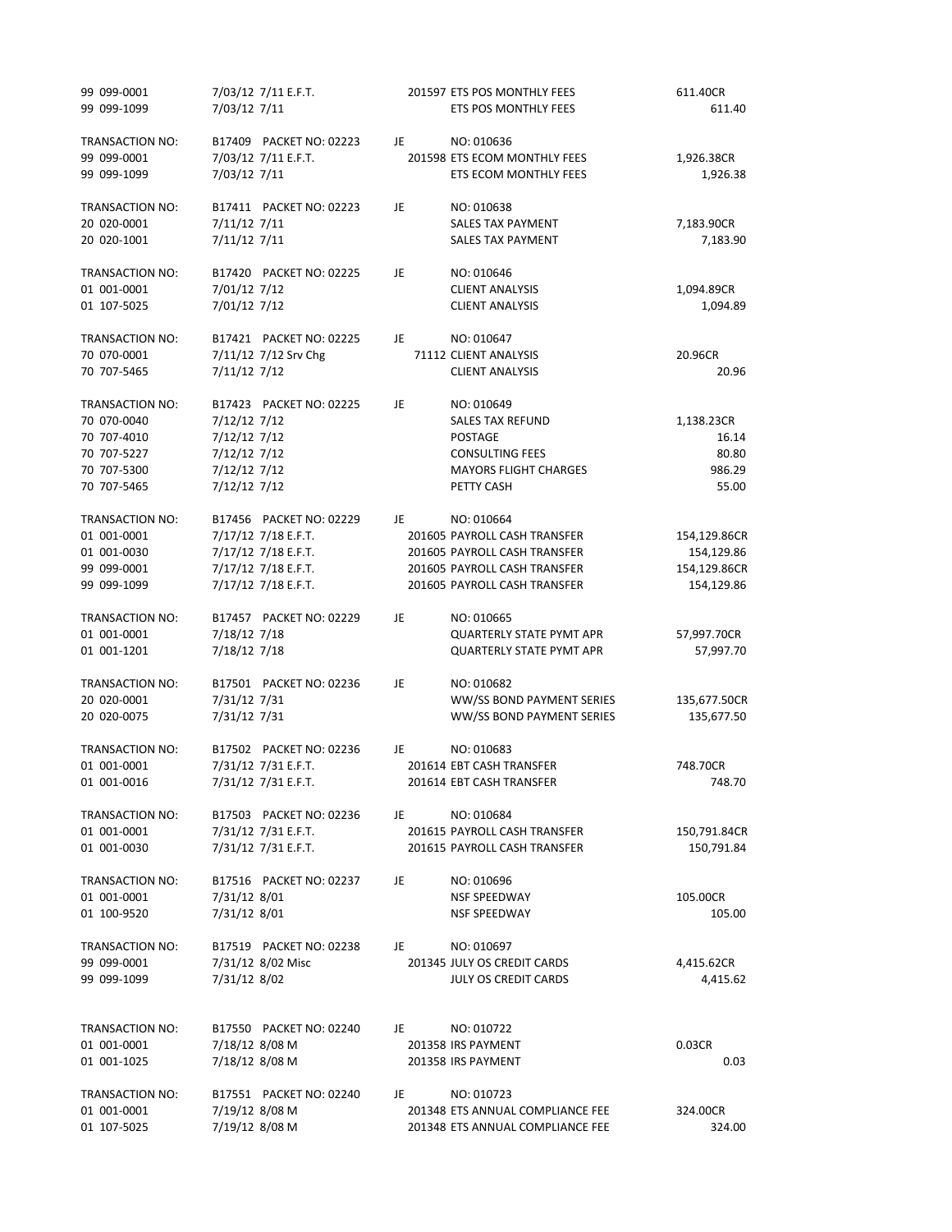| | | | | |
|---|---|---|---|---|
| 99 099-0001 | 7/03/12 7/11 E.F.T. | | 201597 ETS POS MONTHLY FEES | 611.40CR |
| 99 099-1099 | 7/03/12 7/11 | | ETS POS MONTHLY FEES | 611.40 |
| | | | | |
| TRANSACTION NO: | B17409 PACKET NO: 02223 | JE | NO: 010636 | |
| 99 099-0001 | 7/03/12 7/11 E.F.T. | | 201598 ETS ECOM MONTHLY FEES | 1,926.38CR |
| 99 099-1099 | 7/03/12 7/11 | | ETS ECOM MONTHLY FEES | 1,926.38 |
| | | | | |
| TRANSACTION NO: | B17411 PACKET NO: 02223 | JE | NO: 010638 | |
| 20 020-0001 | 7/11/12 7/11 | | SALES TAX PAYMENT | 7,183.90CR |
| 20 020-1001 | 7/11/12 7/11 | | SALES TAX PAYMENT | 7,183.90 |
| | | | | |
| TRANSACTION NO: | B17420 PACKET NO: 02225 | JE | NO: 010646 | |
| 01 001-0001 | 7/01/12 7/12 | | CLIENT ANALYSIS | 1,094.89CR |
| 01 107-5025 | 7/01/12 7/12 | | CLIENT ANALYSIS | 1,094.89 |
| | | | | |
| TRANSACTION NO: | B17421 PACKET NO: 02225 | JE | NO: 010647 | |
| 70 070-0001 | 7/11/12 7/12 Srv Chg | | 71112 CLIENT ANALYSIS | 20.96CR |
| 70 707-5465 | 7/11/12 7/12 | | CLIENT ANALYSIS | 20.96 |
| | | | | |
| TRANSACTION NO: | B17423 PACKET NO: 02225 | JE | NO: 010649 | |
| 70 070-0040 | 7/12/12 7/12 | | SALES TAX REFUND | 1,138.23CR |
| 70 707-4010 | 7/12/12 7/12 | | POSTAGE | 16.14 |
| 70 707-5227 | 7/12/12 7/12 | | CONSULTING FEES | 80.80 |
| 70 707-5300 | 7/12/12 7/12 | | MAYORS FLIGHT CHARGES | 986.29 |
| 70 707-5465 | 7/12/12 7/12 | | PETTY CASH | 55.00 |
| | | | | |
| TRANSACTION NO: | B17456 PACKET NO: 02229 | JE | NO: 010664 | |
| 01 001-0001 | 7/17/12 7/18 E.F.T. | | 201605 PAYROLL CASH TRANSFER | 154,129.86CR |
| 01 001-0030 | 7/17/12 7/18 E.F.T. | | 201605 PAYROLL CASH TRANSFER | 154,129.86 |
| 99 099-0001 | 7/17/12 7/18 E.F.T. | | 201605 PAYROLL CASH TRANSFER | 154,129.86CR |
| 99 099-1099 | 7/17/12 7/18 E.F.T. | | 201605 PAYROLL CASH TRANSFER | 154,129.86 |
| | | | | |
| TRANSACTION NO: | B17457 PACKET NO: 02229 | JE | NO: 010665 | |
| 01 001-0001 | 7/18/12 7/18 | | QUARTERLY STATE PYMT APR | 57,997.70CR |
| 01 001-1201 | 7/18/12 7/18 | | QUARTERLY STATE PYMT APR | 57,997.70 |
| | | | | |
| TRANSACTION NO: | B17501 PACKET NO: 02236 | JE | NO: 010682 | |
| 20 020-0001 | 7/31/12 7/31 | | WW/SS BOND PAYMENT SERIES | 135,677.50CR |
| 20 020-0075 | 7/31/12 7/31 | | WW/SS BOND PAYMENT SERIES | 135,677.50 |
| | | | | |
| TRANSACTION NO: | B17502 PACKET NO: 02236 | JE | NO: 010683 | |
| 01 001-0001 | 7/31/12 7/31 E.F.T. | | 201614 EBT CASH TRANSFER | 748.70CR |
| 01 001-0016 | 7/31/12 7/31 E.F.T. | | 201614 EBT CASH TRANSFER | 748.70 |
| | | | | |
| TRANSACTION NO: | B17503 PACKET NO: 02236 | JE | NO: 010684 | |
| 01 001-0001 | 7/31/12 7/31 E.F.T. | | 201615 PAYROLL CASH TRANSFER | 150,791.84CR |
| 01 001-0030 | 7/31/12 7/31 E.F.T. | | 201615 PAYROLL CASH TRANSFER | 150,791.84 |
| | | | | |
| TRANSACTION NO: | B17516 PACKET NO: 02237 | JE | NO: 010696 | |
| 01 001-0001 | 7/31/12 8/01 | | NSF SPEEDWAY | 105.00CR |
| 01 100-9520 | 7/31/12 8/01 | | NSF SPEEDWAY | 105.00 |
| | | | | |
| TRANSACTION NO: | B17519 PACKET NO: 02238 | JE | NO: 010697 | |
| 99 099-0001 | 7/31/12 8/02 Misc | | 201345 JULY OS CREDIT CARDS | 4,415.62CR |
| 99 099-1099 | 7/31/12 8/02 | | JULY OS CREDIT CARDS | 4,415.62 |
| | | | | |
| TRANSACTION NO: | B17550 PACKET NO: 02240 | JE | NO: 010722 | |
| 01 001-0001 | 7/18/12 8/08 M | | 201358 IRS PAYMENT | 0.03CR |
| 01 001-1025 | 7/18/12 8/08 M | | 201358 IRS PAYMENT | 0.03 |
| | | | | |
| TRANSACTION NO: | B17551 PACKET NO: 02240 | JE | NO: 010723 | |
| 01 001-0001 | 7/19/12 8/08 M | | 201348 ETS ANNUAL COMPLIANCE FEE | 324.00CR |
| 01 107-5025 | 7/19/12 8/08 M | | 201348 ETS ANNUAL COMPLIANCE FEE | 324.00 |